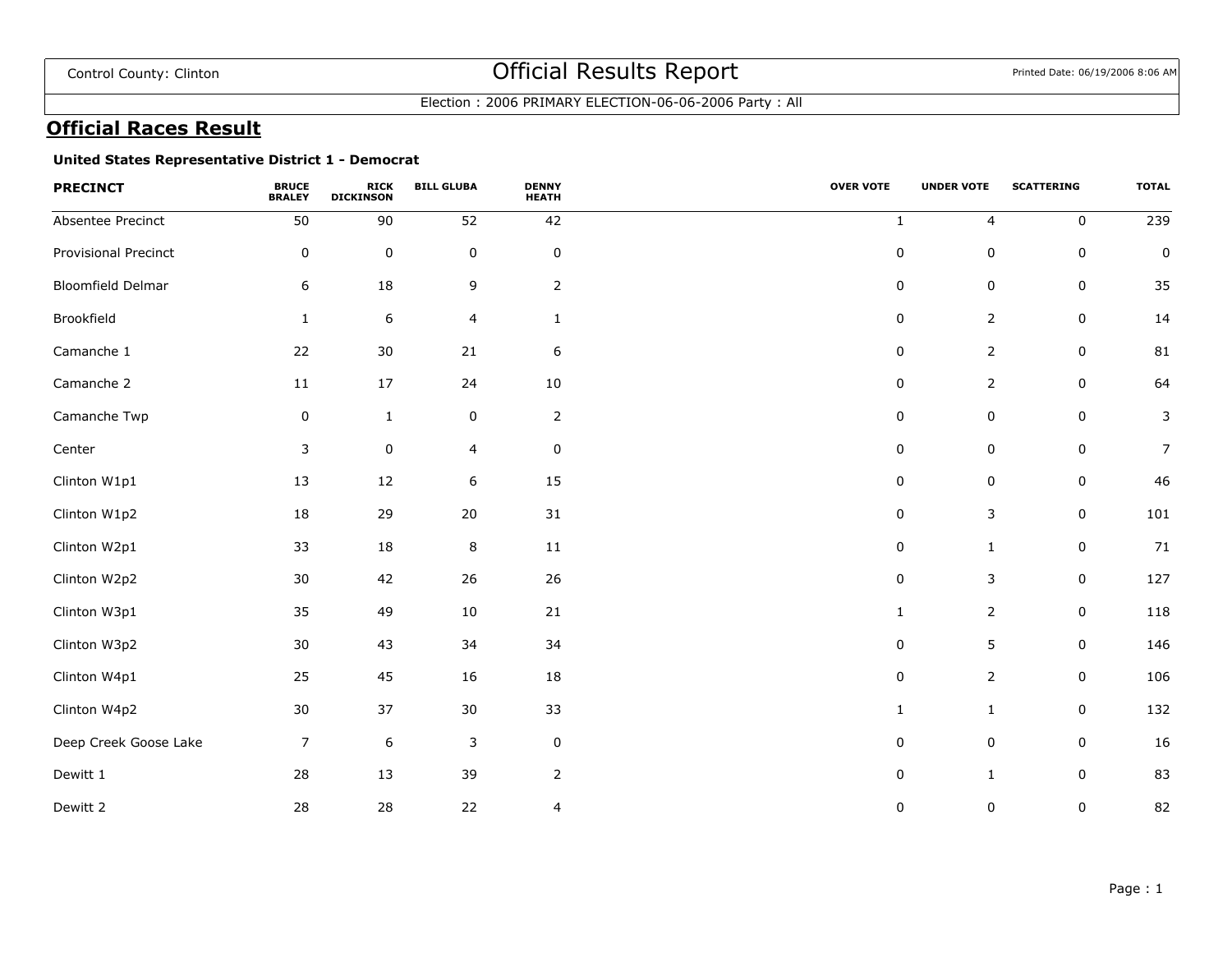Control County: Clinton

# Official Results Report

Election : 2006 PRIMARY ELECTION-06-06-2006 Party : All

## Official Races Result

### United States Representative District 1 - Democrat

| PRECINCT | BRUCE BRALEY | RICK DICKINSON | BILL GLUBA | DENNY HEATH | OVER VOTE | UNDER VOTE | SCATTERING | TOTAL |
|---|---|---|---|---|---|---|---|---|
| Absentee Precinct | 50 | 90 | 52 | 42 | 1 | 4 | 0 | 239 |
| Provisional Precinct | 0 | 0 | 0 | 0 | 0 | 0 | 0 | 0 |
| Bloomfield Delmar | 6 | 18 | 9 | 2 | 0 | 0 | 0 | 35 |
| Brookfield | 1 | 6 | 4 | 1 | 0 | 2 | 0 | 14 |
| Camanche 1 | 22 | 30 | 21 | 6 | 0 | 2 | 0 | 81 |
| Camanche 2 | 11 | 17 | 24 | 10 | 0 | 2 | 0 | 64 |
| Camanche Twp | 0 | 1 | 0 | 2 | 0 | 0 | 0 | 3 |
| Center | 3 | 0 | 4 | 0 | 0 | 0 | 0 | 7 |
| Clinton W1p1 | 13 | 12 | 6 | 15 | 0 | 0 | 0 | 46 |
| Clinton W1p2 | 18 | 29 | 20 | 31 | 0 | 3 | 0 | 101 |
| Clinton W2p1 | 33 | 18 | 8 | 11 | 0 | 1 | 0 | 71 |
| Clinton W2p2 | 30 | 42 | 26 | 26 | 0 | 3 | 0 | 127 |
| Clinton W3p1 | 35 | 49 | 10 | 21 | 1 | 2 | 0 | 118 |
| Clinton W3p2 | 30 | 43 | 34 | 34 | 0 | 5 | 0 | 146 |
| Clinton W4p1 | 25 | 45 | 16 | 18 | 0 | 2 | 0 | 106 |
| Clinton W4p2 | 30 | 37 | 30 | 33 | 1 | 1 | 0 | 132 |
| Deep Creek Goose Lake | 7 | 6 | 3 | 0 | 0 | 0 | 0 | 16 |
| Dewitt 1 | 28 | 13 | 39 | 2 | 0 | 1 | 0 | 83 |
| Dewitt 2 | 28 | 28 | 22 | 4 | 0 | 0 | 0 | 82 |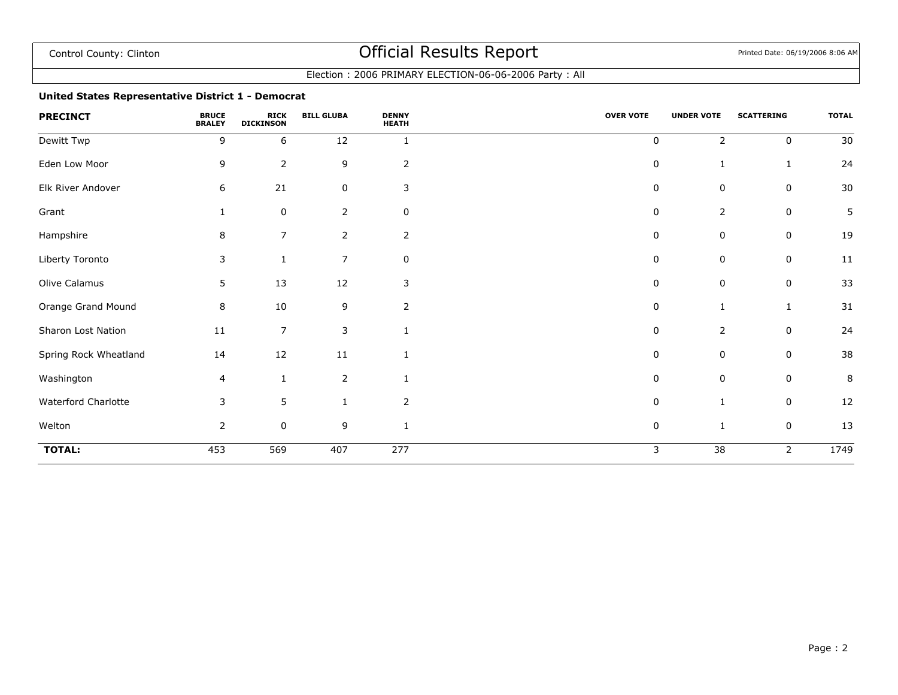Control County: Clinton

# Official Results Report

Printed Date: 06/19/2006 8:06 AM

Election : 2006 PRIMARY ELECTION-06-06-2006 Party : All

**United States Representative District 1 - Democrat**

| PRECINCT | BRUCE BRALEY | RICK DICKINSON | BILL GLUBA | DENNY HEATH | OVER VOTE | UNDER VOTE | SCATTERING | TOTAL |
|---|---|---|---|---|---|---|---|---|
| Dewitt Twp | 9 | 6 | 12 | 1 | 0 | 2 | 0 | 30 |
| Eden Low Moor | 9 | 2 | 9 | 2 | 0 | 1 | 1 | 24 |
| Elk River Andover | 6 | 21 | 0 | 3 | 0 | 0 | 0 | 30 |
| Grant | 1 | 0 | 2 | 0 | 0 | 2 | 0 | 5 |
| Hampshire | 8 | 7 | 2 | 2 | 0 | 0 | 0 | 19 |
| Liberty Toronto | 3 | 1 | 7 | 0 | 0 | 0 | 0 | 11 |
| Olive Calamus | 5 | 13 | 12 | 3 | 0 | 0 | 0 | 33 |
| Orange Grand Mound | 8 | 10 | 9 | 2 | 0 | 1 | 1 | 31 |
| Sharon Lost Nation | 11 | 7 | 3 | 1 | 0 | 2 | 0 | 24 |
| Spring Rock Wheatland | 14 | 12 | 11 | 1 | 0 | 0 | 0 | 38 |
| Washington | 4 | 1 | 2 | 1 | 0 | 0 | 0 | 8 |
| Waterford Charlotte | 3 | 5 | 1 | 2 | 0 | 1 | 0 | 12 |
| Welton | 2 | 0 | 9 | 1 | 0 | 1 | 0 | 13 |
| **TOTAL:** | 453 | 569 | 407 | 277 | 3 | 38 | 2 | 1749 |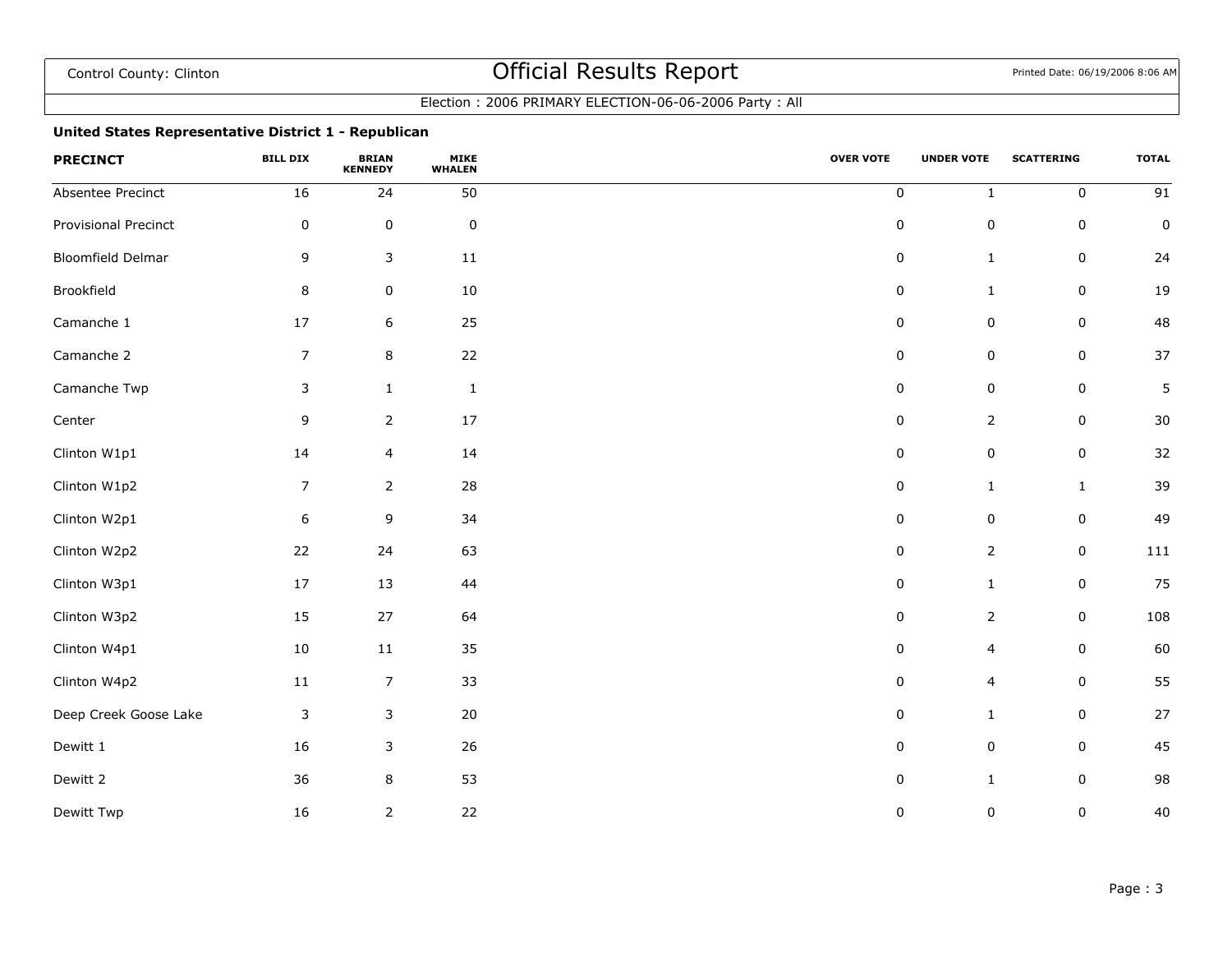Control County: Clinton

# Official Results Report

Election : 2006 PRIMARY ELECTION-06-06-2006 Party : All

### United States Representative District 1 - Republican

| PRECINCT | BILL DIX | BRIAN KENNEDY | MIKE WHALEN | OVER VOTE | UNDER VOTE | SCATTERING | TOTAL |
|---|---|---|---|---|---|---|---|
| Absentee Precinct | 16 | 24 | 50 | 0 | 1 | 0 | 91 |
| Provisional Precinct | 0 | 0 | 0 | 0 | 0 | 0 | 0 |
| Bloomfield Delmar | 9 | 3 | 11 | 0 | 1 | 0 | 24 |
| Brookfield | 8 | 0 | 10 | 0 | 1 | 0 | 19 |
| Camanche 1 | 17 | 6 | 25 | 0 | 0 | 0 | 48 |
| Camanche 2 | 7 | 8 | 22 | 0 | 0 | 0 | 37 |
| Camanche Twp | 3 | 1 | 1 | 0 | 0 | 0 | 5 |
| Center | 9 | 2 | 17 | 0 | 2 | 0 | 30 |
| Clinton W1p1 | 14 | 4 | 14 | 0 | 0 | 0 | 32 |
| Clinton W1p2 | 7 | 2 | 28 | 0 | 1 | 1 | 39 |
| Clinton W2p1 | 6 | 9 | 34 | 0 | 0 | 0 | 49 |
| Clinton W2p2 | 22 | 24 | 63 | 0 | 2 | 0 | 111 |
| Clinton W3p1 | 17 | 13 | 44 | 0 | 1 | 0 | 75 |
| Clinton W3p2 | 15 | 27 | 64 | 0 | 2 | 0 | 108 |
| Clinton W4p1 | 10 | 11 | 35 | 0 | 4 | 0 | 60 |
| Clinton W4p2 | 11 | 7 | 33 | 0 | 4 | 0 | 55 |
| Deep Creek Goose Lake | 3 | 3 | 20 | 0 | 1 | 0 | 27 |
| Dewitt 1 | 16 | 3 | 26 | 0 | 0 | 0 | 45 |
| Dewitt 2 | 36 | 8 | 53 | 0 | 1 | 0 | 98 |
| Dewitt Twp | 16 | 2 | 22 | 0 | 0 | 0 | 40 |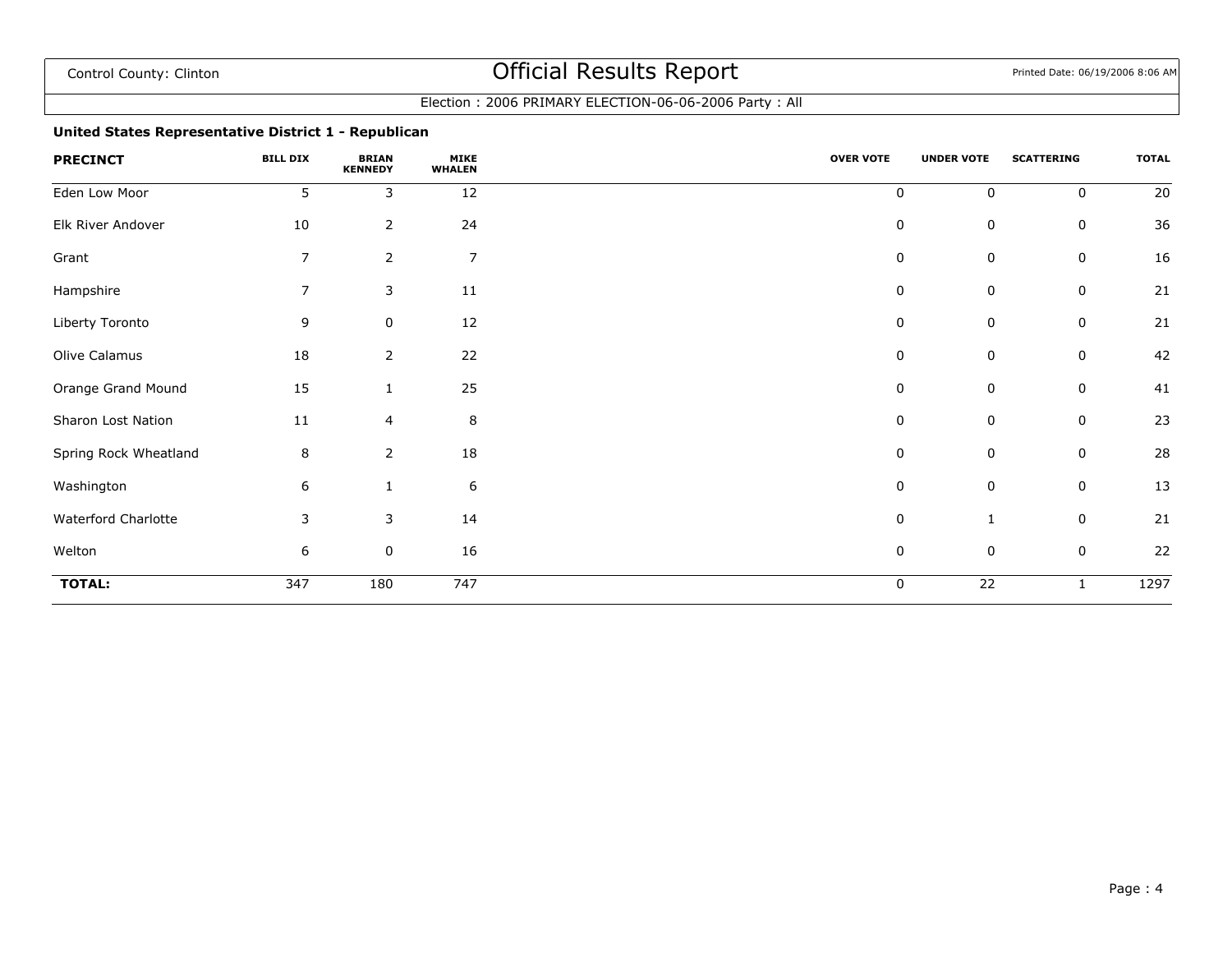Control County: Clinton

# Official Results Report

Election : 2006 PRIMARY ELECTION-06-06-2006 Party : All

### United States Representative District 1 - Republican

| PRECINCT | BILL DIX | BRIAN KENNEDY | MIKE WHALEN | OVER VOTE | UNDER VOTE | SCATTERING | TOTAL |
|---|---|---|---|---|---|---|---|
| Eden Low Moor | 5 | 3 | 12 | 0 | 0 | 0 | 20 |
| Elk River Andover | 10 | 2 | 24 | 0 | 0 | 0 | 36 |
| Grant | 7 | 2 | 7 | 0 | 0 | 0 | 16 |
| Hampshire | 7 | 3 | 11 | 0 | 0 | 0 | 21 |
| Liberty Toronto | 9 | 0 | 12 | 0 | 0 | 0 | 21 |
| Olive Calamus | 18 | 2 | 22 | 0 | 0 | 0 | 42 |
| Orange Grand Mound | 15 | 1 | 25 | 0 | 0 | 0 | 41 |
| Sharon Lost Nation | 11 | 4 | 8 | 0 | 0 | 0 | 23 |
| Spring Rock Wheatland | 8 | 2 | 18 | 0 | 0 | 0 | 28 |
| Washington | 6 | 1 | 6 | 0 | 0 | 0 | 13 |
| Waterford Charlotte | 3 | 3 | 14 | 0 | 1 | 0 | 21 |
| Welton | 6 | 0 | 16 | 0 | 0 | 0 | 22 |
| **TOTAL:** | 347 | 180 | 747 | 0 | 22 | 1 | 1297 |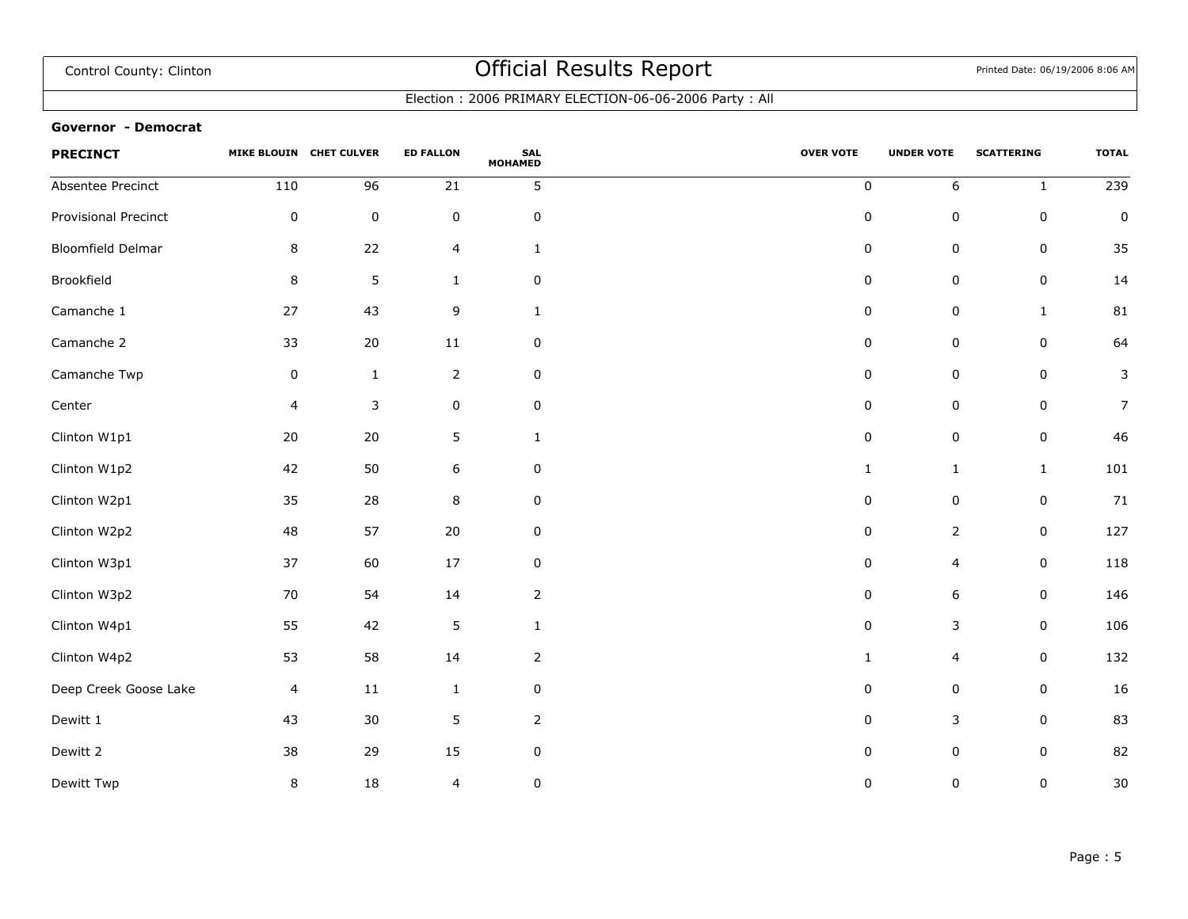# Official Results Report

Control County: Clinton

Printed Date: 06/19/2006 8:06 AM

Election : 2006 PRIMARY ELECTION-06-06-2006 Party : All

**Governor - Democrat**

| PRECINCT | MIKE BLOUIN | CHET CULVER | ED FALLON | SAL MOHAMED | OVER VOTE | UNDER VOTE | SCATTERING | TOTAL |
|---|---|---|---|---|---|---|---|---|
| Absentee Precinct | 110 | 96 | 21 | 5 | 0 | 6 | 1 | 239 |
| Provisional Precinct | 0 | 0 | 0 | 0 | 0 | 0 | 0 | 0 |
| Bloomfield Delmar | 8 | 22 | 4 | 1 | 0 | 0 | 0 | 35 |
| Brookfield | 8 | 5 | 1 | 0 | 0 | 0 | 0 | 14 |
| Camanche 1 | 27 | 43 | 9 | 1 | 0 | 0 | 1 | 81 |
| Camanche 2 | 33 | 20 | 11 | 0 | 0 | 0 | 0 | 64 |
| Camanche Twp | 0 | 1 | 2 | 0 | 0 | 0 | 0 | 3 |
| Center | 4 | 3 | 0 | 0 | 0 | 0 | 0 | 7 |
| Clinton W1p1 | 20 | 20 | 5 | 1 | 0 | 0 | 0 | 46 |
| Clinton W1p2 | 42 | 50 | 6 | 0 | 1 | 1 | 1 | 101 |
| Clinton W2p1 | 35 | 28 | 8 | 0 | 0 | 0 | 0 | 71 |
| Clinton W2p2 | 48 | 57 | 20 | 0 | 0 | 2 | 0 | 127 |
| Clinton W3p1 | 37 | 60 | 17 | 0 | 0 | 4 | 0 | 118 |
| Clinton W3p2 | 70 | 54 | 14 | 2 | 0 | 6 | 0 | 146 |
| Clinton W4p1 | 55 | 42 | 5 | 1 | 0 | 3 | 0 | 106 |
| Clinton W4p2 | 53 | 58 | 14 | 2 | 1 | 4 | 0 | 132 |
| Deep Creek Goose Lake | 4 | 11 | 1 | 0 | 0 | 0 | 0 | 16 |
| Dewitt 1 | 43 | 30 | 5 | 2 | 0 | 3 | 0 | 83 |
| Dewitt 2 | 38 | 29 | 15 | 0 | 0 | 0 | 0 | 82 |
| Dewitt Twp | 8 | 18 | 4 | 0 | 0 | 0 | 0 | 30 |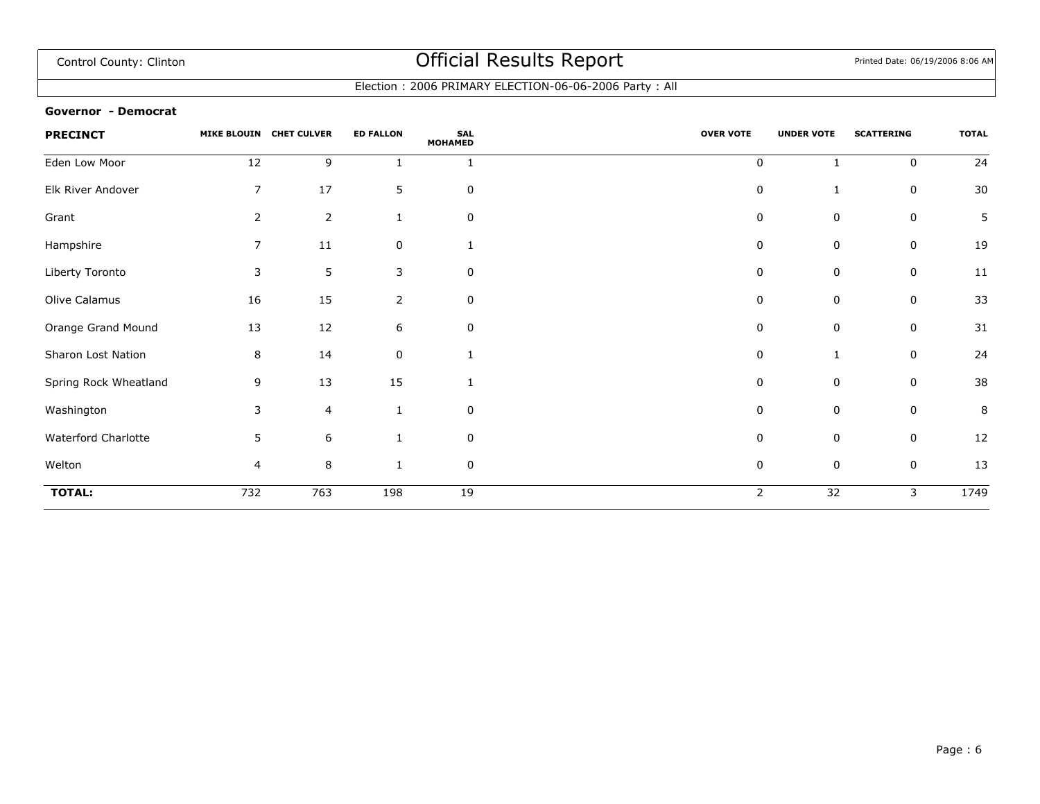Control County: Clinton

# Official Results Report

Printed Date: 06/19/2006 8:06 AM

Election : 2006 PRIMARY ELECTION-06-06-2006 Party : All

**Governor - Democrat**

| PRECINCT | MIKE BLOUIN | CHET CULVER | ED FALLON | SAL MOHAMED | OVER VOTE | UNDER VOTE | SCATTERING | TOTAL |
|---|---|---|---|---|---|---|---|---|
| Eden Low Moor | 12 | 9 | 1 | 1 | 0 | 1 | 0 | 24 |
| Elk River Andover | 7 | 17 | 5 | 0 | 0 | 1 | 0 | 30 |
| Grant | 2 | 2 | 1 | 0 | 0 | 0 | 0 | 5 |
| Hampshire | 7 | 11 | 0 | 1 | 0 | 0 | 0 | 19 |
| Liberty Toronto | 3 | 5 | 3 | 0 | 0 | 0 | 0 | 11 |
| Olive Calamus | 16 | 15 | 2 | 0 | 0 | 0 | 0 | 33 |
| Orange Grand Mound | 13 | 12 | 6 | 0 | 0 | 0 | 0 | 31 |
| Sharon Lost Nation | 8 | 14 | 0 | 1 | 0 | 1 | 0 | 24 |
| Spring Rock Wheatland | 9 | 13 | 15 | 1 | 0 | 0 | 0 | 38 |
| Washington | 3 | 4 | 1 | 0 | 0 | 0 | 0 | 8 |
| Waterford Charlotte | 5 | 6 | 1 | 0 | 0 | 0 | 0 | 12 |
| Welton | 4 | 8 | 1 | 0 | 0 | 0 | 0 | 13 |
| **TOTAL:** | 732 | 763 | 198 | 19 | 2 | 32 | 3 | 1749 |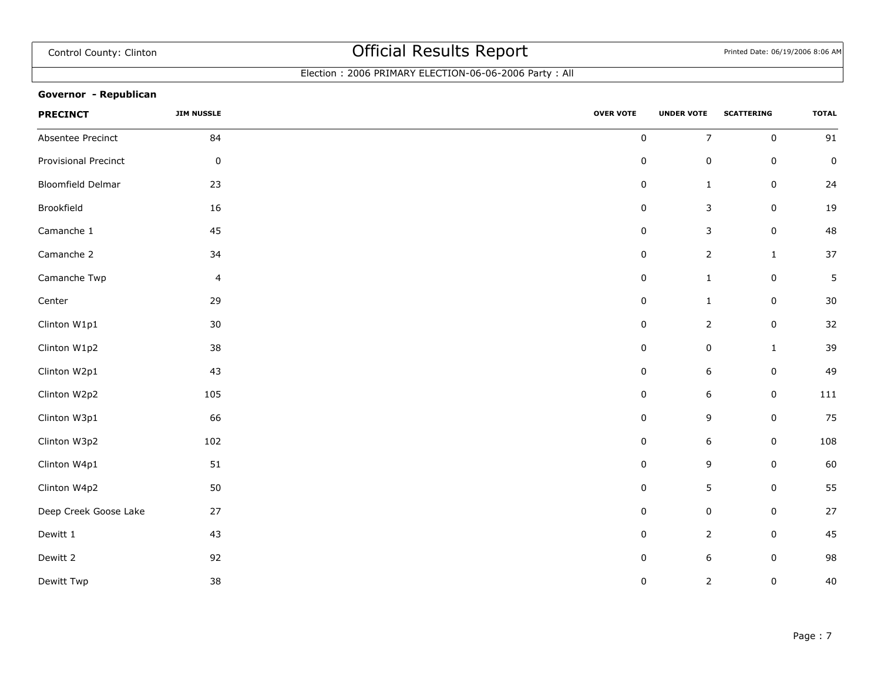Control County: Clinton

# Official Results Report

Election : 2006 PRIMARY ELECTION-06-06-2006 Party : All

**Governor - Republican**

| PRECINCT | JIM NUSSLE | OVER VOTE | UNDER VOTE | SCATTERING | TOTAL |
|---|---|---|---|---|---|
| Absentee Precinct | 84 | 0 | 7 | 0 | 91 |
| Provisional Precinct | 0 | 0 | 0 | 0 | 0 |
| Bloomfield Delmar | 23 | 0 | 1 | 0 | 24 |
| Brookfield | 16 | 0 | 3 | 0 | 19 |
| Camanche 1 | 45 | 0 | 3 | 0 | 48 |
| Camanche 2 | 34 | 0 | 2 | 1 | 37 |
| Camanche Twp | 4 | 0 | 1 | 0 | 5 |
| Center | 29 | 0 | 1 | 0 | 30 |
| Clinton W1p1 | 30 | 0 | 2 | 0 | 32 |
| Clinton W1p2 | 38 | 0 | 0 | 1 | 39 |
| Clinton W2p1 | 43 | 0 | 6 | 0 | 49 |
| Clinton W2p2 | 105 | 0 | 6 | 0 | 111 |
| Clinton W3p1 | 66 | 0 | 9 | 0 | 75 |
| Clinton W3p2 | 102 | 0 | 6 | 0 | 108 |
| Clinton W4p1 | 51 | 0 | 9 | 0 | 60 |
| Clinton W4p2 | 50 | 0 | 5 | 0 | 55 |
| Deep Creek Goose Lake | 27 | 0 | 0 | 0 | 27 |
| Dewitt 1 | 43 | 0 | 2 | 0 | 45 |
| Dewitt 2 | 92 | 0 | 6 | 0 | 98 |
| Dewitt Twp | 38 | 0 | 2 | 0 | 40 |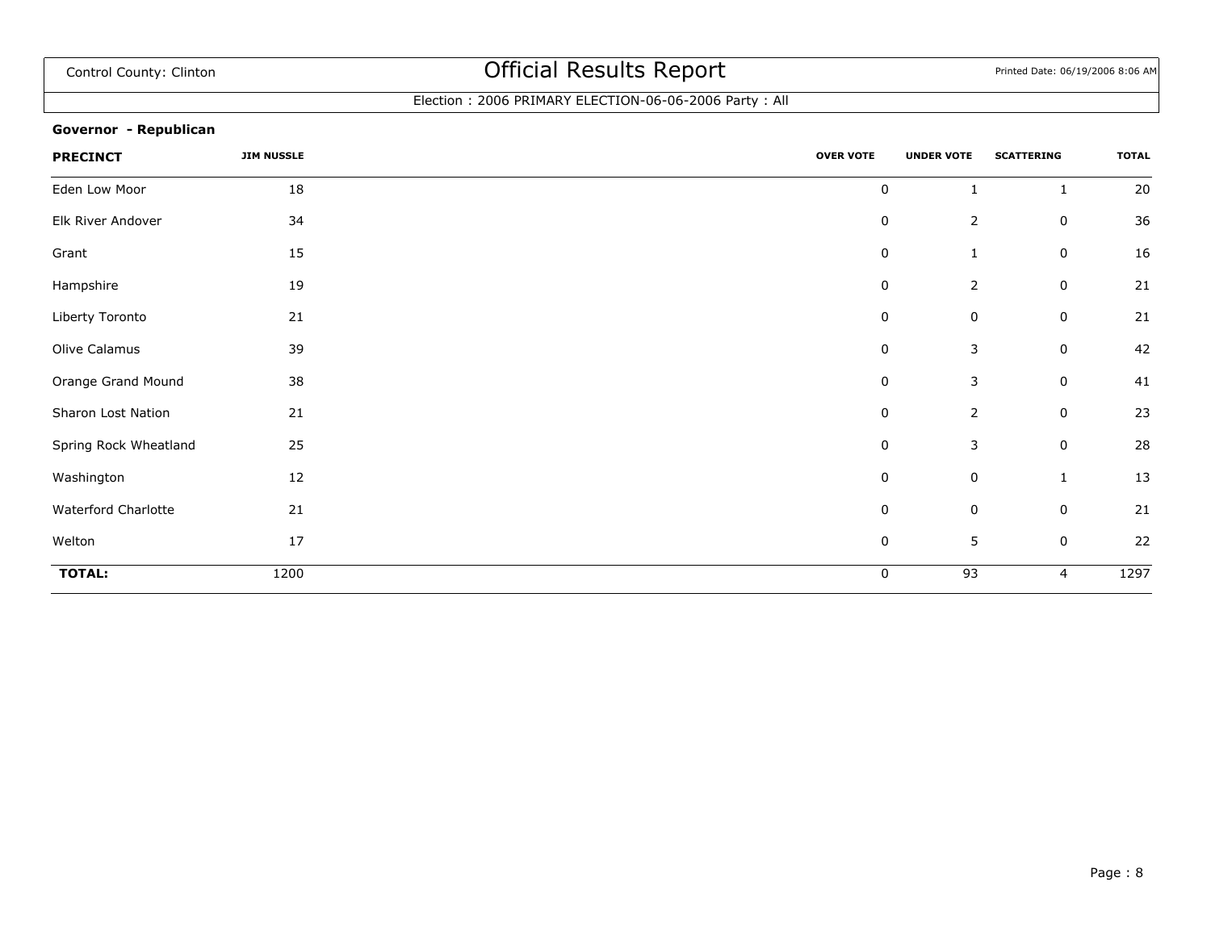Control County: Clinton

# Official Results Report

Election : 2006 PRIMARY ELECTION-06-06-2006 Party : All

**Governor - Republican**

| PRECINCT | JIM NUSSLE | OVER VOTE | UNDER VOTE | SCATTERING | TOTAL |
|---|---|---|---|---|---|
| Eden Low Moor | 18 | 0 | 1 | 1 | 20 |
| Elk River Andover | 34 | 0 | 2 | 0 | 36 |
| Grant | 15 | 0 | 1 | 0 | 16 |
| Hampshire | 19 | 0 | 2 | 0 | 21 |
| Liberty Toronto | 21 | 0 | 0 | 0 | 21 |
| Olive Calamus | 39 | 0 | 3 | 0 | 42 |
| Orange Grand Mound | 38 | 0 | 3 | 0 | 41 |
| Sharon Lost Nation | 21 | 0 | 2 | 0 | 23 |
| Spring Rock Wheatland | 25 | 0 | 3 | 0 | 28 |
| Washington | 12 | 0 | 0 | 1 | 13 |
| Waterford Charlotte | 21 | 0 | 0 | 0 | 21 |
| Welton | 17 | 0 | 5 | 0 | 22 |
| **TOTAL:** | 1200 | 0 | 93 | 4 | 1297 |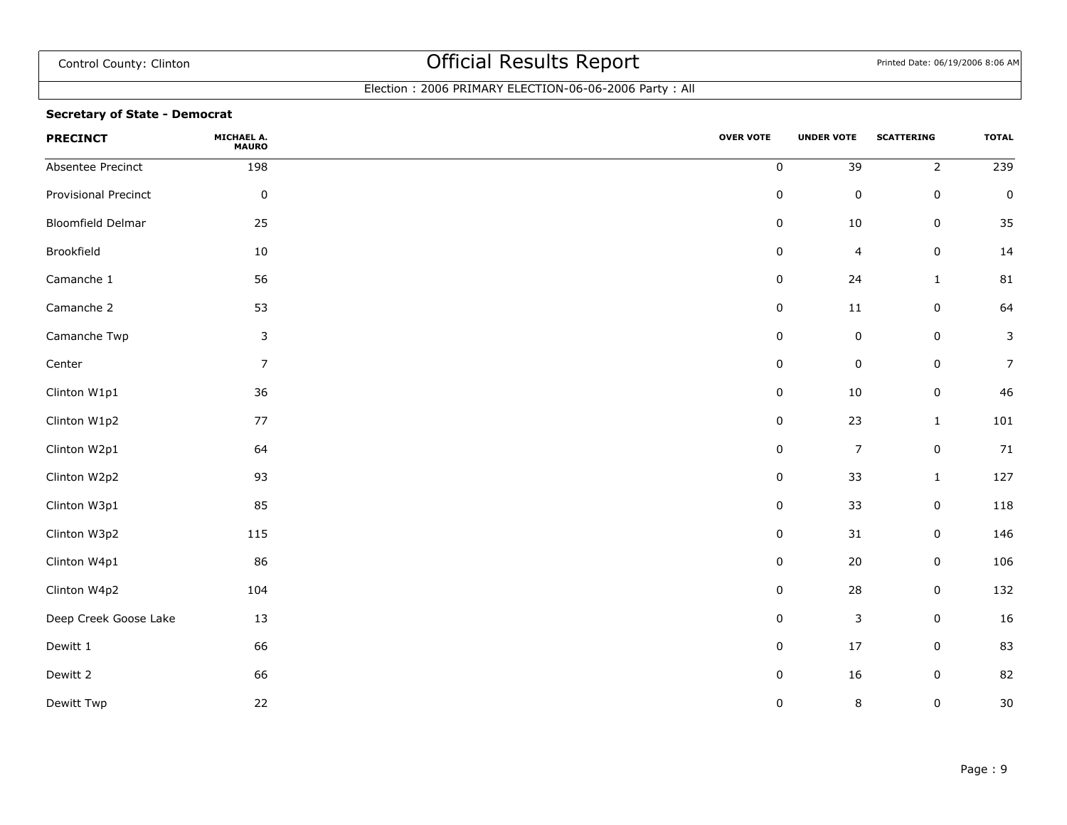Control County: Clinton

# Official Results Report

Printed Date: 06/19/2006 8:06 AM

Election : 2006 PRIMARY ELECTION-06-06-2006 Party : All

**Secretary of State - Democrat**

| PRECINCT | MICHAEL A. MAURO | OVER VOTE | UNDER VOTE | SCATTERING | TOTAL |
|---|---|---|---|---|---|
| Absentee Precinct | 198 | 0 | 39 | 2 | 239 |
| Provisional Precinct | 0 | 0 | 0 | 0 | 0 |
| Bloomfield Delmar | 25 | 0 | 10 | 0 | 35 |
| Brookfield | 10 | 0 | 4 | 0 | 14 |
| Camanche 1 | 56 | 0 | 24 | 1 | 81 |
| Camanche 2 | 53 | 0 | 11 | 0 | 64 |
| Camanche Twp | 3 | 0 | 0 | 0 | 3 |
| Center | 7 | 0 | 0 | 0 | 7 |
| Clinton W1p1 | 36 | 0 | 10 | 0 | 46 |
| Clinton W1p2 | 77 | 0 | 23 | 1 | 101 |
| Clinton W2p1 | 64 | 0 | 7 | 0 | 71 |
| Clinton W2p2 | 93 | 0 | 33 | 1 | 127 |
| Clinton W3p1 | 85 | 0 | 33 | 0 | 118 |
| Clinton W3p2 | 115 | 0 | 31 | 0 | 146 |
| Clinton W4p1 | 86 | 0 | 20 | 0 | 106 |
| Clinton W4p2 | 104 | 0 | 28 | 0 | 132 |
| Deep Creek Goose Lake | 13 | 0 | 3 | 0 | 16 |
| Dewitt 1 | 66 | 0 | 17 | 0 | 83 |
| Dewitt 2 | 66 | 0 | 16 | 0 | 82 |
| Dewitt Twp | 22 | 0 | 8 | 0 | 30 |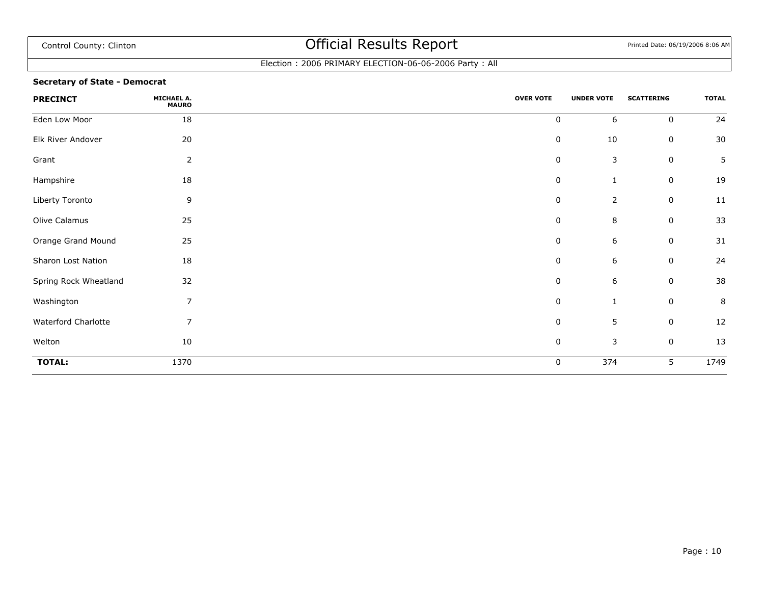Control County: Clinton

# Official Results Report

Printed Date: 06/19/2006 8:06 AM

Election : 2006 PRIMARY ELECTION-06-06-2006 Party : All

**Secretary of State - Democrat**

| PRECINCT | MICHAEL A. MAURO | OVER VOTE | UNDER VOTE | SCATTERING | TOTAL |
|---|---|---|---|---|---|
| Eden Low Moor | 18 | 0 | 6 | 0 | 24 |
| Elk River Andover | 20 | 0 | 10 | 0 | 30 |
| Grant | 2 | 0 | 3 | 0 | 5 |
| Hampshire | 18 | 0 | 1 | 0 | 19 |
| Liberty Toronto | 9 | 0 | 2 | 0 | 11 |
| Olive Calamus | 25 | 0 | 8 | 0 | 33 |
| Orange Grand Mound | 25 | 0 | 6 | 0 | 31 |
| Sharon Lost Nation | 18 | 0 | 6 | 0 | 24 |
| Spring Rock Wheatland | 32 | 0 | 6 | 0 | 38 |
| Washington | 7 | 0 | 1 | 0 | 8 |
| Waterford Charlotte | 7 | 0 | 5 | 0 | 12 |
| Welton | 10 | 0 | 3 | 0 | 13 |
| **TOTAL:** | 1370 | 0 | 374 | 5 | 1749 |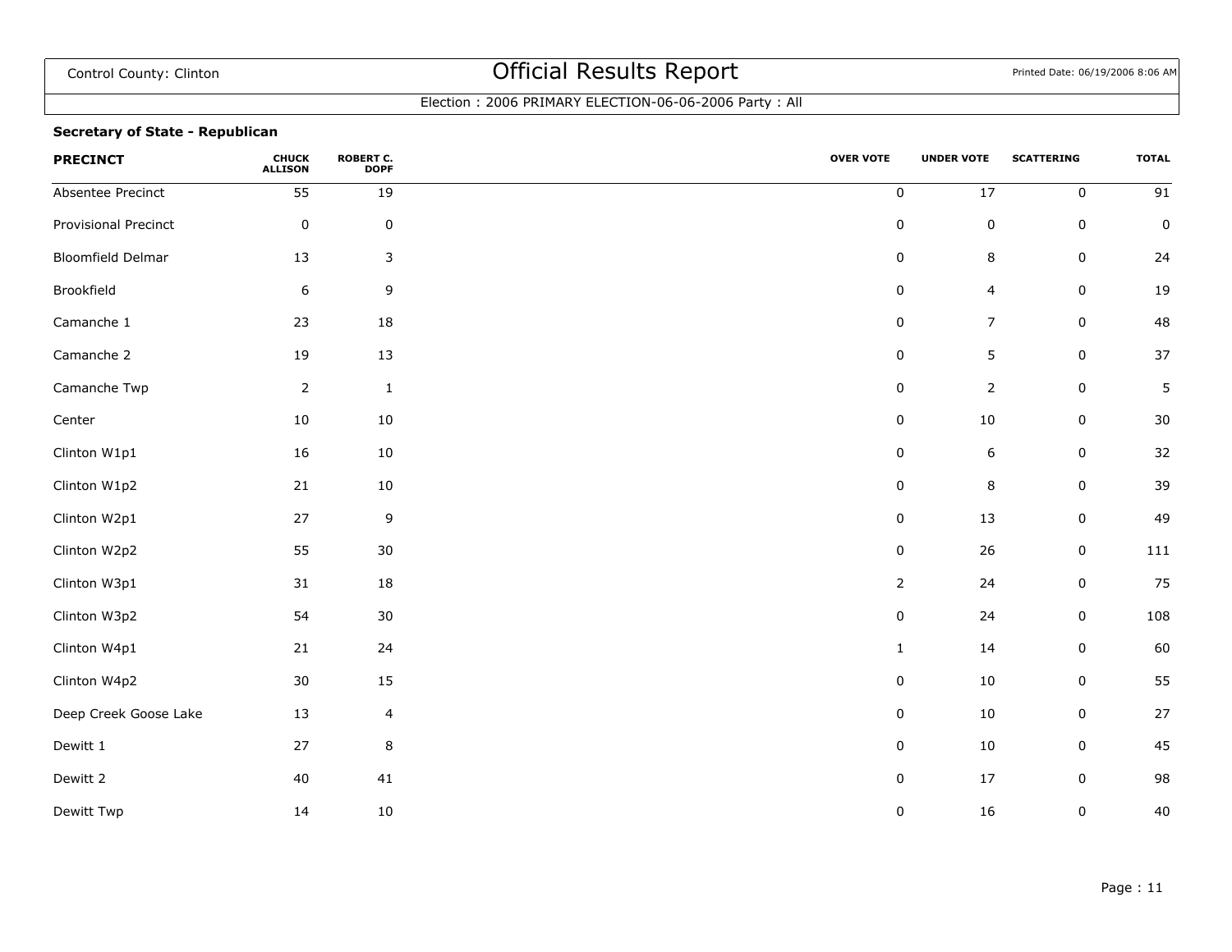Control County: Clinton

# Official Results Report

Printed Date: 06/19/2006 8:06 AM

Election : 2006 PRIMARY ELECTION-06-06-2006 Party : All

**Secretary of State - Republican**

| PRECINCT | CHUCK ALLISON | ROBERT C. DOPF | OVER VOTE | UNDER VOTE | SCATTERING | TOTAL |
|---|---|---|---|---|---|---|
| Absentee Precinct | 55 | 19 | 0 | 17 | 0 | 91 |
| Provisional Precinct | 0 | 0 | 0 | 0 | 0 | 0 |
| Bloomfield Delmar | 13 | 3 | 0 | 8 | 0 | 24 |
| Brookfield | 6 | 9 | 0 | 4 | 0 | 19 |
| Camanche 1 | 23 | 18 | 0 | 7 | 0 | 48 |
| Camanche 2 | 19 | 13 | 0 | 5 | 0 | 37 |
| Camanche Twp | 2 | 1 | 0 | 2 | 0 | 5 |
| Center | 10 | 10 | 0 | 10 | 0 | 30 |
| Clinton W1p1 | 16 | 10 | 0 | 6 | 0 | 32 |
| Clinton W1p2 | 21 | 10 | 0 | 8 | 0 | 39 |
| Clinton W2p1 | 27 | 9 | 0 | 13 | 0 | 49 |
| Clinton W2p2 | 55 | 30 | 0 | 26 | 0 | 111 |
| Clinton W3p1 | 31 | 18 | 2 | 24 | 0 | 75 |
| Clinton W3p2 | 54 | 30 | 0 | 24 | 0 | 108 |
| Clinton W4p1 | 21 | 24 | 1 | 14 | 0 | 60 |
| Clinton W4p2 | 30 | 15 | 0 | 10 | 0 | 55 |
| Deep Creek Goose Lake | 13 | 4 | 0 | 10 | 0 | 27 |
| Dewitt 1 | 27 | 8 | 0 | 10 | 0 | 45 |
| Dewitt 2 | 40 | 41 | 0 | 17 | 0 | 98 |
| Dewitt Twp | 14 | 10 | 0 | 16 | 0 | 40 |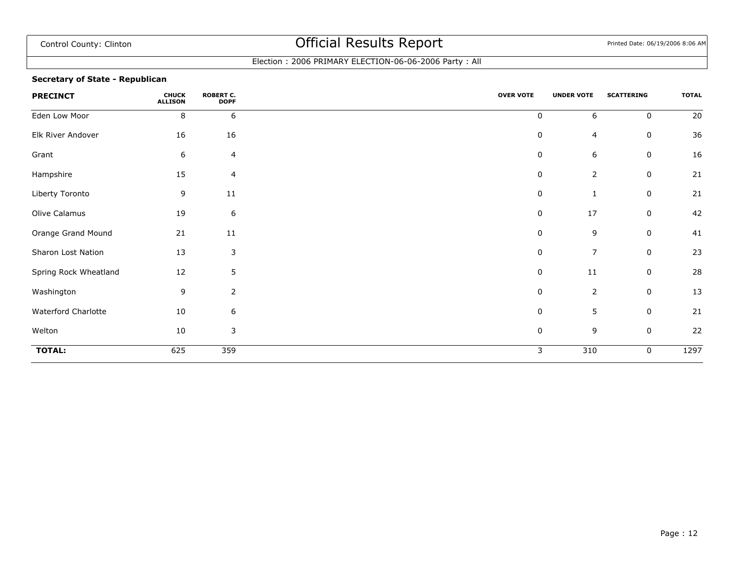Control County: Clinton

# Official Results Report

Election : 2006 PRIMARY ELECTION-06-06-2006 Party : All

**Secretary of State - Republican**

| PRECINCT | CHUCK ALLISON | ROBERT C. DOPF | OVER VOTE | UNDER VOTE | SCATTERING | TOTAL |
|---|---|---|---|---|---|---|
| Eden Low Moor | 8 | 6 | 0 | 6 | 0 | 20 |
| Elk River Andover | 16 | 16 | 0 | 4 | 0 | 36 |
| Grant | 6 | 4 | 0 | 6 | 0 | 16 |
| Hampshire | 15 | 4 | 0 | 2 | 0 | 21 |
| Liberty Toronto | 9 | 11 | 0 | 1 | 0 | 21 |
| Olive Calamus | 19 | 6 | 0 | 17 | 0 | 42 |
| Orange Grand Mound | 21 | 11 | 0 | 9 | 0 | 41 |
| Sharon Lost Nation | 13 | 3 | 0 | 7 | 0 | 23 |
| Spring Rock Wheatland | 12 | 5 | 0 | 11 | 0 | 28 |
| Washington | 9 | 2 | 0 | 2 | 0 | 13 |
| Waterford Charlotte | 10 | 6 | 0 | 5 | 0 | 21 |
| Welton | 10 | 3 | 0 | 9 | 0 | 22 |
| **TOTAL:** | 625 | 359 | 3 | 310 | 0 | 1297 |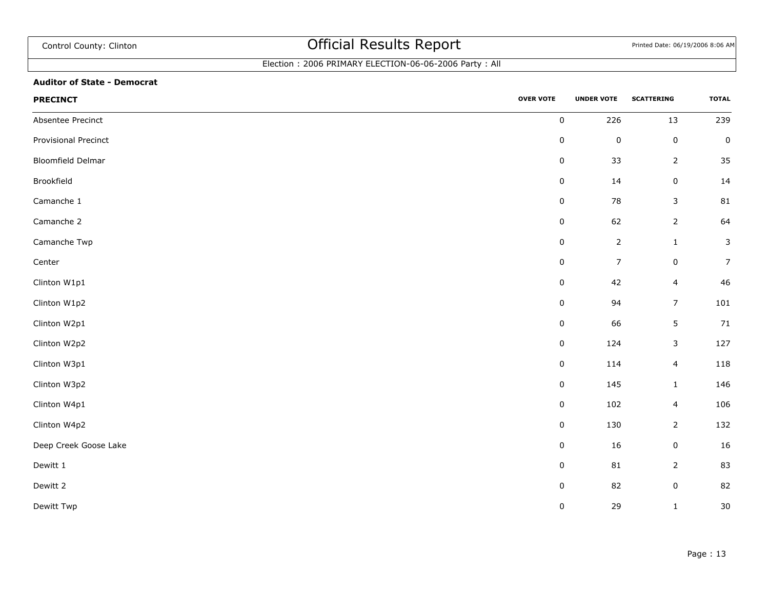Control County: Clinton

# Official Results Report

Printed Date: 06/19/2006 8:06 AM

Election : 2006 PRIMARY ELECTION-06-06-2006 Party : All

**Auditor of State - Democrat**

| PRECINCT | OVER VOTE | UNDER VOTE | SCATTERING | TOTAL |
|---|---|---|---|---|
| Absentee Precinct | 0 | 226 | 13 | 239 |
| Provisional Precinct | 0 | 0 | 0 | 0 |
| Bloomfield Delmar | 0 | 33 | 2 | 35 |
| Brookfield | 0 | 14 | 0 | 14 |
| Camanche 1 | 0 | 78 | 3 | 81 |
| Camanche 2 | 0 | 62 | 2 | 64 |
| Camanche Twp | 0 | 2 | 1 | 3 |
| Center | 0 | 7 | 0 | 7 |
| Clinton W1p1 | 0 | 42 | 4 | 46 |
| Clinton W1p2 | 0 | 94 | 7 | 101 |
| Clinton W2p1 | 0 | 66 | 5 | 71 |
| Clinton W2p2 | 0 | 124 | 3 | 127 |
| Clinton W3p1 | 0 | 114 | 4 | 118 |
| Clinton W3p2 | 0 | 145 | 1 | 146 |
| Clinton W4p1 | 0 | 102 | 4 | 106 |
| Clinton W4p2 | 0 | 130 | 2 | 132 |
| Deep Creek Goose Lake | 0 | 16 | 0 | 16 |
| Dewitt 1 | 0 | 81 | 2 | 83 |
| Dewitt 2 | 0 | 82 | 0 | 82 |
| Dewitt Twp | 0 | 29 | 1 | 30 |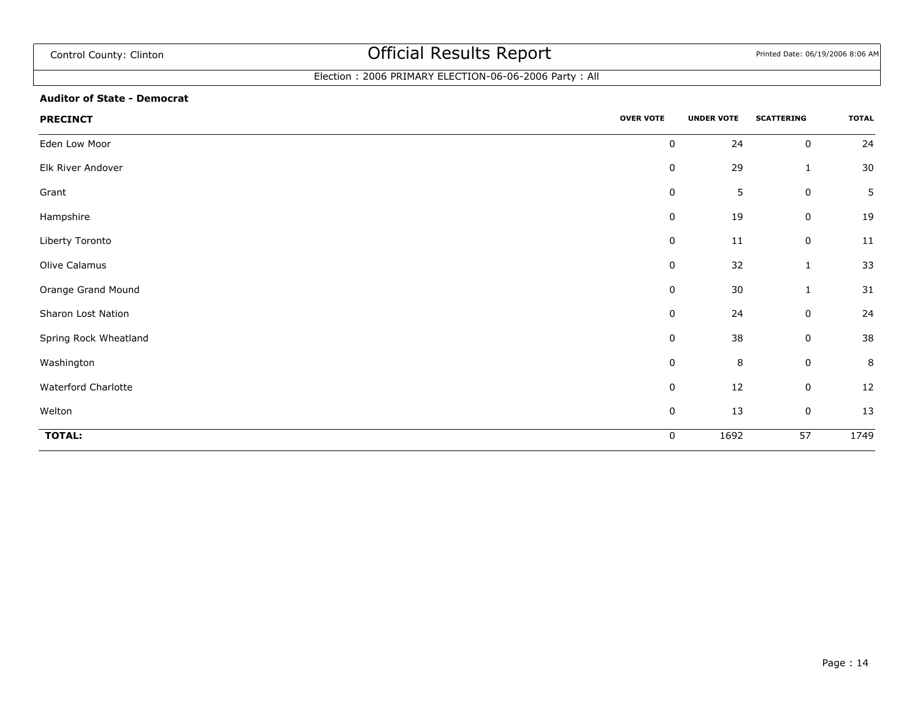Control County: Clinton

# Official Results Report

Printed Date: 06/19/2006 8:06 AM

Election : 2006 PRIMARY ELECTION-06-06-2006 Party : All

**Auditor of State - Democrat**

| PRECINCT | OVER VOTE | UNDER VOTE | SCATTERING | TOTAL |
|---|---|---|---|---|
| Eden Low Moor | 0 | 24 | 0 | 24 |
| Elk River Andover | 0 | 29 | 1 | 30 |
| Grant | 0 | 5 | 0 | 5 |
| Hampshire | 0 | 19 | 0 | 19 |
| Liberty Toronto | 0 | 11 | 0 | 11 |
| Olive Calamus | 0 | 32 | 1 | 33 |
| Orange Grand Mound | 0 | 30 | 1 | 31 |
| Sharon Lost Nation | 0 | 24 | 0 | 24 |
| Spring Rock Wheatland | 0 | 38 | 0 | 38 |
| Washington | 0 | 8 | 0 | 8 |
| Waterford Charlotte | 0 | 12 | 0 | 12 |
| Welton | 0 | 13 | 0 | 13 |
| **TOTAL:** | 0 | 1692 | 57 | 1749 |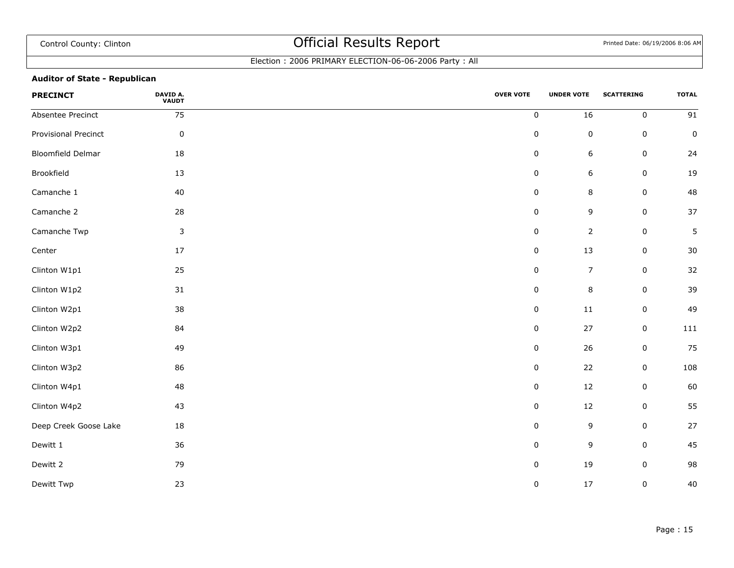Control County: Clinton

# Official Results Report

Election : 2006 PRIMARY ELECTION-06-06-2006 Party : All

**Auditor of State - Republican**

| PRECINCT | DAVID A. VAUDT | OVER VOTE | UNDER VOTE | SCATTERING | TOTAL |
|---|---|---|---|---|---|
| Absentee Precinct | 75 | 0 | 16 | 0 | 91 |
| Provisional Precinct | 0 | 0 | 0 | 0 | 0 |
| Bloomfield Delmar | 18 | 0 | 6 | 0 | 24 |
| Brookfield | 13 | 0 | 6 | 0 | 19 |
| Camanche 1 | 40 | 0 | 8 | 0 | 48 |
| Camanche 2 | 28 | 0 | 9 | 0 | 37 |
| Camanche Twp | 3 | 0 | 2 | 0 | 5 |
| Center | 17 | 0 | 13 | 0 | 30 |
| Clinton W1p1 | 25 | 0 | 7 | 0 | 32 |
| Clinton W1p2 | 31 | 0 | 8 | 0 | 39 |
| Clinton W2p1 | 38 | 0 | 11 | 0 | 49 |
| Clinton W2p2 | 84 | 0 | 27 | 0 | 111 |
| Clinton W3p1 | 49 | 0 | 26 | 0 | 75 |
| Clinton W3p2 | 86 | 0 | 22 | 0 | 108 |
| Clinton W4p1 | 48 | 0 | 12 | 0 | 60 |
| Clinton W4p2 | 43 | 0 | 12 | 0 | 55 |
| Deep Creek Goose Lake | 18 | 0 | 9 | 0 | 27 |
| Dewitt 1 | 36 | 0 | 9 | 0 | 45 |
| Dewitt 2 | 79 | 0 | 19 | 0 | 98 |
| Dewitt Twp | 23 | 0 | 17 | 0 | 40 |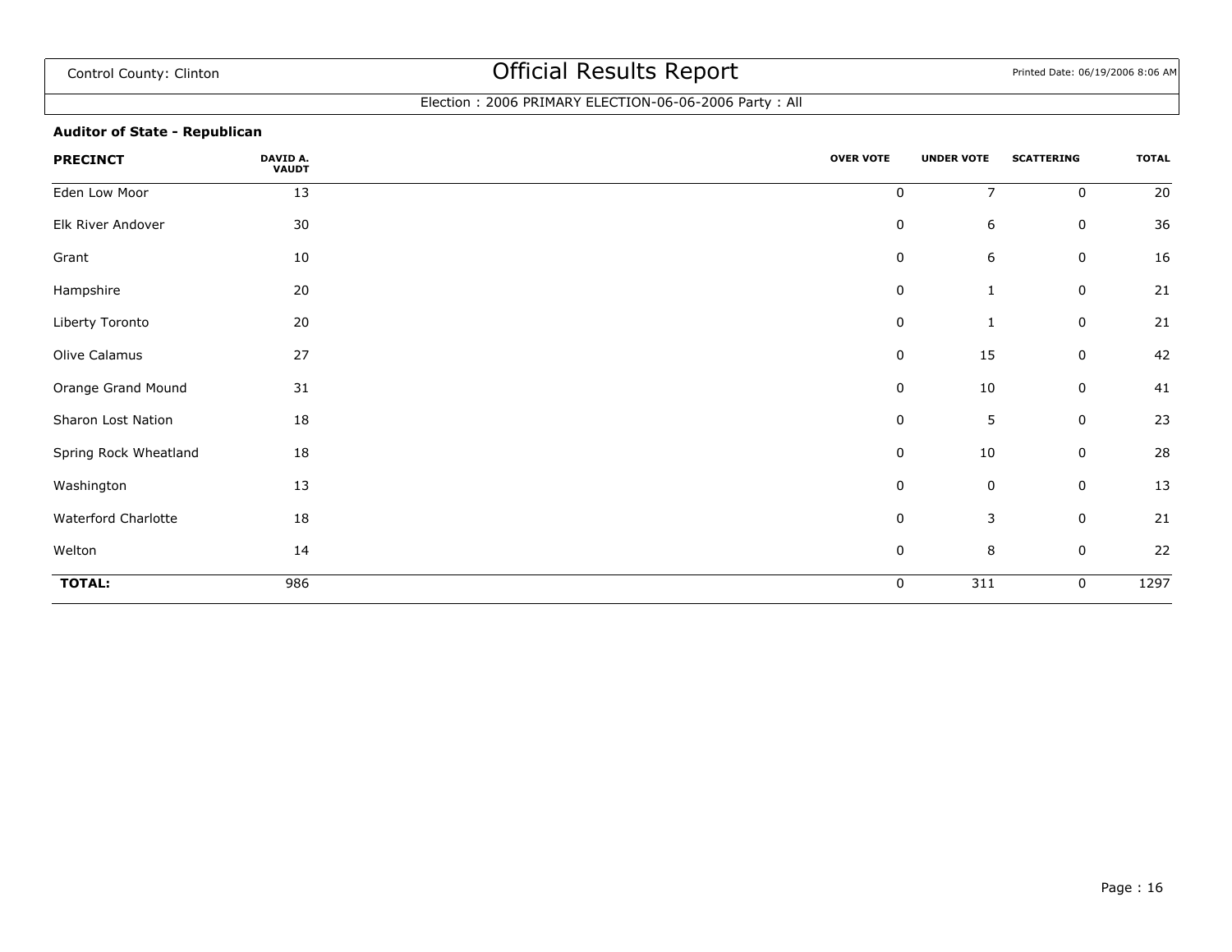Control County: Clinton

# Official Results Report

Printed Date: 06/19/2006 8:06 AM

Election : 2006 PRIMARY ELECTION-06-06-2006 Party : All

**Auditor of State - Republican**

| PRECINCT | DAVID A. VAUDT | OVER VOTE | UNDER VOTE | SCATTERING | TOTAL |
|---|---|---|---|---|---|
| Eden Low Moor | 13 | 0 | 7 | 0 | 20 |
| Elk River Andover | 30 | 0 | 6 | 0 | 36 |
| Grant | 10 | 0 | 6 | 0 | 16 |
| Hampshire | 20 | 0 | 1 | 0 | 21 |
| Liberty Toronto | 20 | 0 | 1 | 0 | 21 |
| Olive Calamus | 27 | 0 | 15 | 0 | 42 |
| Orange Grand Mound | 31 | 0 | 10 | 0 | 41 |
| Sharon Lost Nation | 18 | 0 | 5 | 0 | 23 |
| Spring Rock Wheatland | 18 | 0 | 10 | 0 | 28 |
| Washington | 13 | 0 | 0 | 0 | 13 |
| Waterford Charlotte | 18 | 0 | 3 | 0 | 21 |
| Welton | 14 | 0 | 8 | 0 | 22 |
| **TOTAL:** | 986 | 0 | 311 | 0 | 1297 |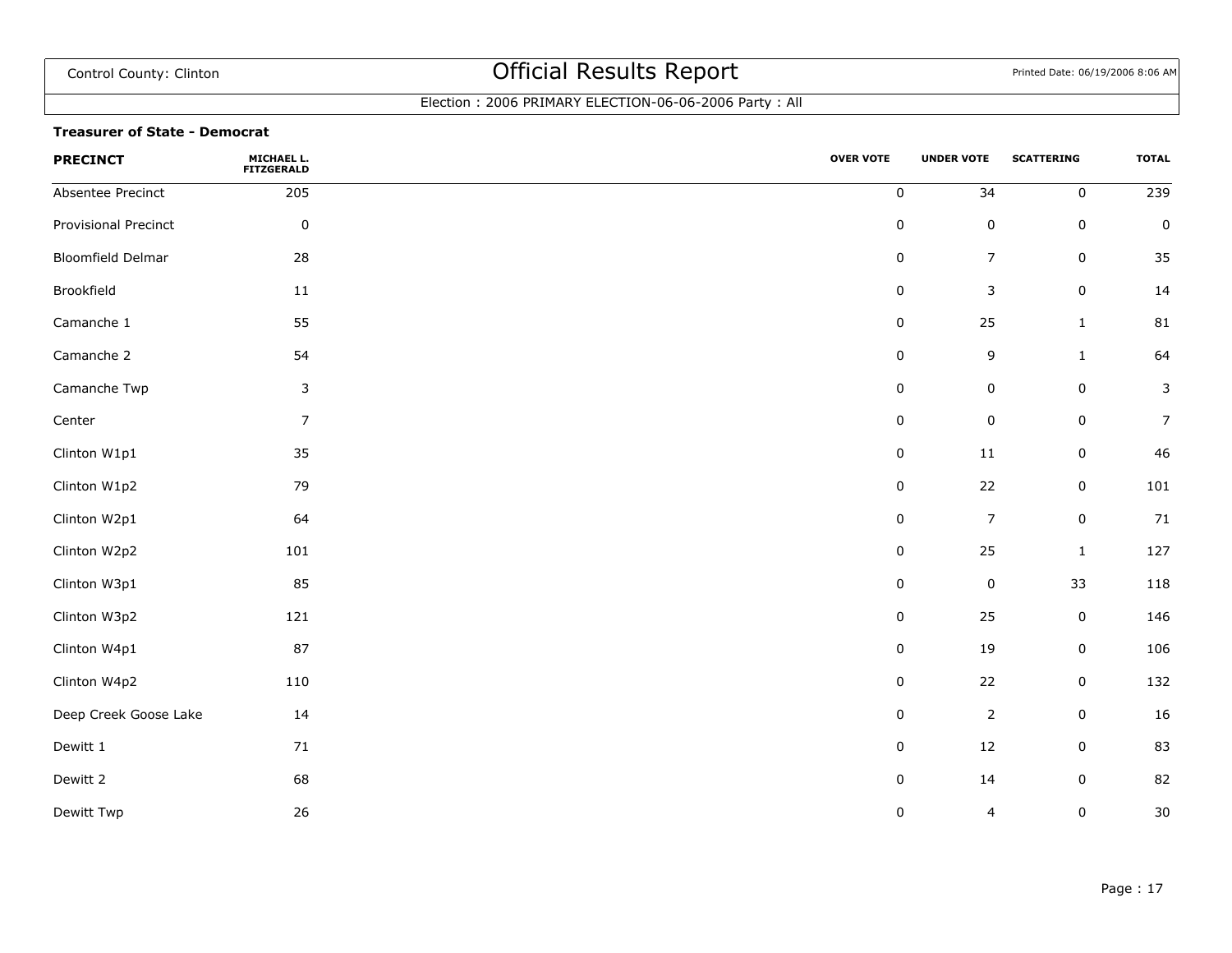Control County: Clinton

# Official Results Report

Printed Date: 06/19/2006 8:06 AM

Election : 2006 PRIMARY ELECTION-06-06-2006 Party : All

**Treasurer of State - Democrat**

| PRECINCT | MICHAEL L. FITZGERALD | OVER VOTE | UNDER VOTE | SCATTERING | TOTAL |
|---|---|---|---|---|---|
| Absentee Precinct | 205 | 0 | 34 | 0 | 239 |
| Provisional Precinct | 0 | 0 | 0 | 0 | 0 |
| Bloomfield Delmar | 28 | 0 | 7 | 0 | 35 |
| Brookfield | 11 | 0 | 3 | 0 | 14 |
| Camanche 1 | 55 | 0 | 25 | 1 | 81 |
| Camanche 2 | 54 | 0 | 9 | 1 | 64 |
| Camanche Twp | 3 | 0 | 0 | 0 | 3 |
| Center | 7 | 0 | 0 | 0 | 7 |
| Clinton W1p1 | 35 | 0 | 11 | 0 | 46 |
| Clinton W1p2 | 79 | 0 | 22 | 0 | 101 |
| Clinton W2p1 | 64 | 0 | 7 | 0 | 71 |
| Clinton W2p2 | 101 | 0 | 25 | 1 | 127 |
| Clinton W3p1 | 85 | 0 | 0 | 33 | 118 |
| Clinton W3p2 | 121 | 0 | 25 | 0 | 146 |
| Clinton W4p1 | 87 | 0 | 19 | 0 | 106 |
| Clinton W4p2 | 110 | 0 | 22 | 0 | 132 |
| Deep Creek Goose Lake | 14 | 0 | 2 | 0 | 16 |
| Dewitt 1 | 71 | 0 | 12 | 0 | 83 |
| Dewitt 2 | 68 | 0 | 14 | 0 | 82 |
| Dewitt Twp | 26 | 0 | 4 | 0 | 30 |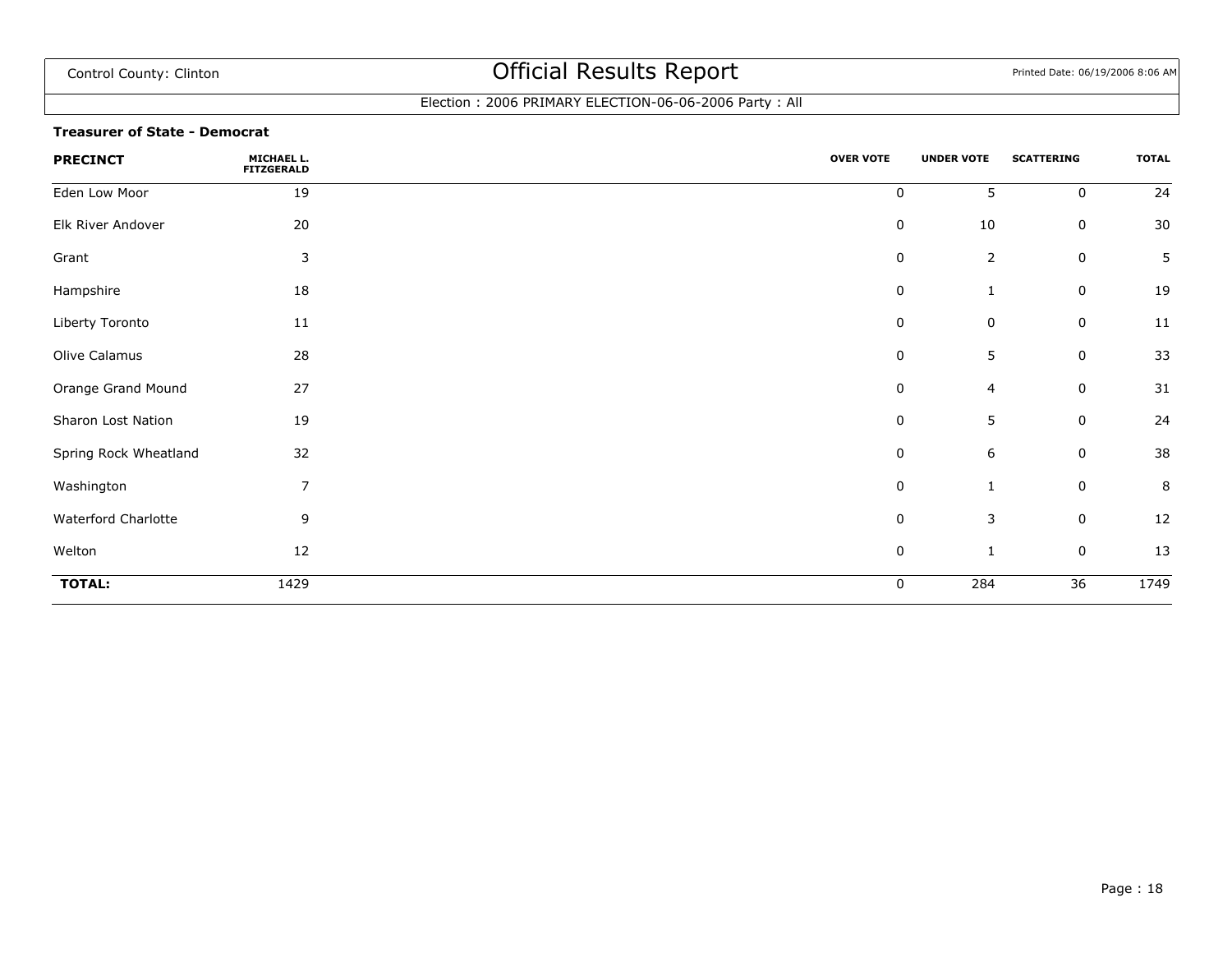Control County: Clinton

# Official Results Report

Printed Date: 06/19/2006 8:06 AM

Election : 2006 PRIMARY ELECTION-06-06-2006 Party : All

**Treasurer of State - Democrat**

| PRECINCT | MICHAEL L. FITZGERALD | OVER VOTE | UNDER VOTE | SCATTERING | TOTAL |
|---|---|---|---|---|---|
| Eden Low Moor | 19 | 0 | 5 | 0 | 24 |
| Elk River Andover | 20 | 0 | 10 | 0 | 30 |
| Grant | 3 | 0 | 2 | 0 | 5 |
| Hampshire | 18 | 0 | 1 | 0 | 19 |
| Liberty Toronto | 11 | 0 | 0 | 0 | 11 |
| Olive Calamus | 28 | 0 | 5 | 0 | 33 |
| Orange Grand Mound | 27 | 0 | 4 | 0 | 31 |
| Sharon Lost Nation | 19 | 0 | 5 | 0 | 24 |
| Spring Rock Wheatland | 32 | 0 | 6 | 0 | 38 |
| Washington | 7 | 0 | 1 | 0 | 8 |
| Waterford Charlotte | 9 | 0 | 3 | 0 | 12 |
| Welton | 12 | 0 | 1 | 0 | 13 |
| **TOTAL:** | 1429 | 0 | 284 | 36 | 1749 |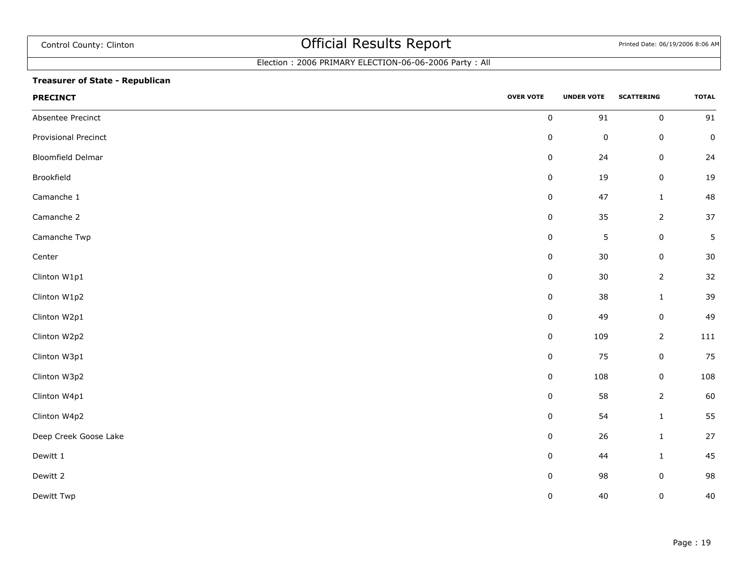Control County: Clinton

# Official Results Report

Printed Date: 06/19/2006 8:06 AM

Election : 2006 PRIMARY ELECTION-06-06-2006 Party : All

**Treasurer of State - Republican**

| PRECINCT | OVER VOTE | UNDER VOTE | SCATTERING | TOTAL |
|---|---|---|---|---|
| Absentee Precinct | 0 | 91 | 0 | 91 |
| Provisional Precinct | 0 | 0 | 0 | 0 |
| Bloomfield Delmar | 0 | 24 | 0 | 24 |
| Brookfield | 0 | 19 | 0 | 19 |
| Camanche 1 | 0 | 47 | 1 | 48 |
| Camanche 2 | 0 | 35 | 2 | 37 |
| Camanche Twp | 0 | 5 | 0 | 5 |
| Center | 0 | 30 | 0 | 30 |
| Clinton W1p1 | 0 | 30 | 2 | 32 |
| Clinton W1p2 | 0 | 38 | 1 | 39 |
| Clinton W2p1 | 0 | 49 | 0 | 49 |
| Clinton W2p2 | 0 | 109 | 2 | 111 |
| Clinton W3p1 | 0 | 75 | 0 | 75 |
| Clinton W3p2 | 0 | 108 | 0 | 108 |
| Clinton W4p1 | 0 | 58 | 2 | 60 |
| Clinton W4p2 | 0 | 54 | 1 | 55 |
| Deep Creek Goose Lake | 0 | 26 | 1 | 27 |
| Dewitt 1 | 0 | 44 | 1 | 45 |
| Dewitt 2 | 0 | 98 | 0 | 98 |
| Dewitt Twp | 0 | 40 | 0 | 40 |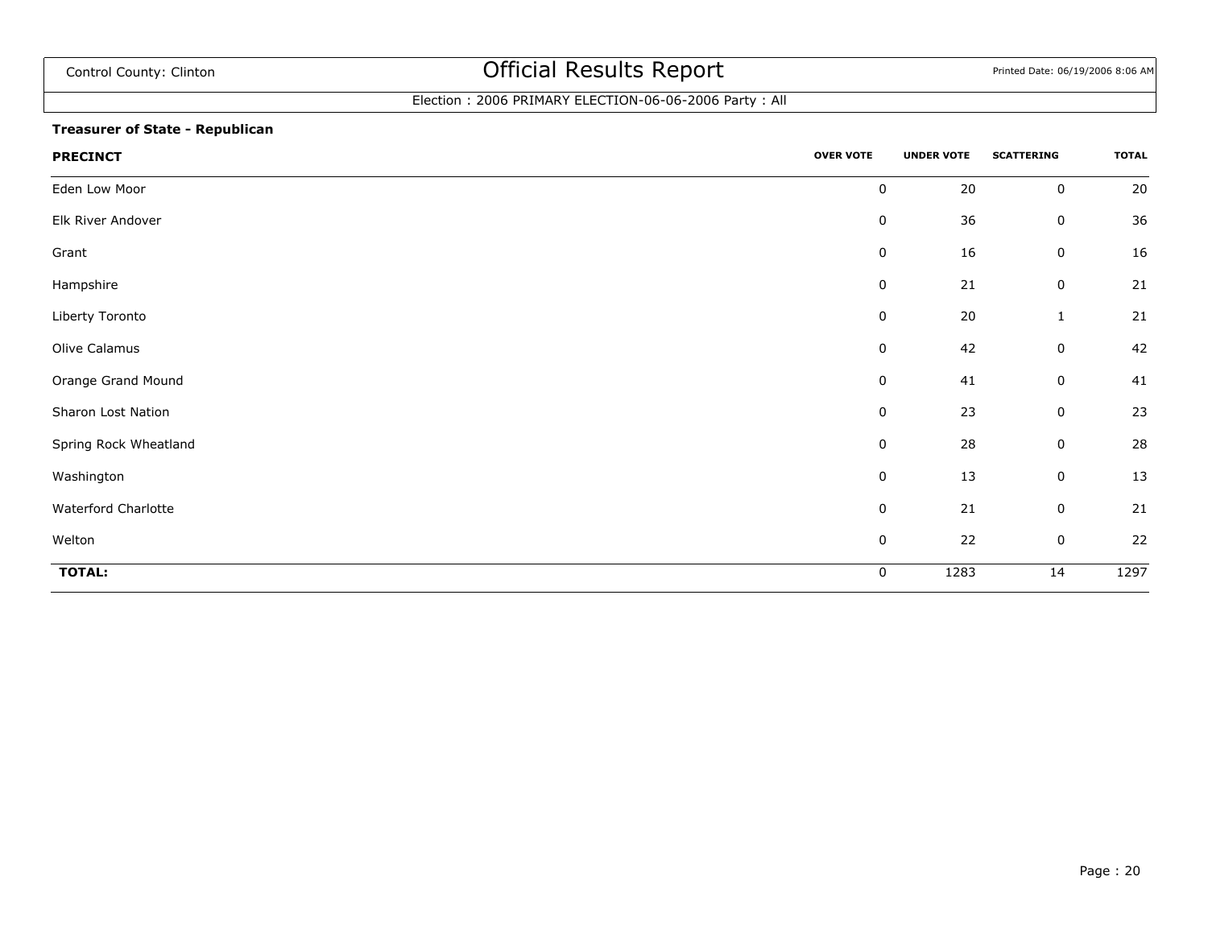Control County: Clinton

# Official Results Report

Printed Date: 06/19/2006 8:06 AM

Election : 2006 PRIMARY ELECTION-06-06-2006 Party : All

**Treasurer of State - Republican**

| PRECINCT | OVER VOTE | UNDER VOTE | SCATTERING | TOTAL |
|---|---|---|---|---|
| Eden Low Moor | 0 | 20 | 0 | 20 |
| Elk River Andover | 0 | 36 | 0 | 36 |
| Grant | 0 | 16 | 0 | 16 |
| Hampshire | 0 | 21 | 0 | 21 |
| Liberty Toronto | 0 | 20 | 1 | 21 |
| Olive Calamus | 0 | 42 | 0 | 42 |
| Orange Grand Mound | 0 | 41 | 0 | 41 |
| Sharon Lost Nation | 0 | 23 | 0 | 23 |
| Spring Rock Wheatland | 0 | 28 | 0 | 28 |
| Washington | 0 | 13 | 0 | 13 |
| Waterford Charlotte | 0 | 21 | 0 | 21 |
| Welton | 0 | 22 | 0 | 22 |
| **TOTAL:** | 0 | 1283 | 14 | 1297 |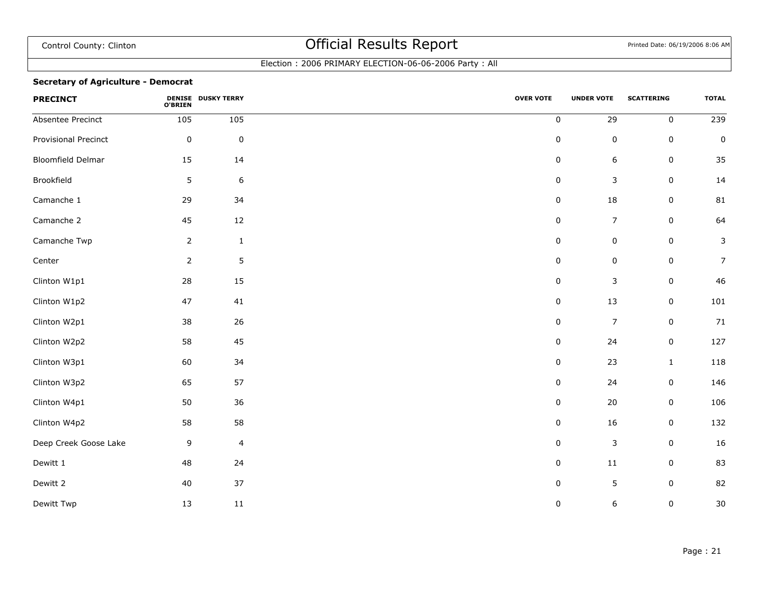Control County: Clinton

# Official Results Report

Printed Date: 06/19/2006 8:06 AM

Election : 2006 PRIMARY ELECTION-06-06-2006 Party : All

### Secretary of Agriculture - Democrat

| PRECINCT | DENISE O'BRIEN | DUSKY TERRY | OVER VOTE | UNDER VOTE | SCATTERING | TOTAL |
|---|---|---|---|---|---|---|
| Absentee Precinct | 105 | 105 | 0 | 29 | 0 | 239 |
| Provisional Precinct | 0 | 0 | 0 | 0 | 0 | 0 |
| Bloomfield Delmar | 15 | 14 | 0 | 6 | 0 | 35 |
| Brookfield | 5 | 6 | 0 | 3 | 0 | 14 |
| Camanche 1 | 29 | 34 | 0 | 18 | 0 | 81 |
| Camanche 2 | 45 | 12 | 0 | 7 | 0 | 64 |
| Camanche Twp | 2 | 1 | 0 | 0 | 0 | 3 |
| Center | 2 | 5 | 0 | 0 | 0 | 7 |
| Clinton W1p1 | 28 | 15 | 0 | 3 | 0 | 46 |
| Clinton W1p2 | 47 | 41 | 0 | 13 | 0 | 101 |
| Clinton W2p1 | 38 | 26 | 0 | 7 | 0 | 71 |
| Clinton W2p2 | 58 | 45 | 0 | 24 | 0 | 127 |
| Clinton W3p1 | 60 | 34 | 0 | 23 | 1 | 118 |
| Clinton W3p2 | 65 | 57 | 0 | 24 | 0 | 146 |
| Clinton W4p1 | 50 | 36 | 0 | 20 | 0 | 106 |
| Clinton W4p2 | 58 | 58 | 0 | 16 | 0 | 132 |
| Deep Creek Goose Lake | 9 | 4 | 0 | 3 | 0 | 16 |
| Dewitt 1 | 48 | 24 | 0 | 11 | 0 | 83 |
| Dewitt 2 | 40 | 37 | 0 | 5 | 0 | 82 |
| Dewitt Twp | 13 | 11 | 0 | 6 | 0 | 30 |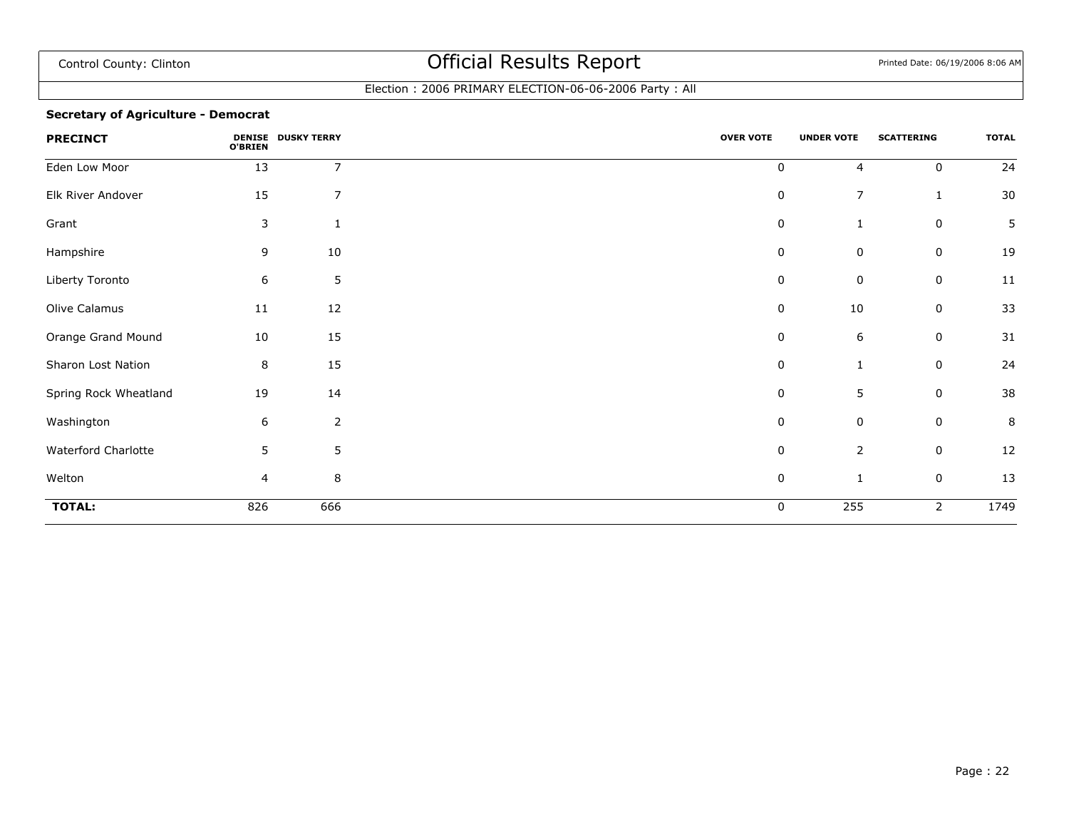Control County: Clinton

# Official Results Report

Printed Date: 06/19/2006 8:06 AM

Election : 2006 PRIMARY ELECTION-06-06-2006 Party : All

**Secretary of Agriculture - Democrat**

| PRECINCT | DENISE O'BRIEN | DUSKY TERRY | OVER VOTE | UNDER VOTE | SCATTERING | TOTAL |
|---|---|---|---|---|---|---|
| Eden Low Moor | 13 | 7 | 0 | 4 | 0 | 24 |
| Elk River Andover | 15 | 7 | 0 | 7 | 1 | 30 |
| Grant | 3 | 1 | 0 | 1 | 0 | 5 |
| Hampshire | 9 | 10 | 0 | 0 | 0 | 19 |
| Liberty Toronto | 6 | 5 | 0 | 0 | 0 | 11 |
| Olive Calamus | 11 | 12 | 0 | 10 | 0 | 33 |
| Orange Grand Mound | 10 | 15 | 0 | 6 | 0 | 31 |
| Sharon Lost Nation | 8 | 15 | 0 | 1 | 0 | 24 |
| Spring Rock Wheatland | 19 | 14 | 0 | 5 | 0 | 38 |
| Washington | 6 | 2 | 0 | 0 | 0 | 8 |
| Waterford Charlotte | 5 | 5 | 0 | 2 | 0 | 12 |
| Welton | 4 | 8 | 0 | 1 | 0 | 13 |
| **TOTAL:** | 826 | 666 | 0 | 255 | 2 | 1749 |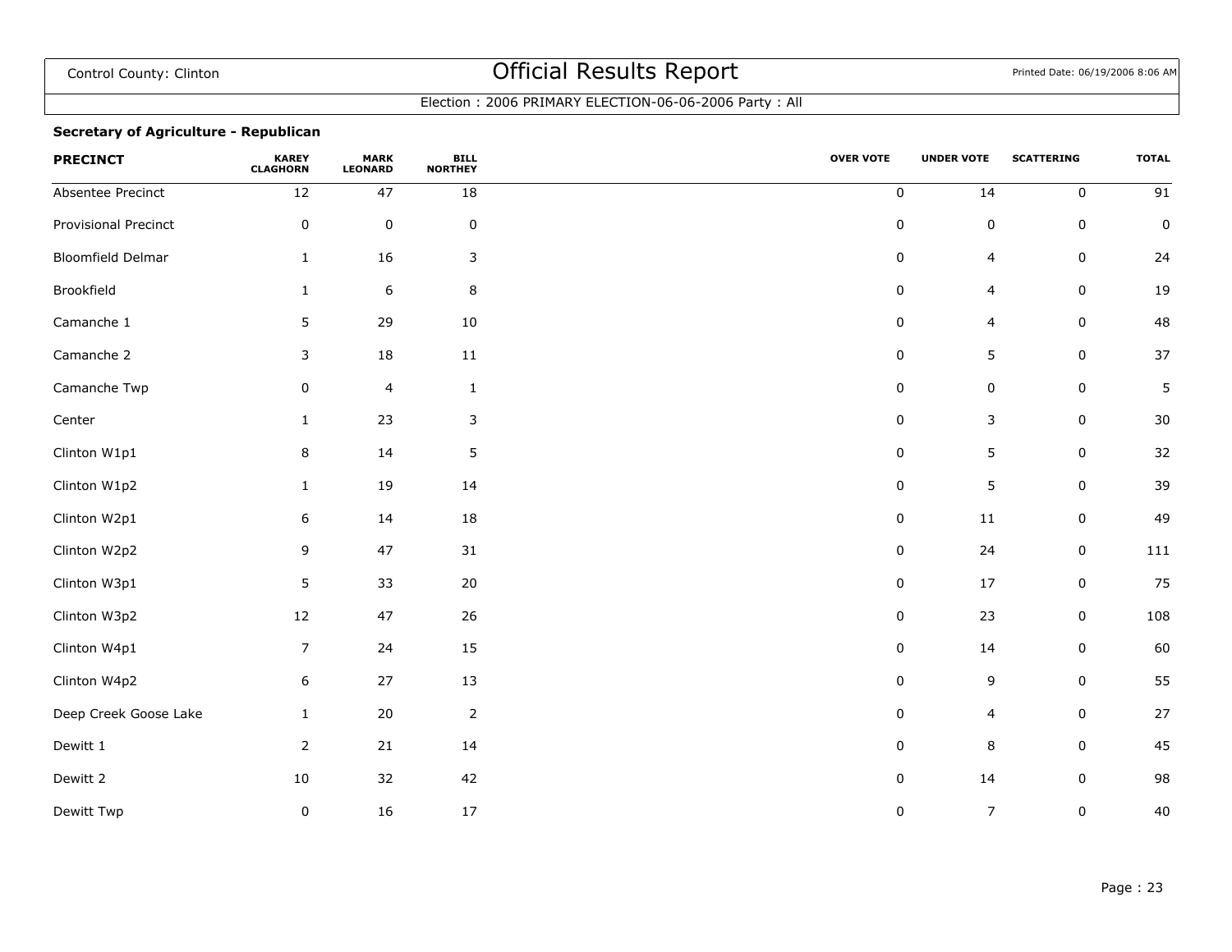Control County: Clinton

# Official Results Report

Printed Date: 06/19/2006 8:06 AM

Election : 2006 PRIMARY ELECTION-06-06-2006 Party : All

### Secretary of Agriculture - Republican

| PRECINCT | KAREY CLAGHORN | MARK LEONARD | BILL NORTHEY | OVER VOTE | UNDER VOTE | SCATTERING | TOTAL |
|---|---|---|---|---|---|---|---|
| Absentee Precinct | 12 | 47 | 18 | 0 | 14 | 0 | 91 |
| Provisional Precinct | 0 | 0 | 0 | 0 | 0 | 0 | 0 |
| Bloomfield Delmar | 1 | 16 | 3 | 0 | 4 | 0 | 24 |
| Brookfield | 1 | 6 | 8 | 0 | 4 | 0 | 19 |
| Camanche 1 | 5 | 29 | 10 | 0 | 4 | 0 | 48 |
| Camanche 2 | 3 | 18 | 11 | 0 | 5 | 0 | 37 |
| Camanche Twp | 0 | 4 | 1 | 0 | 0 | 0 | 5 |
| Center | 1 | 23 | 3 | 0 | 3 | 0 | 30 |
| Clinton W1p1 | 8 | 14 | 5 | 0 | 5 | 0 | 32 |
| Clinton W1p2 | 1 | 19 | 14 | 0 | 5 | 0 | 39 |
| Clinton W2p1 | 6 | 14 | 18 | 0 | 11 | 0 | 49 |
| Clinton W2p2 | 9 | 47 | 31 | 0 | 24 | 0 | 111 |
| Clinton W3p1 | 5 | 33 | 20 | 0 | 17 | 0 | 75 |
| Clinton W3p2 | 12 | 47 | 26 | 0 | 23 | 0 | 108 |
| Clinton W4p1 | 7 | 24 | 15 | 0 | 14 | 0 | 60 |
| Clinton W4p2 | 6 | 27 | 13 | 0 | 9 | 0 | 55 |
| Deep Creek Goose Lake | 1 | 20 | 2 | 0 | 4 | 0 | 27 |
| Dewitt 1 | 2 | 21 | 14 | 0 | 8 | 0 | 45 |
| Dewitt 2 | 10 | 32 | 42 | 0 | 14 | 0 | 98 |
| Dewitt Twp | 0 | 16 | 17 | 0 | 7 | 0 | 40 |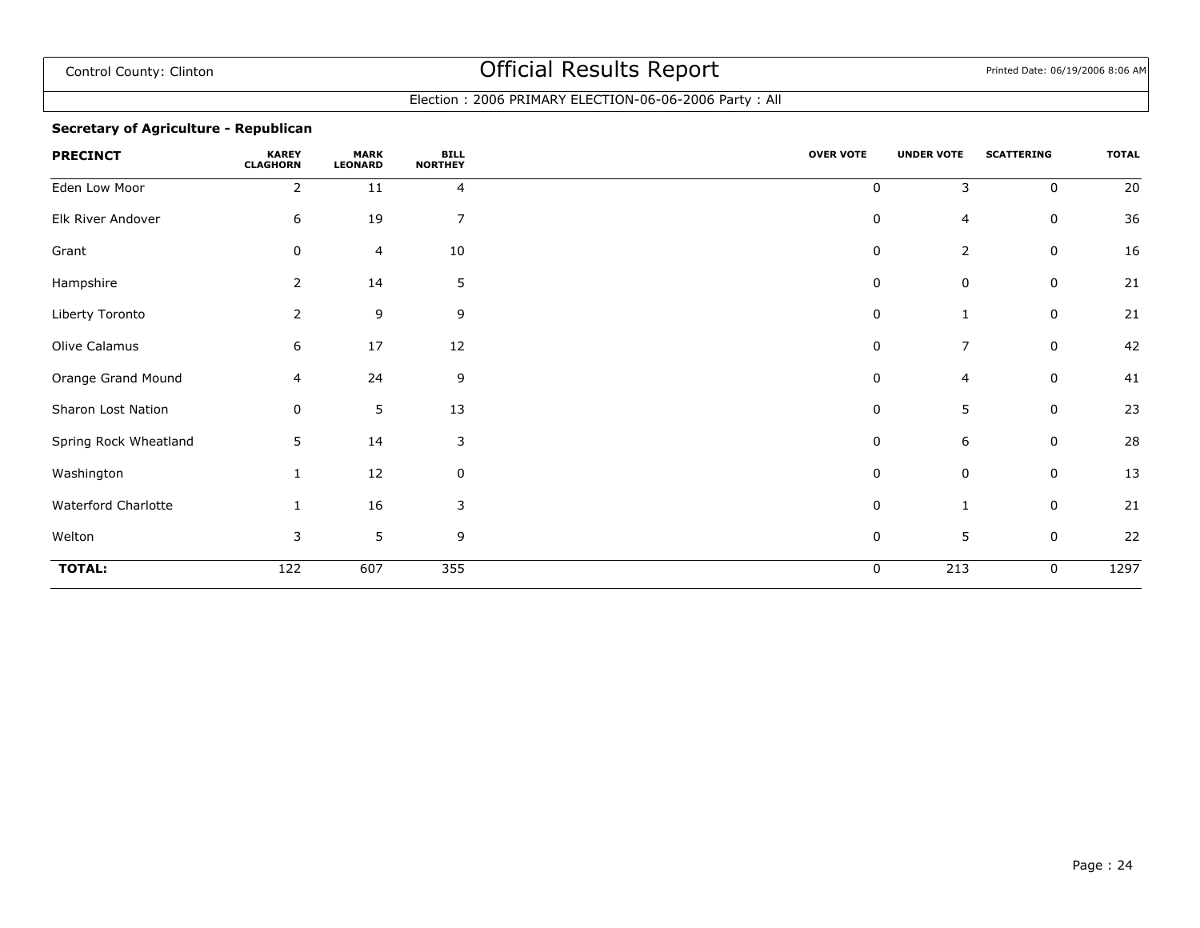Control County: Clinton

# Official Results Report

Printed Date: 06/19/2006 8:06 AM

Election : 2006 PRIMARY ELECTION-06-06-2006 Party : All

### Secretary of Agriculture - Republican

| PRECINCT | KAREY CLAGHORN | MARK LEONARD | BILL NORTHEY | OVER VOTE | UNDER VOTE | SCATTERING | TOTAL |
|---|---|---|---|---|---|---|---|
| Eden Low Moor | 2 | 11 | 4 | 0 | 3 | 0 | 20 |
| Elk River Andover | 6 | 19 | 7 | 0 | 4 | 0 | 36 |
| Grant | 0 | 4 | 10 | 0 | 2 | 0 | 16 |
| Hampshire | 2 | 14 | 5 | 0 | 0 | 0 | 21 |
| Liberty Toronto | 2 | 9 | 9 | 0 | 1 | 0 | 21 |
| Olive Calamus | 6 | 17 | 12 | 0 | 7 | 0 | 42 |
| Orange Grand Mound | 4 | 24 | 9 | 0 | 4 | 0 | 41 |
| Sharon Lost Nation | 0 | 5 | 13 | 0 | 5 | 0 | 23 |
| Spring Rock Wheatland | 5 | 14 | 3 | 0 | 6 | 0 | 28 |
| Washington | 1 | 12 | 0 | 0 | 0 | 0 | 13 |
| Waterford Charlotte | 1 | 16 | 3 | 0 | 1 | 0 | 21 |
| Welton | 3 | 5 | 9 | 0 | 5 | 0 | 22 |
| **TOTAL:** | 122 | 607 | 355 | 0 | 213 | 0 | 1297 |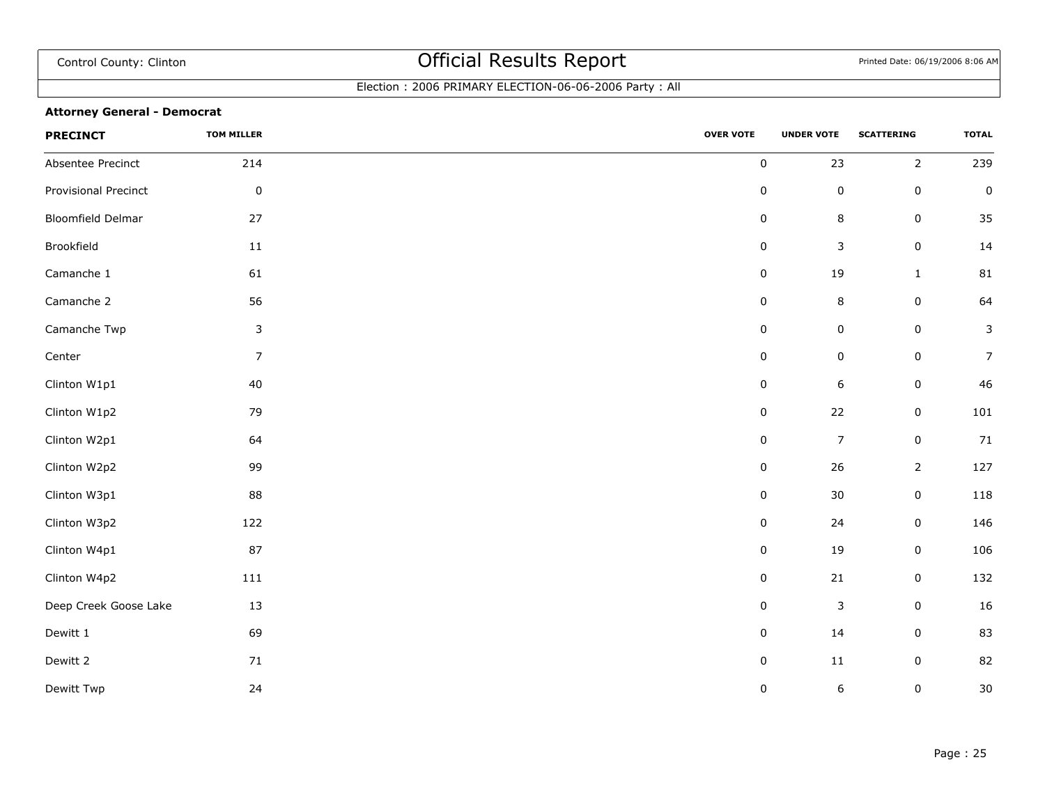Control County: Clinton

# Official Results Report

Printed Date: 06/19/2006 8:06 AM

Election : 2006 PRIMARY ELECTION-06-06-2006 Party : All

**Attorney General - Democrat**

| PRECINCT | TOM MILLER | OVER VOTE | UNDER VOTE | SCATTERING | TOTAL |
|---|---|---|---|---|---|
| Absentee Precinct | 214 | 0 | 23 | 2 | 239 |
| Provisional Precinct | 0 | 0 | 0 | 0 | 0 |
| Bloomfield Delmar | 27 | 0 | 8 | 0 | 35 |
| Brookfield | 11 | 0 | 3 | 0 | 14 |
| Camanche 1 | 61 | 0 | 19 | 1 | 81 |
| Camanche 2 | 56 | 0 | 8 | 0 | 64 |
| Camanche Twp | 3 | 0 | 0 | 0 | 3 |
| Center | 7 | 0 | 0 | 0 | 7 |
| Clinton W1p1 | 40 | 0 | 6 | 0 | 46 |
| Clinton W1p2 | 79 | 0 | 22 | 0 | 101 |
| Clinton W2p1 | 64 | 0 | 7 | 0 | 71 |
| Clinton W2p2 | 99 | 0 | 26 | 2 | 127 |
| Clinton W3p1 | 88 | 0 | 30 | 0 | 118 |
| Clinton W3p2 | 122 | 0 | 24 | 0 | 146 |
| Clinton W4p1 | 87 | 0 | 19 | 0 | 106 |
| Clinton W4p2 | 111 | 0 | 21 | 0 | 132 |
| Deep Creek Goose Lake | 13 | 0 | 3 | 0 | 16 |
| Dewitt 1 | 69 | 0 | 14 | 0 | 83 |
| Dewitt 2 | 71 | 0 | 11 | 0 | 82 |
| Dewitt Twp | 24 | 0 | 6 | 0 | 30 |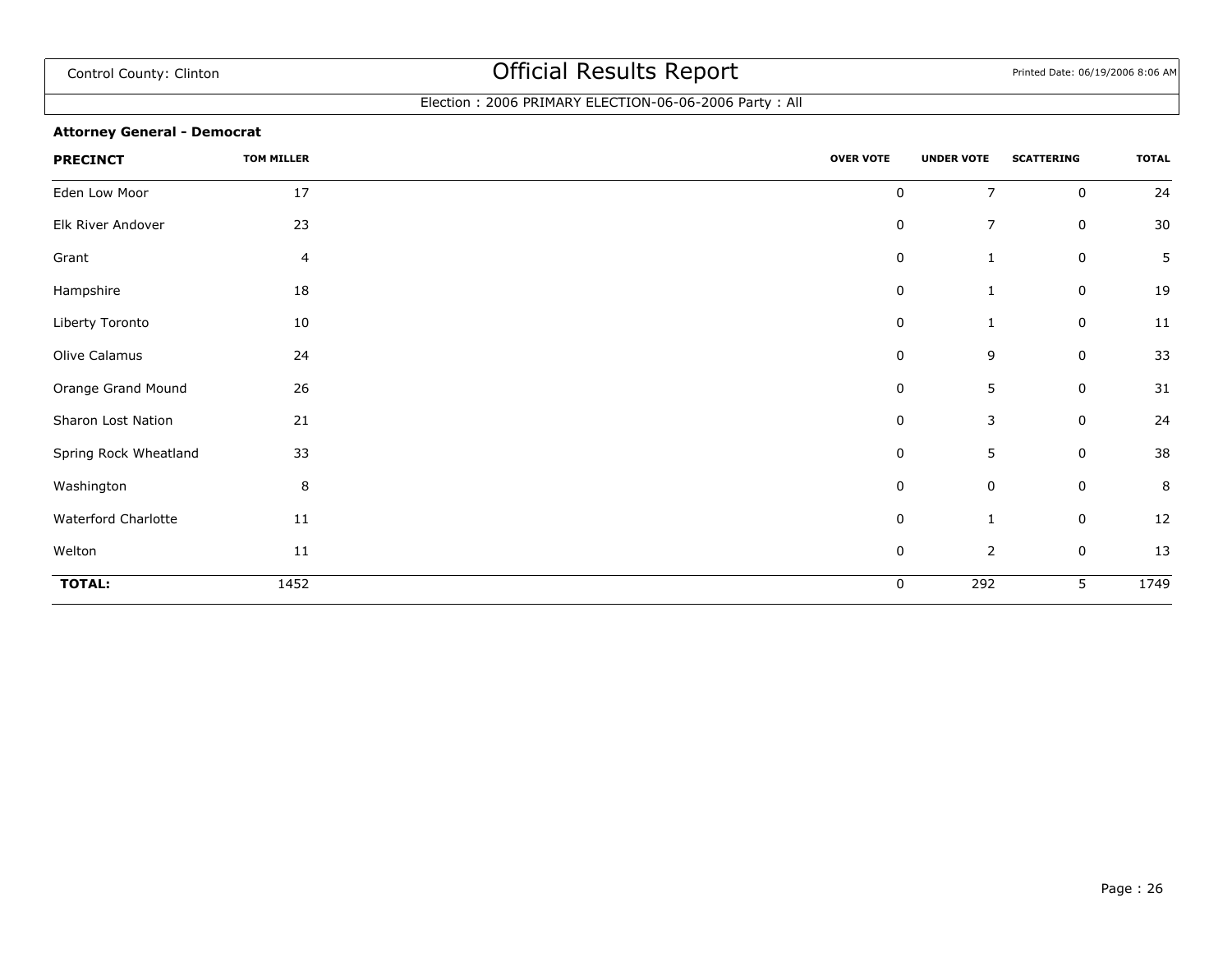Control County: Clinton

# Official Results Report

Printed Date: 06/19/2006 8:06 AM

Election : 2006 PRIMARY ELECTION-06-06-2006 Party : All

**Attorney General - Democrat**

| PRECINCT | TOM MILLER | OVER VOTE | UNDER VOTE | SCATTERING | TOTAL |
|---|---|---|---|---|---|
| Eden Low Moor | 17 | 0 | 7 | 0 | 24 |
| Elk River Andover | 23 | 0 | 7 | 0 | 30 |
| Grant | 4 | 0 | 1 | 0 | 5 |
| Hampshire | 18 | 0 | 1 | 0 | 19 |
| Liberty Toronto | 10 | 0 | 1 | 0 | 11 |
| Olive Calamus | 24 | 0 | 9 | 0 | 33 |
| Orange Grand Mound | 26 | 0 | 5 | 0 | 31 |
| Sharon Lost Nation | 21 | 0 | 3 | 0 | 24 |
| Spring Rock Wheatland | 33 | 0 | 5 | 0 | 38 |
| Washington | 8 | 0 | 0 | 0 | 8 |
| Waterford Charlotte | 11 | 0 | 1 | 0 | 12 |
| Welton | 11 | 0 | 2 | 0 | 13 |
| **TOTAL:** | 1452 | 0 | 292 | 5 | 1749 |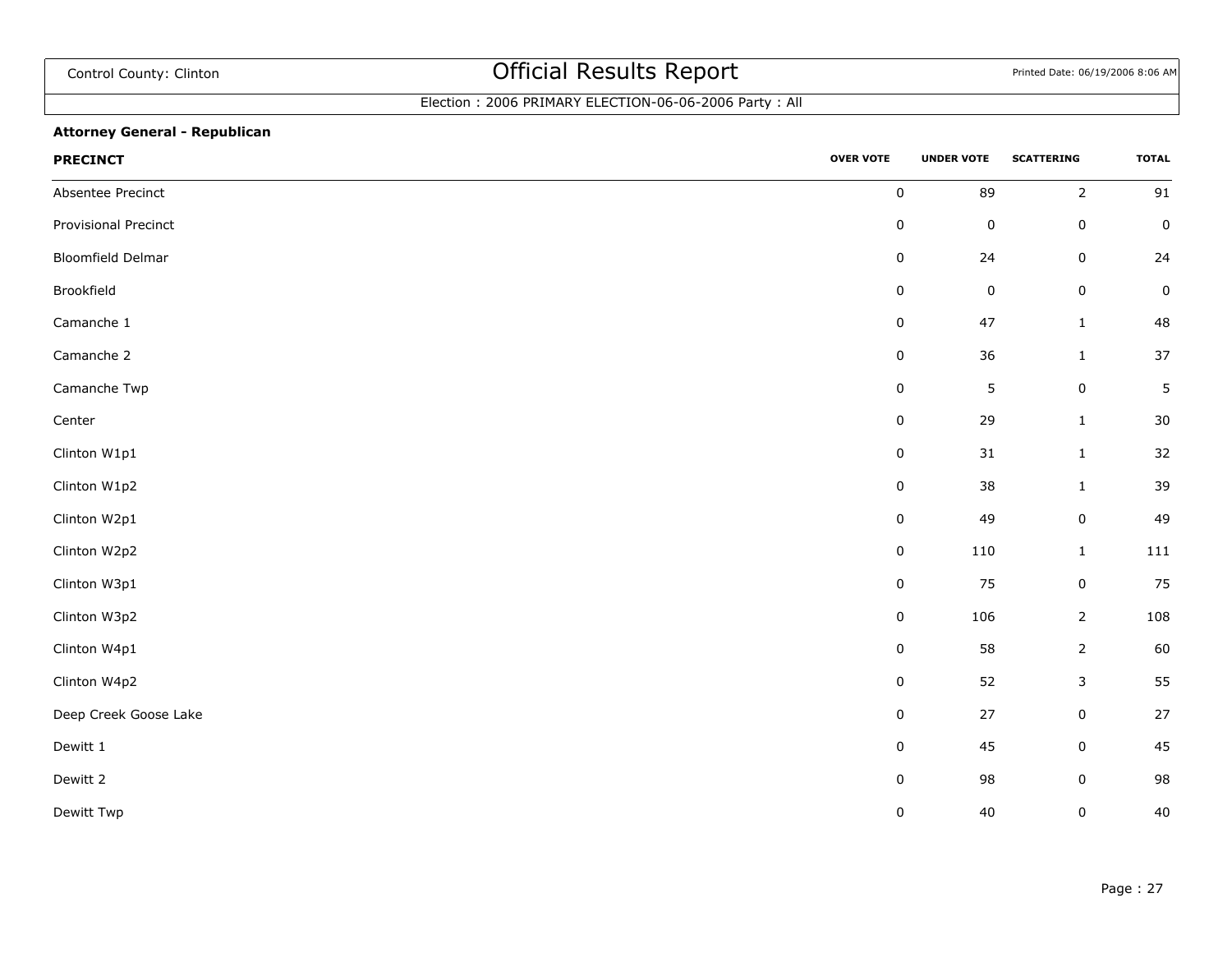Control County: Clinton

# Official Results Report

Election : 2006 PRIMARY ELECTION-06-06-2006 Party : All

### Attorney General - Republican

| PRECINCT | OVER VOTE | UNDER VOTE | SCATTERING | TOTAL |
|---|---|---|---|---|
| Absentee Precinct | 0 | 89 | 2 | 91 |
| Provisional Precinct | 0 | 0 | 0 | 0 |
| Bloomfield Delmar | 0 | 24 | 0 | 24 |
| Brookfield | 0 | 0 | 0 | 0 |
| Camanche 1 | 0 | 47 | 1 | 48 |
| Camanche 2 | 0 | 36 | 1 | 37 |
| Camanche Twp | 0 | 5 | 0 | 5 |
| Center | 0 | 29 | 1 | 30 |
| Clinton W1p1 | 0 | 31 | 1 | 32 |
| Clinton W1p2 | 0 | 38 | 1 | 39 |
| Clinton W2p1 | 0 | 49 | 0 | 49 |
| Clinton W2p2 | 0 | 110 | 1 | 111 |
| Clinton W3p1 | 0 | 75 | 0 | 75 |
| Clinton W3p2 | 0 | 106 | 2 | 108 |
| Clinton W4p1 | 0 | 58 | 2 | 60 |
| Clinton W4p2 | 0 | 52 | 3 | 55 |
| Deep Creek Goose Lake | 0 | 27 | 0 | 27 |
| Dewitt 1 | 0 | 45 | 0 | 45 |
| Dewitt 2 | 0 | 98 | 0 | 98 |
| Dewitt Twp | 0 | 40 | 0 | 40 |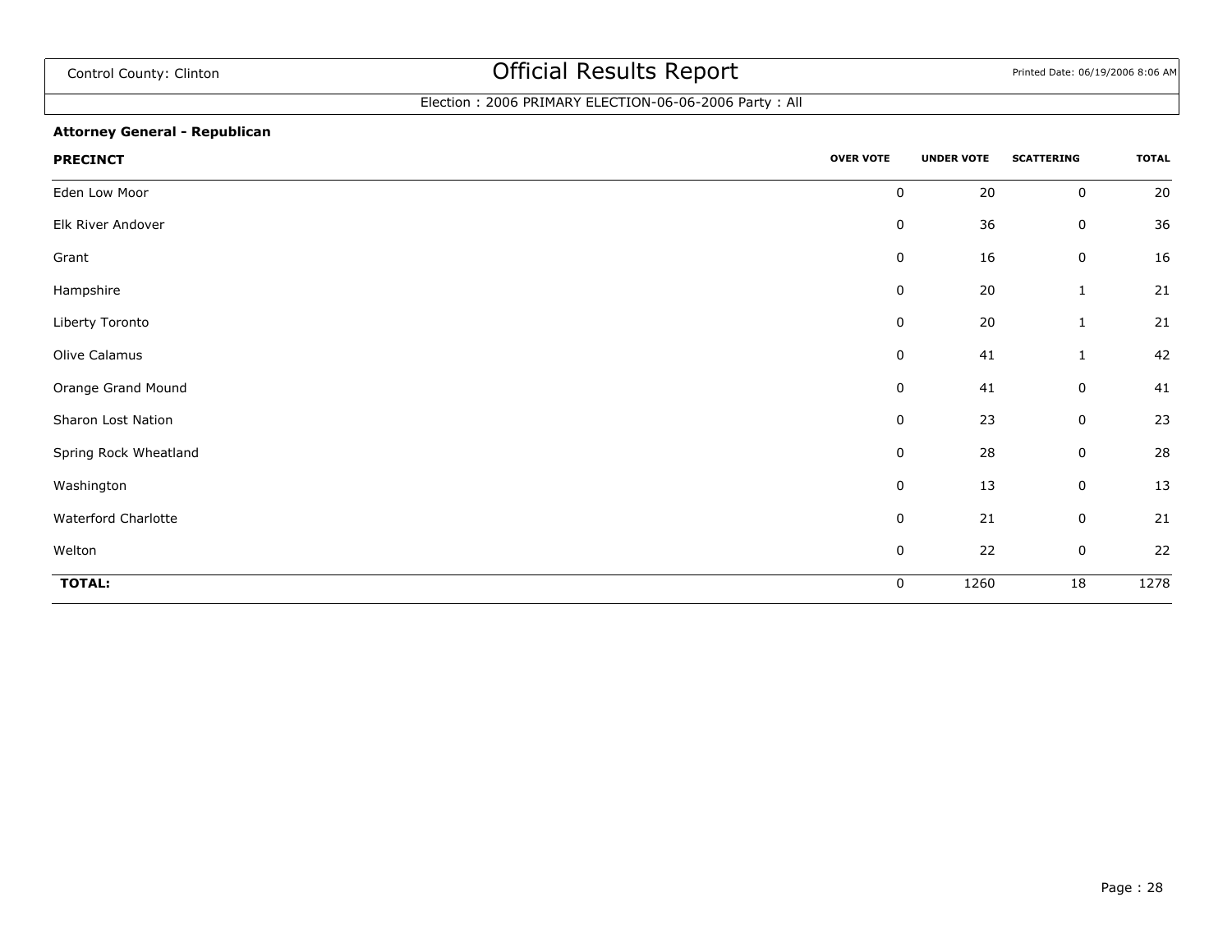Control County: Clinton

# Official Results Report

Printed Date: 06/19/2006 8:06 AM

Election : 2006 PRIMARY ELECTION-06-06-2006 Party : All

**Attorney General - Republican**

| PRECINCT | OVER VOTE | UNDER VOTE | SCATTERING | TOTAL |
|---|---|---|---|---|
| Eden Low Moor | 0 | 20 | 0 | 20 |
| Elk River Andover | 0 | 36 | 0 | 36 |
| Grant | 0 | 16 | 0 | 16 |
| Hampshire | 0 | 20 | 1 | 21 |
| Liberty Toronto | 0 | 20 | 1 | 21 |
| Olive Calamus | 0 | 41 | 1 | 42 |
| Orange Grand Mound | 0 | 41 | 0 | 41 |
| Sharon Lost Nation | 0 | 23 | 0 | 23 |
| Spring Rock Wheatland | 0 | 28 | 0 | 28 |
| Washington | 0 | 13 | 0 | 13 |
| Waterford Charlotte | 0 | 21 | 0 | 21 |
| Welton | 0 | 22 | 0 | 22 |
| **TOTAL:** | 0 | 1260 | 18 | 1278 |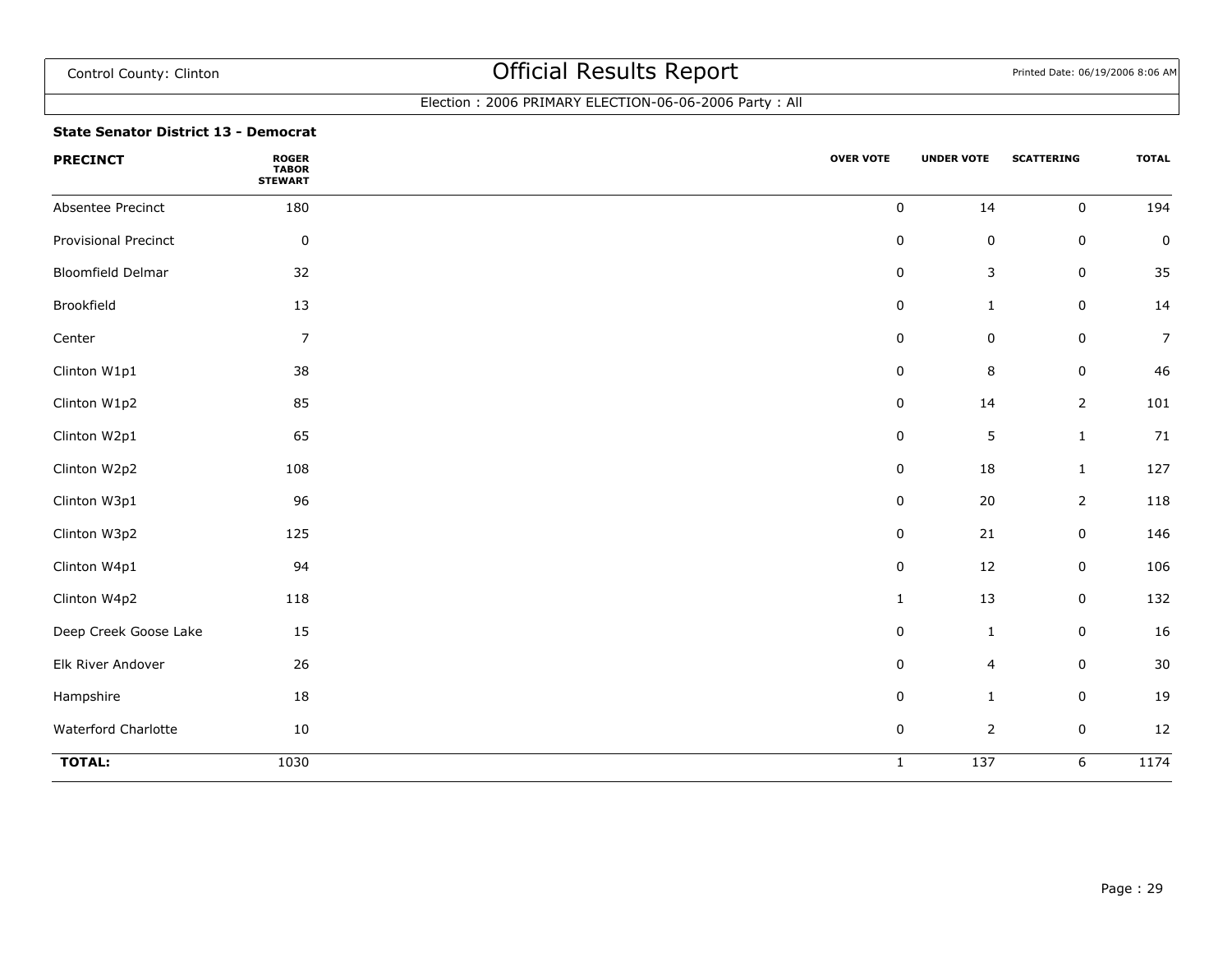Control County: Clinton

# Official Results Report

Election : 2006 PRIMARY ELECTION-06-06-2006 Party : All

### State Senator District 13 - Democrat

| PRECINCT | ROGER TABOR STEWART | OVER VOTE | UNDER VOTE | SCATTERING | TOTAL |
|---|---|---|---|---|---|
| Absentee Precinct | 180 | 0 | 14 | 0 | 194 |
| Provisional Precinct | 0 | 0 | 0 | 0 | 0 |
| Bloomfield Delmar | 32 | 0 | 3 | 0 | 35 |
| Brookfield | 13 | 0 | 1 | 0 | 14 |
| Center | 7 | 0 | 0 | 0 | 7 |
| Clinton W1p1 | 38 | 0 | 8 | 0 | 46 |
| Clinton W1p2 | 85 | 0 | 14 | 2 | 101 |
| Clinton W2p1 | 65 | 0 | 5 | 1 | 71 |
| Clinton W2p2 | 108 | 0 | 18 | 1 | 127 |
| Clinton W3p1 | 96 | 0 | 20 | 2 | 118 |
| Clinton W3p2 | 125 | 0 | 21 | 0 | 146 |
| Clinton W4p1 | 94 | 0 | 12 | 0 | 106 |
| Clinton W4p2 | 118 | 1 | 13 | 0 | 132 |
| Deep Creek Goose Lake | 15 | 0 | 1 | 0 | 16 |
| Elk River Andover | 26 | 0 | 4 | 0 | 30 |
| Hampshire | 18 | 0 | 1 | 0 | 19 |
| Waterford Charlotte | 10 | 0 | 2 | 0 | 12 |
| **TOTAL:** | 1030 | 1 | 137 | 6 | 1174 |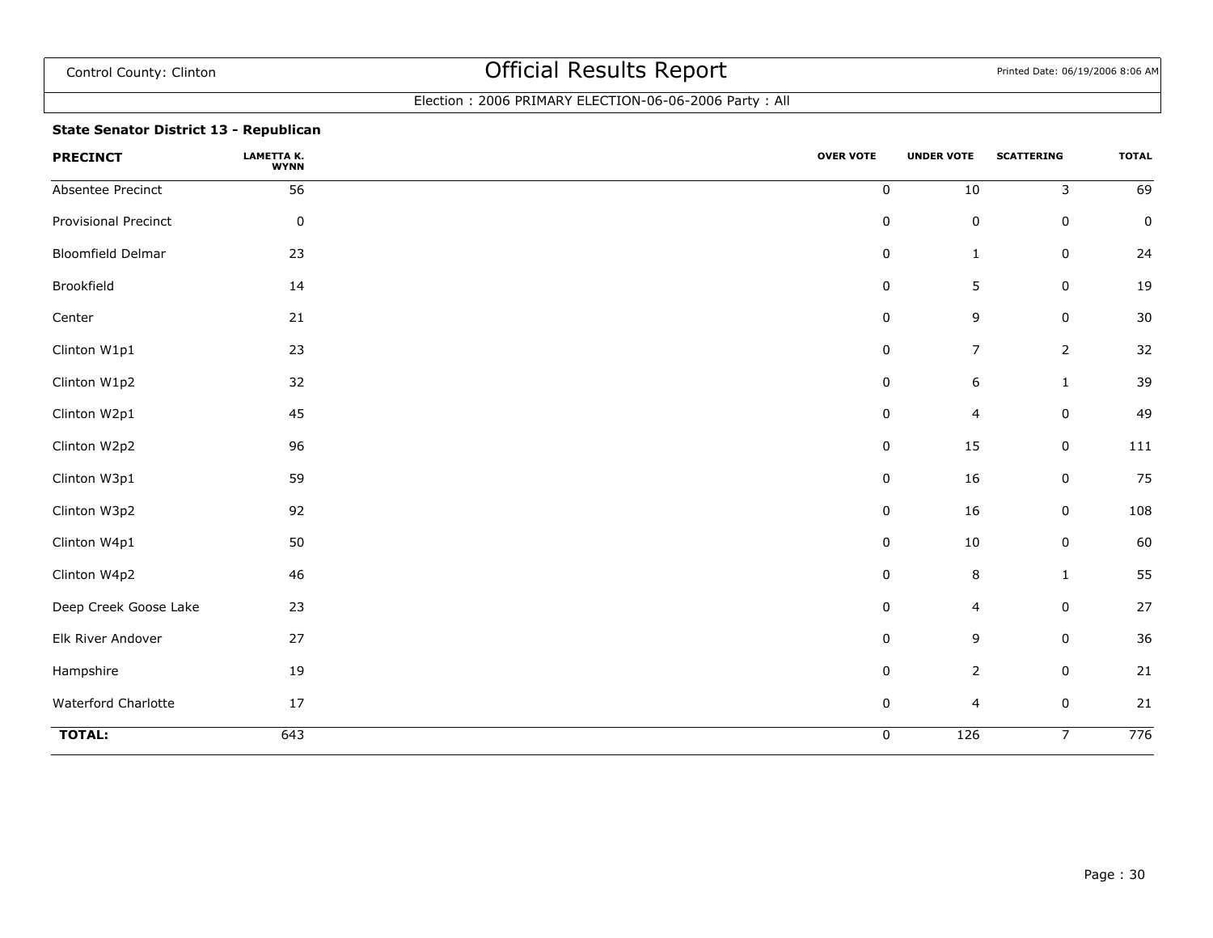Control County: Clinton

# Official Results Report

Election : 2006 PRIMARY ELECTION-06-06-2006 Party : All

### State Senator District 13 - Republican

| PRECINCT | LAMETTA K. WYNN | OVER VOTE | UNDER VOTE | SCATTERING | TOTAL |
|---|---|---|---|---|---|
| Absentee Precinct | 56 | 0 | 10 | 3 | 69 |
| Provisional Precinct | 0 | 0 | 0 | 0 | 0 |
| Bloomfield Delmar | 23 | 0 | 1 | 0 | 24 |
| Brookfield | 14 | 0 | 5 | 0 | 19 |
| Center | 21 | 0 | 9 | 0 | 30 |
| Clinton W1p1 | 23 | 0 | 7 | 2 | 32 |
| Clinton W1p2 | 32 | 0 | 6 | 1 | 39 |
| Clinton W2p1 | 45 | 0 | 4 | 0 | 49 |
| Clinton W2p2 | 96 | 0 | 15 | 0 | 111 |
| Clinton W3p1 | 59 | 0 | 16 | 0 | 75 |
| Clinton W3p2 | 92 | 0 | 16 | 0 | 108 |
| Clinton W4p1 | 50 | 0 | 10 | 0 | 60 |
| Clinton W4p2 | 46 | 0 | 8 | 1 | 55 |
| Deep Creek Goose Lake | 23 | 0 | 4 | 0 | 27 |
| Elk River Andover | 27 | 0 | 9 | 0 | 36 |
| Hampshire | 19 | 0 | 2 | 0 | 21 |
| Waterford Charlotte | 17 | 0 | 4 | 0 | 21 |
| **TOTAL:** | 643 | 0 | 126 | 7 | 776 |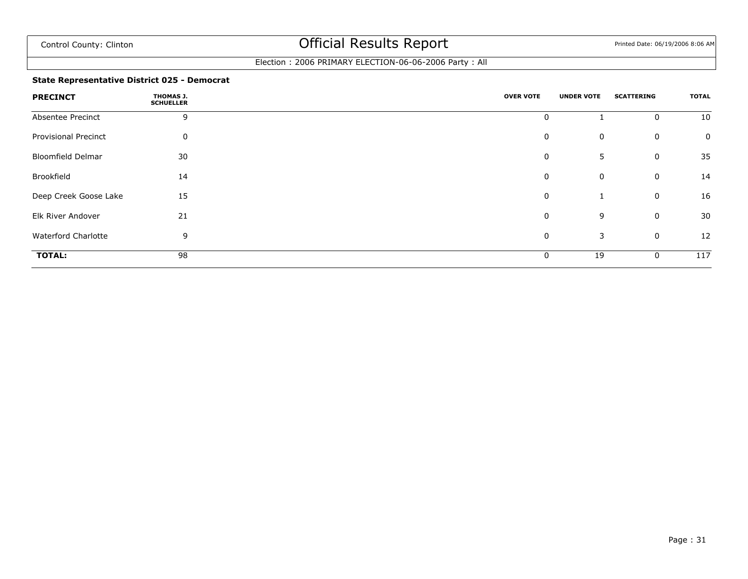Control County: Clinton

# Official Results Report

Printed Date: 06/19/2006 8:06 AM

Election : 2006 PRIMARY ELECTION-06-06-2006 Party : All

**State Representative District 025 - Democrat**

| PRECINCT | THOMAS J. SCHUELLER | OVER VOTE | UNDER VOTE | SCATTERING | TOTAL |
|---|---|---|---|---|---|
| Absentee Precinct | 9 | 0 | 1 | 0 | 10 |
| Provisional Precinct | 0 | 0 | 0 | 0 | 0 |
| Bloomfield Delmar | 30 | 0 | 5 | 0 | 35 |
| Brookfield | 14 | 0 | 0 | 0 | 14 |
| Deep Creek Goose Lake | 15 | 0 | 1 | 0 | 16 |
| Elk River Andover | 21 | 0 | 9 | 0 | 30 |
| Waterford Charlotte | 9 | 0 | 3 | 0 | 12 |
| **TOTAL:** | 98 | 0 | 19 | 0 | 117 |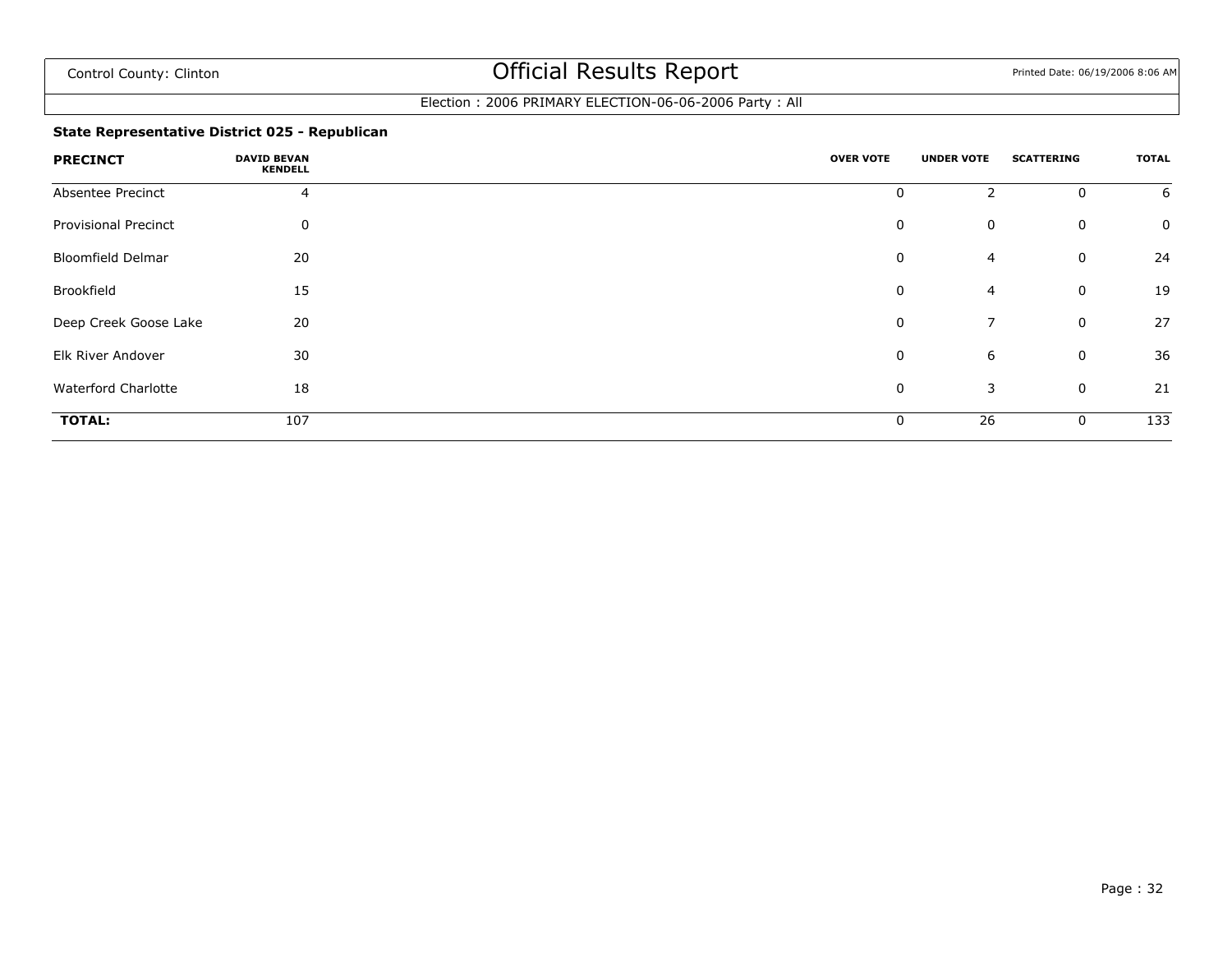Control County: Clinton

# Official Results Report

Election : 2006 PRIMARY ELECTION-06-06-2006 Party : All

**State Representative District 025 - Republican**

| PRECINCT | DAVID BEVAN KENDELL | OVER VOTE | UNDER VOTE | SCATTERING | TOTAL |
|---|---|---|---|---|---|
| Absentee Precinct | 4 | 0 | 2 | 0 | 6 |
| Provisional Precinct | 0 | 0 | 0 | 0 | 0 |
| Bloomfield Delmar | 20 | 0 | 4 | 0 | 24 |
| Brookfield | 15 | 0 | 4 | 0 | 19 |
| Deep Creek Goose Lake | 20 | 0 | 7 | 0 | 27 |
| Elk River Andover | 30 | 0 | 6 | 0 | 36 |
| Waterford Charlotte | 18 | 0 | 3 | 0 | 21 |
| **TOTAL:** | 107 | 0 | 26 | 0 | 133 |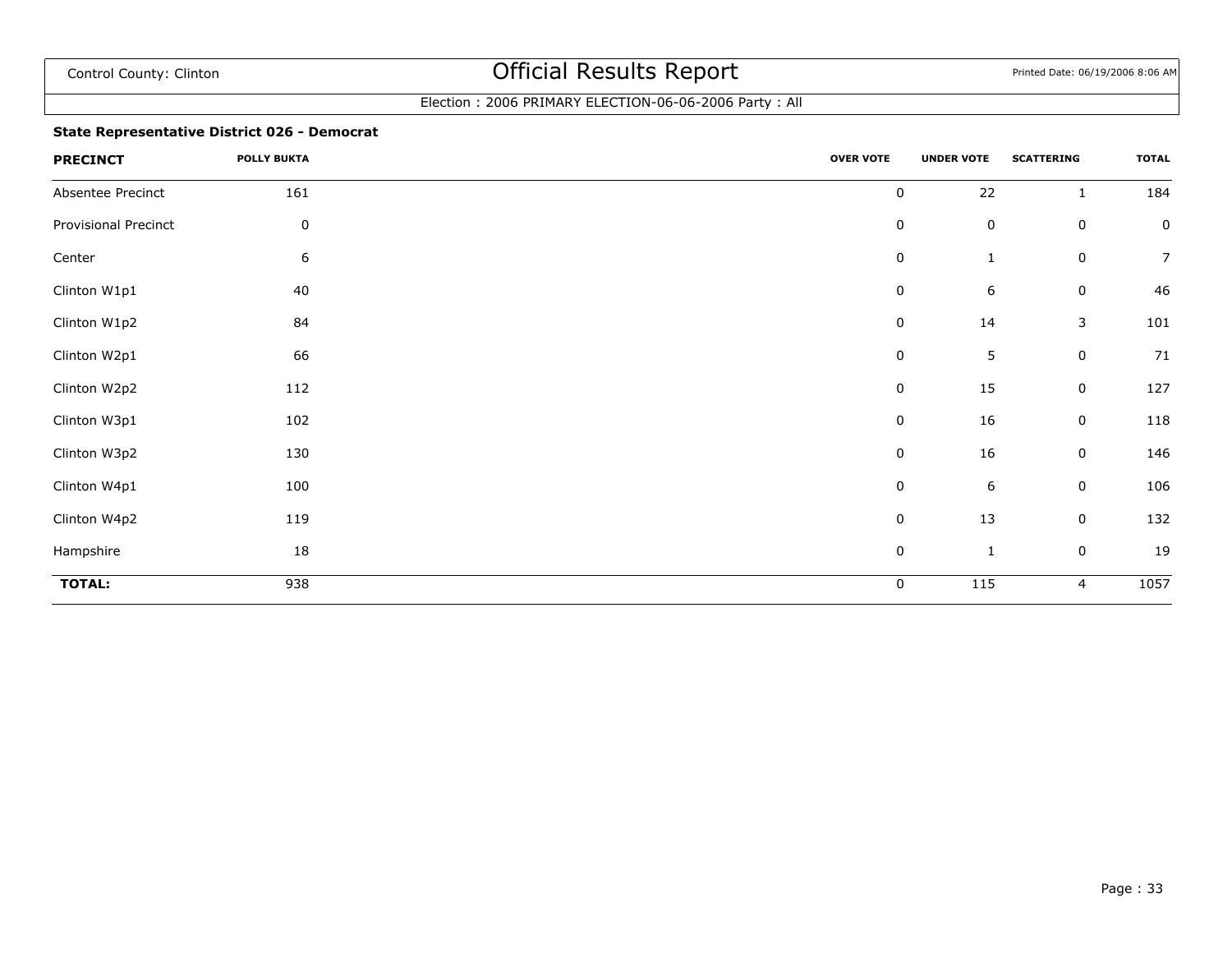Control County: Clinton

# Official Results Report

Printed Date: 06/19/2006 8:06 AM

Election : 2006 PRIMARY ELECTION-06-06-2006 Party : All

### State Representative District 026 - Democrat

| PRECINCT | POLLY BUKTA | OVER VOTE | UNDER VOTE | SCATTERING | TOTAL |
|---|---|---|---|---|---|
| Absentee Precinct | 161 | 0 | 22 | 1 | 184 |
| Provisional Precinct | 0 | 0 | 0 | 0 | 0 |
| Center | 6 | 0 | 1 | 0 | 7 |
| Clinton W1p1 | 40 | 0 | 6 | 0 | 46 |
| Clinton W1p2 | 84 | 0 | 14 | 3 | 101 |
| Clinton W2p1 | 66 | 0 | 5 | 0 | 71 |
| Clinton W2p2 | 112 | 0 | 15 | 0 | 127 |
| Clinton W3p1 | 102 | 0 | 16 | 0 | 118 |
| Clinton W3p2 | 130 | 0 | 16 | 0 | 146 |
| Clinton W4p1 | 100 | 0 | 6 | 0 | 106 |
| Clinton W4p2 | 119 | 0 | 13 | 0 | 132 |
| Hampshire | 18 | 0 | 1 | 0 | 19 |
| **TOTAL:** | 938 | 0 | 115 | 4 | 1057 |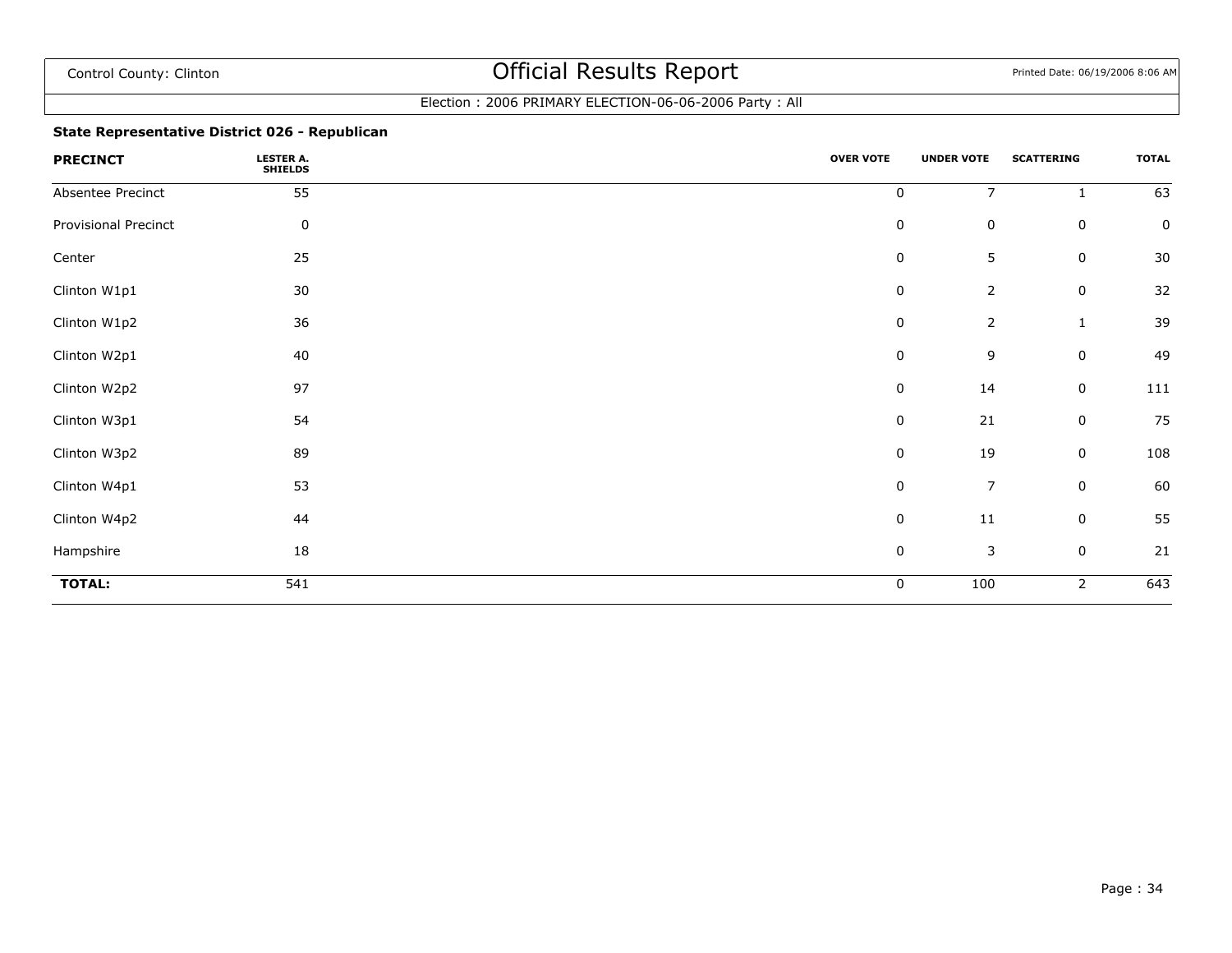Control County: Clinton

# Official Results Report

Printed Date: 06/19/2006 8:06 AM

Election : 2006 PRIMARY ELECTION-06-06-2006 Party : All

### State Representative District 026 - Republican

| PRECINCT | LESTER A. SHIELDS | OVER VOTE | UNDER VOTE | SCATTERING | TOTAL |
|---|---|---|---|---|---|
| Absentee Precinct | 55 | 0 | 7 | 1 | 63 |
| Provisional Precinct | 0 | 0 | 0 | 0 | 0 |
| Center | 25 | 0 | 5 | 0 | 30 |
| Clinton W1p1 | 30 | 0 | 2 | 0 | 32 |
| Clinton W1p2 | 36 | 0 | 2 | 1 | 39 |
| Clinton W2p1 | 40 | 0 | 9 | 0 | 49 |
| Clinton W2p2 | 97 | 0 | 14 | 0 | 111 |
| Clinton W3p1 | 54 | 0 | 21 | 0 | 75 |
| Clinton W3p2 | 89 | 0 | 19 | 0 | 108 |
| Clinton W4p1 | 53 | 0 | 7 | 0 | 60 |
| Clinton W4p2 | 44 | 0 | 11 | 0 | 55 |
| Hampshire | 18 | 0 | 3 | 0 | 21 |
| **TOTAL:** | 541 | 0 | 100 | 2 | 643 |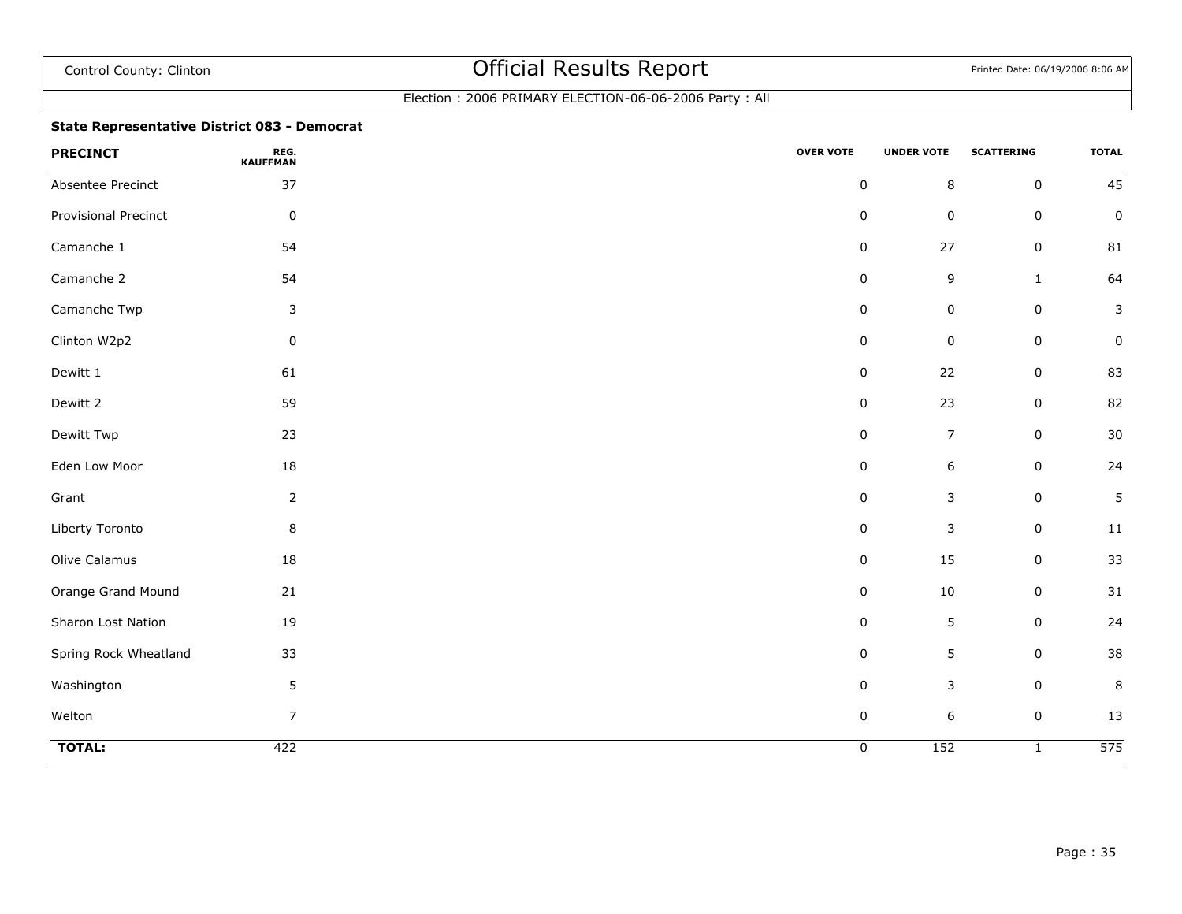Control County: Clinton

# Official Results Report

Printed Date: 06/19/2006 8:06 AM

Election : 2006 PRIMARY ELECTION-06-06-2006 Party : All

### State Representative District 083 - Democrat

| PRECINCT | REG. KAUFFMAN | OVER VOTE | UNDER VOTE | SCATTERING | TOTAL |
|---|---|---|---|---|---|
| Absentee Precinct | 37 | 0 | 8 | 0 | 45 |
| Provisional Precinct | 0 | 0 | 0 | 0 | 0 |
| Camanche 1 | 54 | 0 | 27 | 0 | 81 |
| Camanche 2 | 54 | 0 | 9 | 1 | 64 |
| Camanche Twp | 3 | 0 | 0 | 0 | 3 |
| Clinton W2p2 | 0 | 0 | 0 | 0 | 0 |
| Dewitt 1 | 61 | 0 | 22 | 0 | 83 |
| Dewitt 2 | 59 | 0 | 23 | 0 | 82 |
| Dewitt Twp | 23 | 0 | 7 | 0 | 30 |
| Eden Low Moor | 18 | 0 | 6 | 0 | 24 |
| Grant | 2 | 0 | 3 | 0 | 5 |
| Liberty Toronto | 8 | 0 | 3 | 0 | 11 |
| Olive Calamus | 18 | 0 | 15 | 0 | 33 |
| Orange Grand Mound | 21 | 0 | 10 | 0 | 31 |
| Sharon Lost Nation | 19 | 0 | 5 | 0 | 24 |
| Spring Rock Wheatland | 33 | 0 | 5 | 0 | 38 |
| Washington | 5 | 0 | 3 | 0 | 8 |
| Welton | 7 | 0 | 6 | 0 | 13 |
| **TOTAL:** | 422 | 0 | 152 | 1 | 575 |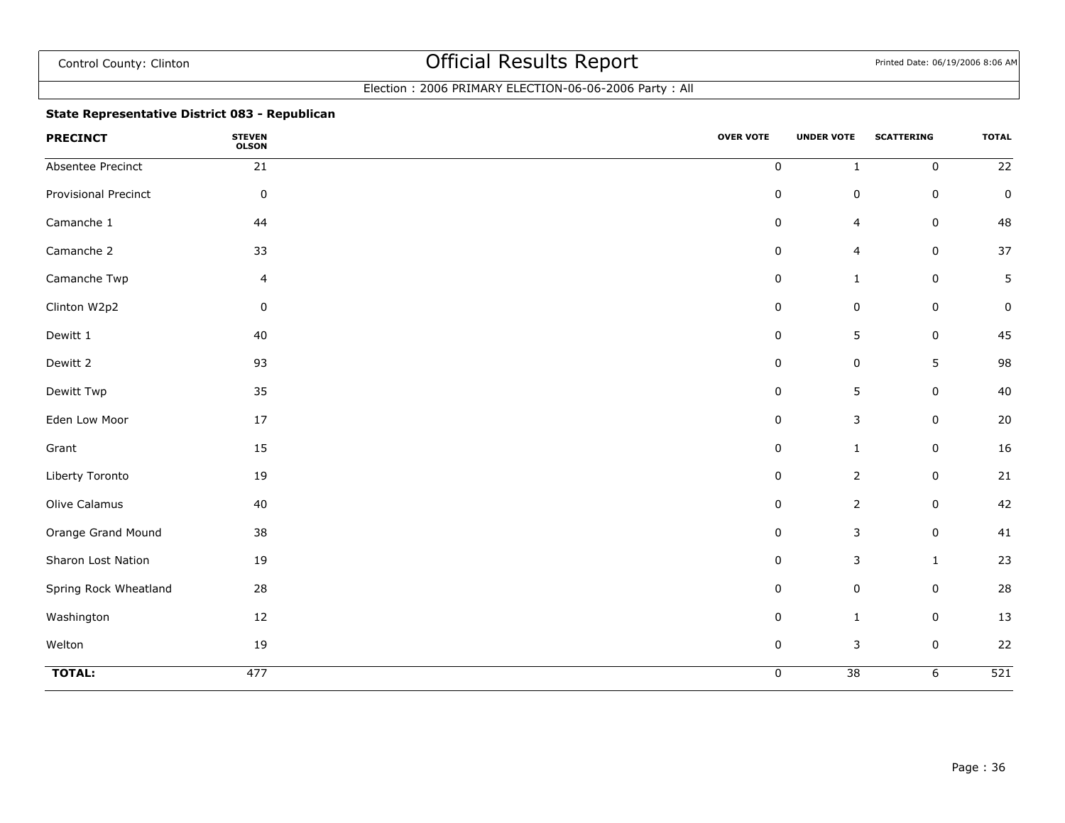Control County: Clinton

# Official Results Report

Printed Date: 06/19/2006 8:06 AM

Election : 2006 PRIMARY ELECTION-06-06-2006 Party : All

### State Representative District 083 - Republican

| PRECINCT | STEVEN OLSON | OVER VOTE | UNDER VOTE | SCATTERING | TOTAL |
|---|---|---|---|---|---|
| Absentee Precinct | 21 | 0 | 1 | 0 | 22 |
| Provisional Precinct | 0 | 0 | 0 | 0 | 0 |
| Camanche 1 | 44 | 0 | 4 | 0 | 48 |
| Camanche 2 | 33 | 0 | 4 | 0 | 37 |
| Camanche Twp | 4 | 0 | 1 | 0 | 5 |
| Clinton W2p2 | 0 | 0 | 0 | 0 | 0 |
| Dewitt 1 | 40 | 0 | 5 | 0 | 45 |
| Dewitt 2 | 93 | 0 | 0 | 5 | 98 |
| Dewitt Twp | 35 | 0 | 5 | 0 | 40 |
| Eden Low Moor | 17 | 0 | 3 | 0 | 20 |
| Grant | 15 | 0 | 1 | 0 | 16 |
| Liberty Toronto | 19 | 0 | 2 | 0 | 21 |
| Olive Calamus | 40 | 0 | 2 | 0 | 42 |
| Orange Grand Mound | 38 | 0 | 3 | 0 | 41 |
| Sharon Lost Nation | 19 | 0 | 3 | 1 | 23 |
| Spring Rock Wheatland | 28 | 0 | 0 | 0 | 28 |
| Washington | 12 | 0 | 1 | 0 | 13 |
| Welton | 19 | 0 | 3 | 0 | 22 |
| **TOTAL:** | 477 | 0 | 38 | 6 | 521 |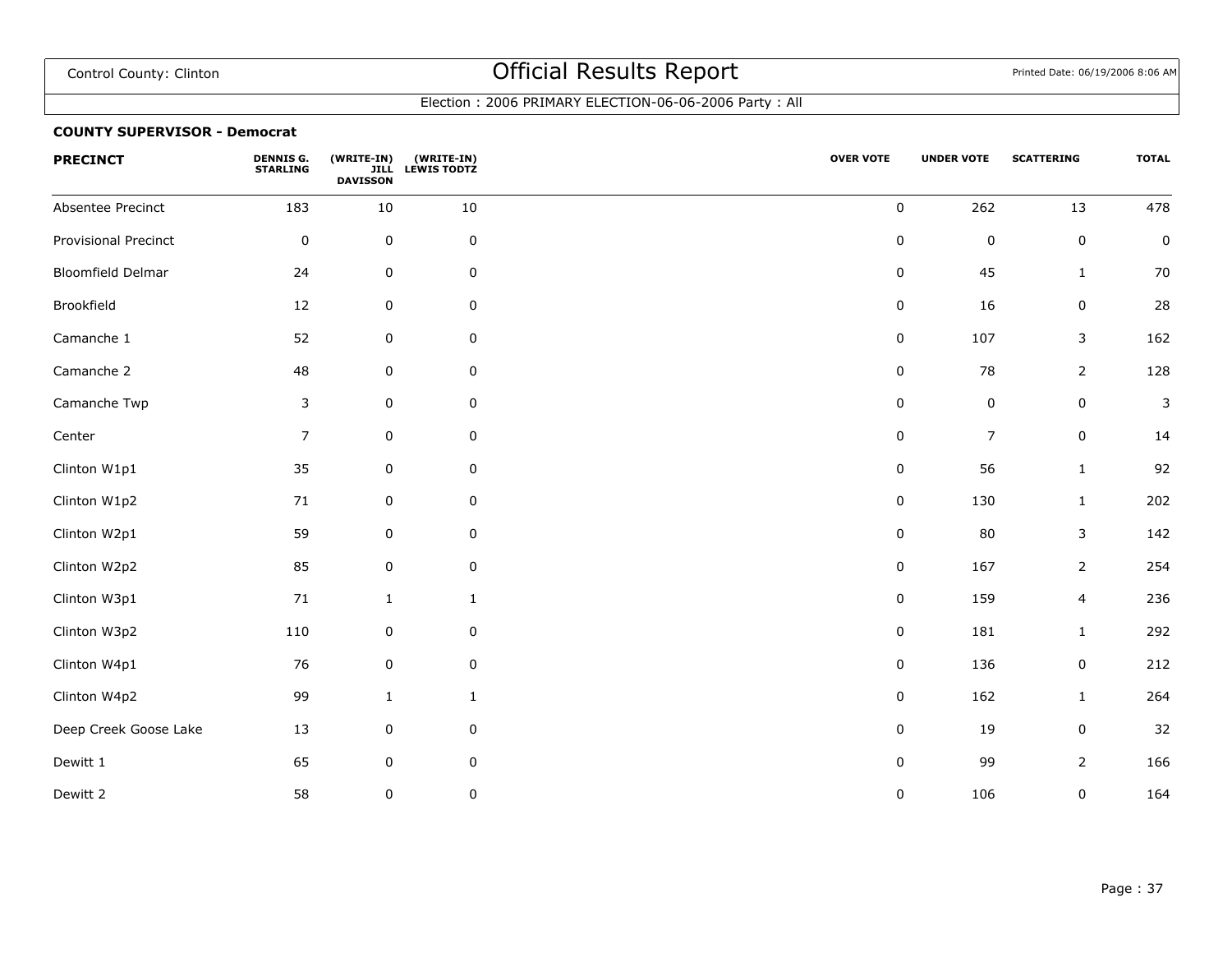Control County: Clinton

# Official Results Report

Printed Date: 06/19/2006 8:06 AM

Election : 2006 PRIMARY ELECTION-06-06-2006 Party : All

**COUNTY SUPERVISOR - Democrat**

| PRECINCT | DENNIS G. STARLING | (WRITE-IN) JILL DAVISSON | (WRITE-IN) LEWIS TODTZ | OVER VOTE | UNDER VOTE | SCATTERING | TOTAL |
|---|---|---|---|---|---|---|---|
| Absentee Precinct | 183 | 10 | 10 | 0 | 262 | 13 | 478 |
| Provisional Precinct | 0 | 0 | 0 | 0 | 0 | 0 | 0 |
| Bloomfield Delmar | 24 | 0 | 0 | 0 | 45 | 1 | 70 |
| Brookfield | 12 | 0 | 0 | 0 | 16 | 0 | 28 |
| Camanche 1 | 52 | 0 | 0 | 0 | 107 | 3 | 162 |
| Camanche 2 | 48 | 0 | 0 | 0 | 78 | 2 | 128 |
| Camanche Twp | 3 | 0 | 0 | 0 | 0 | 0 | 3 |
| Center | 7 | 0 | 0 | 0 | 7 | 0 | 14 |
| Clinton W1p1 | 35 | 0 | 0 | 0 | 56 | 1 | 92 |
| Clinton W1p2 | 71 | 0 | 0 | 0 | 130 | 1 | 202 |
| Clinton W2p1 | 59 | 0 | 0 | 0 | 80 | 3 | 142 |
| Clinton W2p2 | 85 | 0 | 0 | 0 | 167 | 2 | 254 |
| Clinton W3p1 | 71 | 1 | 1 | 0 | 159 | 4 | 236 |
| Clinton W3p2 | 110 | 0 | 0 | 0 | 181 | 1 | 292 |
| Clinton W4p1 | 76 | 0 | 0 | 0 | 136 | 0 | 212 |
| Clinton W4p2 | 99 | 1 | 1 | 0 | 162 | 1 | 264 |
| Deep Creek Goose Lake | 13 | 0 | 0 | 0 | 19 | 0 | 32 |
| Dewitt 1 | 65 | 0 | 0 | 0 | 99 | 2 | 166 |
| Dewitt 2 | 58 | 0 | 0 | 0 | 106 | 0 | 164 |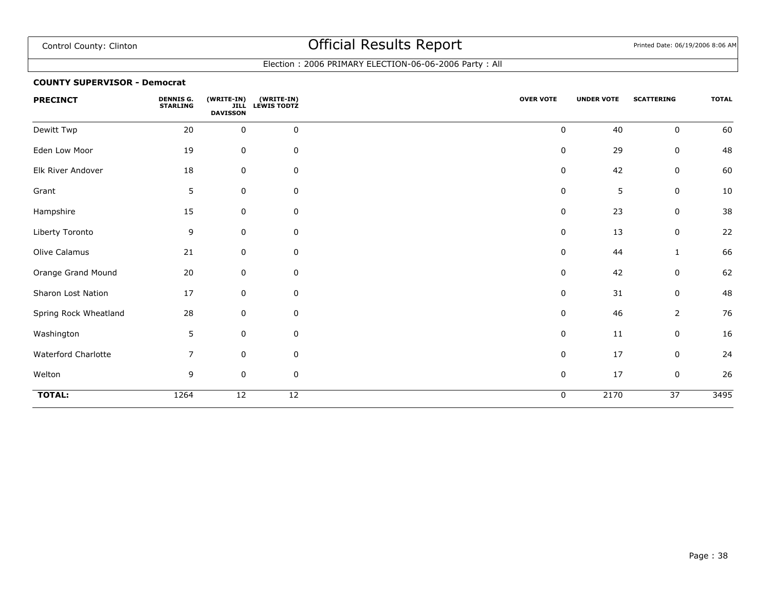Control County: Clinton

# Official Results Report

Election : 2006 PRIMARY ELECTION-06-06-2006 Party : All

**COUNTY SUPERVISOR - Democrat**

| PRECINCT | DENNIS G. STARLING | (WRITE-IN) JILL DAVISSON | (WRITE-IN) LEWIS TODTZ | OVER VOTE | UNDER VOTE | SCATTERING | TOTAL |
|---|---|---|---|---|---|---|---|
| Dewitt Twp | 20 | 0 | 0 | 0 | 40 | 0 | 60 |
| Eden Low Moor | 19 | 0 | 0 | 0 | 29 | 0 | 48 |
| Elk River Andover | 18 | 0 | 0 | 0 | 42 | 0 | 60 |
| Grant | 5 | 0 | 0 | 0 | 5 | 0 | 10 |
| Hampshire | 15 | 0 | 0 | 0 | 23 | 0 | 38 |
| Liberty Toronto | 9 | 0 | 0 | 0 | 13 | 0 | 22 |
| Olive Calamus | 21 | 0 | 0 | 0 | 44 | 1 | 66 |
| Orange Grand Mound | 20 | 0 | 0 | 0 | 42 | 0 | 62 |
| Sharon Lost Nation | 17 | 0 | 0 | 0 | 31 | 0 | 48 |
| Spring Rock Wheatland | 28 | 0 | 0 | 0 | 46 | 2 | 76 |
| Washington | 5 | 0 | 0 | 0 | 11 | 0 | 16 |
| Waterford Charlotte | 7 | 0 | 0 | 0 | 17 | 0 | 24 |
| Welton | 9 | 0 | 0 | 0 | 17 | 0 | 26 |
| **TOTAL:** | 1264 | 12 | 12 | 0 | 2170 | 37 | 3495 |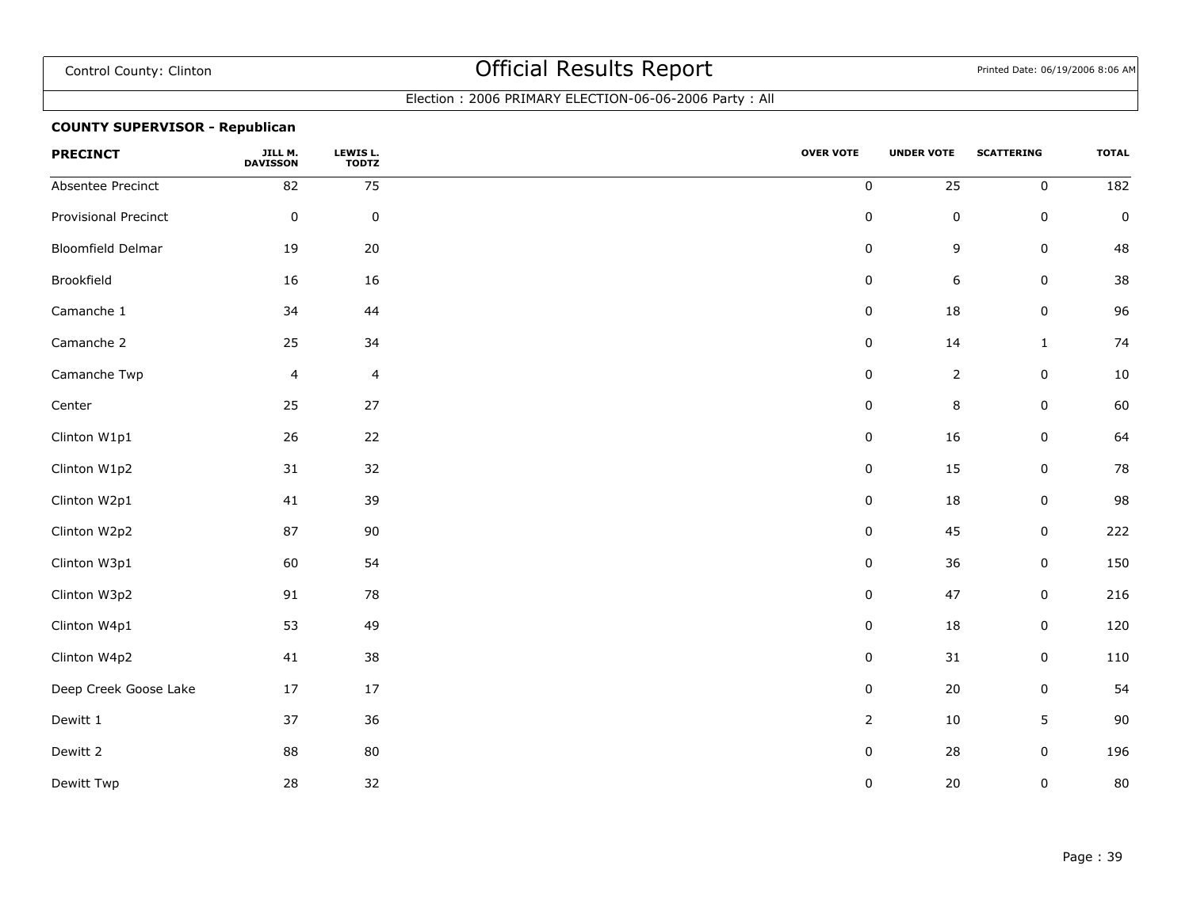# Official Results Report

Control County: Clinton

Printed Date: 06/19/2006 8:06 AM

Election : 2006 PRIMARY ELECTION-06-06-2006 Party : All

**COUNTY SUPERVISOR - Republican**

| PRECINCT | JILL M. DAVISSON | LEWIS L. TODTZ | OVER VOTE | UNDER VOTE | SCATTERING | TOTAL |
|---|---|---|---|---|---|---|
| Absentee Precinct | 82 | 75 | 0 | 25 | 0 | 182 |
| Provisional Precinct | 0 | 0 | 0 | 0 | 0 | 0 |
| Bloomfield Delmar | 19 | 20 | 0 | 9 | 0 | 48 |
| Brookfield | 16 | 16 | 0 | 6 | 0 | 38 |
| Camanche 1 | 34 | 44 | 0 | 18 | 0 | 96 |
| Camanche 2 | 25 | 34 | 0 | 14 | 1 | 74 |
| Camanche Twp | 4 | 4 | 0 | 2 | 0 | 10 |
| Center | 25 | 27 | 0 | 8 | 0 | 60 |
| Clinton W1p1 | 26 | 22 | 0 | 16 | 0 | 64 |
| Clinton W1p2 | 31 | 32 | 0 | 15 | 0 | 78 |
| Clinton W2p1 | 41 | 39 | 0 | 18 | 0 | 98 |
| Clinton W2p2 | 87 | 90 | 0 | 45 | 0 | 222 |
| Clinton W3p1 | 60 | 54 | 0 | 36 | 0 | 150 |
| Clinton W3p2 | 91 | 78 | 0 | 47 | 0 | 216 |
| Clinton W4p1 | 53 | 49 | 0 | 18 | 0 | 120 |
| Clinton W4p2 | 41 | 38 | 0 | 31 | 0 | 110 |
| Deep Creek Goose Lake | 17 | 17 | 0 | 20 | 0 | 54 |
| Dewitt 1 | 37 | 36 | 2 | 10 | 5 | 90 |
| Dewitt 2 | 88 | 80 | 0 | 28 | 0 | 196 |
| Dewitt Twp | 28 | 32 | 0 | 20 | 0 | 80 |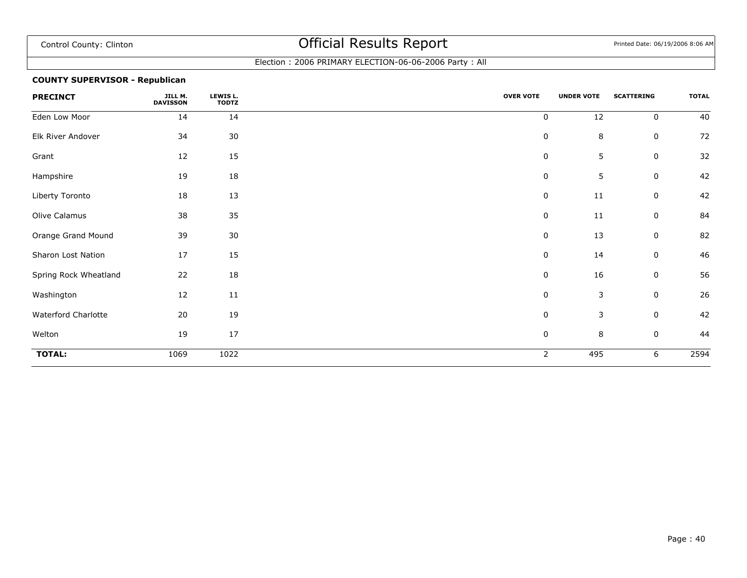Control County: Clinton

# Official Results Report

Election : 2006 PRIMARY ELECTION-06-06-2006 Party : All

### COUNTY SUPERVISOR - Republican

| PRECINCT | JILL M. DAVISSON | LEWIS L. TODTZ | OVER VOTE | UNDER VOTE | SCATTERING | TOTAL |
|---|---|---|---|---|---|---|
| Eden Low Moor | 14 | 14 | 0 | 12 | 0 | 40 |
| Elk River Andover | 34 | 30 | 0 | 8 | 0 | 72 |
| Grant | 12 | 15 | 0 | 5 | 0 | 32 |
| Hampshire | 19 | 18 | 0 | 5 | 0 | 42 |
| Liberty Toronto | 18 | 13 | 0 | 11 | 0 | 42 |
| Olive Calamus | 38 | 35 | 0 | 11 | 0 | 84 |
| Orange Grand Mound | 39 | 30 | 0 | 13 | 0 | 82 |
| Sharon Lost Nation | 17 | 15 | 0 | 14 | 0 | 46 |
| Spring Rock Wheatland | 22 | 18 | 0 | 16 | 0 | 56 |
| Washington | 12 | 11 | 0 | 3 | 0 | 26 |
| Waterford Charlotte | 20 | 19 | 0 | 3 | 0 | 42 |
| Welton | 19 | 17 | 0 | 8 | 0 | 44 |
| **TOTAL:** | 1069 | 1022 | 2 | 495 | 6 | 2594 |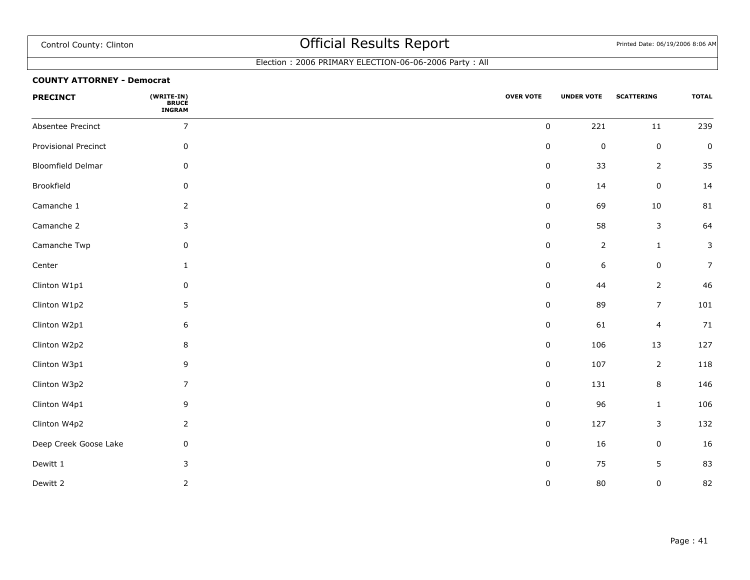Control County: Clinton

# Official Results Report

Printed Date: 06/19/2006 8:06 AM

Election : 2006 PRIMARY ELECTION-06-06-2006 Party : All

**COUNTY ATTORNEY - Democrat**

| PRECINCT | (WRITE-IN) BRUCE INGRAM | OVER VOTE | UNDER VOTE | SCATTERING | TOTAL |
|---|---|---|---|---|---|
| Absentee Precinct | 7 | 0 | 221 | 11 | 239 |
| Provisional Precinct | 0 | 0 | 0 | 0 | 0 |
| Bloomfield Delmar | 0 | 0 | 33 | 2 | 35 |
| Brookfield | 0 | 0 | 14 | 0 | 14 |
| Camanche 1 | 2 | 0 | 69 | 10 | 81 |
| Camanche 2 | 3 | 0 | 58 | 3 | 64 |
| Camanche Twp | 0 | 0 | 2 | 1 | 3 |
| Center | 1 | 0 | 6 | 0 | 7 |
| Clinton W1p1 | 0 | 0 | 44 | 2 | 46 |
| Clinton W1p2 | 5 | 0 | 89 | 7 | 101 |
| Clinton W2p1 | 6 | 0 | 61 | 4 | 71 |
| Clinton W2p2 | 8 | 0 | 106 | 13 | 127 |
| Clinton W3p1 | 9 | 0 | 107 | 2 | 118 |
| Clinton W3p2 | 7 | 0 | 131 | 8 | 146 |
| Clinton W4p1 | 9 | 0 | 96 | 1 | 106 |
| Clinton W4p2 | 2 | 0 | 127 | 3 | 132 |
| Deep Creek Goose Lake | 0 | 0 | 16 | 0 | 16 |
| Dewitt 1 | 3 | 0 | 75 | 5 | 83 |
| Dewitt 2 | 2 | 0 | 80 | 0 | 82 |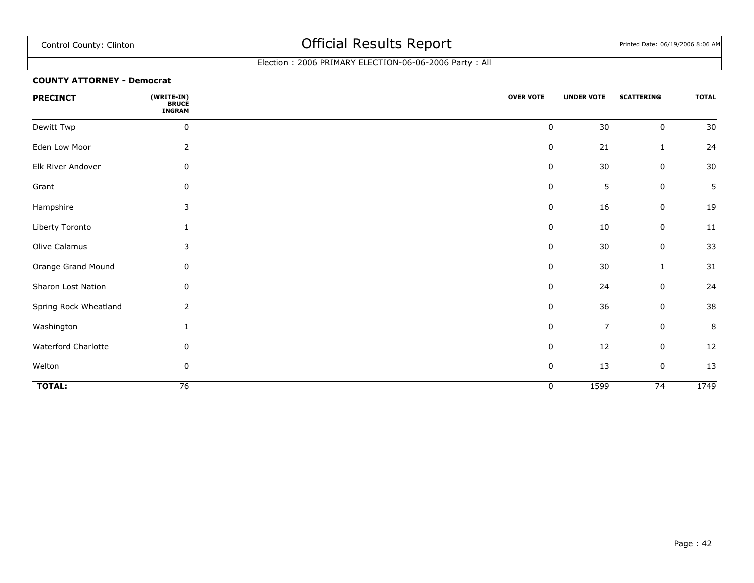Control County: Clinton

# Official Results Report

Printed Date: 06/19/2006 8:06 AM

Election : 2006 PRIMARY ELECTION-06-06-2006 Party : All

**COUNTY ATTORNEY - Democrat**

| PRECINCT | (WRITE-IN) BRUCE INGRAM | OVER VOTE | UNDER VOTE | SCATTERING | TOTAL |
|---|---|---|---|---|---|
| Dewitt Twp | 0 | 0 | 30 | 0 | 30 |
| Eden Low Moor | 2 | 0 | 21 | 1 | 24 |
| Elk River Andover | 0 | 0 | 30 | 0 | 30 |
| Grant | 0 | 0 | 5 | 0 | 5 |
| Hampshire | 3 | 0 | 16 | 0 | 19 |
| Liberty Toronto | 1 | 0 | 10 | 0 | 11 |
| Olive Calamus | 3 | 0 | 30 | 0 | 33 |
| Orange Grand Mound | 0 | 0 | 30 | 1 | 31 |
| Sharon Lost Nation | 0 | 0 | 24 | 0 | 24 |
| Spring Rock Wheatland | 2 | 0 | 36 | 0 | 38 |
| Washington | 1 | 0 | 7 | 0 | 8 |
| Waterford Charlotte | 0 | 0 | 12 | 0 | 12 |
| Welton | 0 | 0 | 13 | 0 | 13 |
| **TOTAL:** | 76 | 0 | 1599 | 74 | 1749 |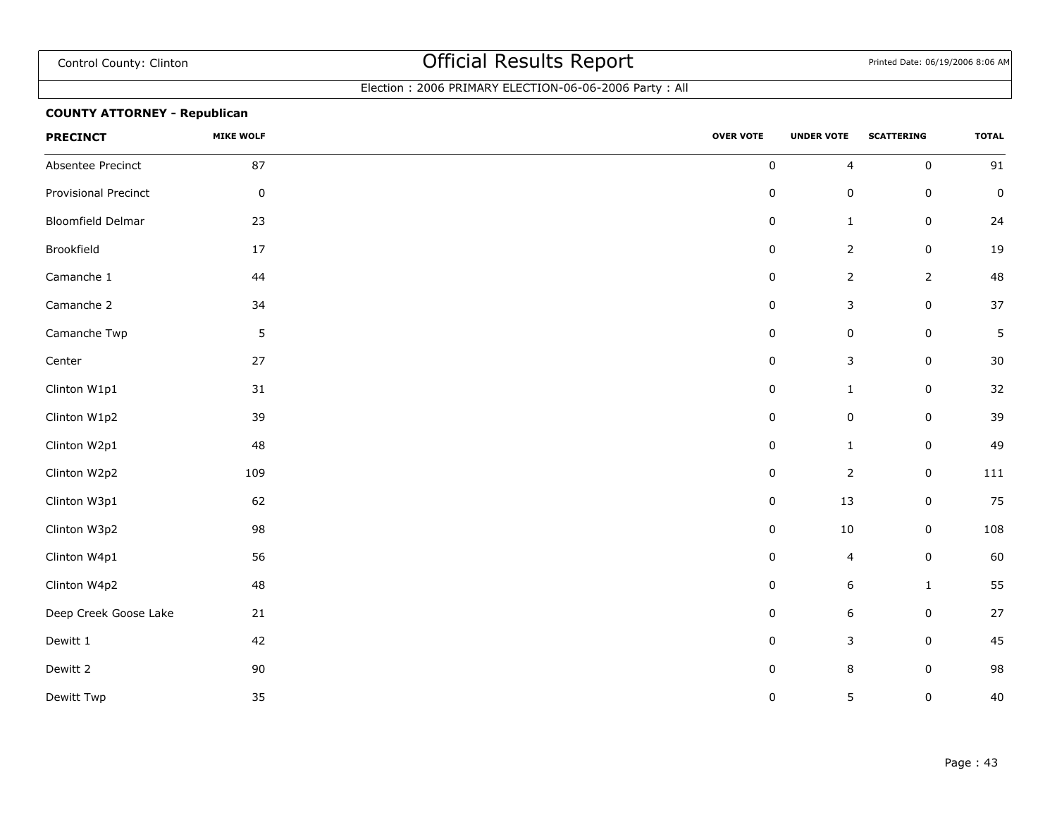Control County: Clinton

# Official Results Report

Printed Date: 06/19/2006 8:06 AM

Election : 2006 PRIMARY ELECTION-06-06-2006 Party : All

**COUNTY ATTORNEY - Republican**

| PRECINCT | MIKE WOLF | OVER VOTE | UNDER VOTE | SCATTERING | TOTAL |
|---|---|---|---|---|---|
| Absentee Precinct | 87 | 0 | 4 | 0 | 91 |
| Provisional Precinct | 0 | 0 | 0 | 0 | 0 |
| Bloomfield Delmar | 23 | 0 | 1 | 0 | 24 |
| Brookfield | 17 | 0 | 2 | 0 | 19 |
| Camanche 1 | 44 | 0 | 2 | 2 | 48 |
| Camanche 2 | 34 | 0 | 3 | 0 | 37 |
| Camanche Twp | 5 | 0 | 0 | 0 | 5 |
| Center | 27 | 0 | 3 | 0 | 30 |
| Clinton W1p1 | 31 | 0 | 1 | 0 | 32 |
| Clinton W1p2 | 39 | 0 | 0 | 0 | 39 |
| Clinton W2p1 | 48 | 0 | 1 | 0 | 49 |
| Clinton W2p2 | 109 | 0 | 2 | 0 | 111 |
| Clinton W3p1 | 62 | 0 | 13 | 0 | 75 |
| Clinton W3p2 | 98 | 0 | 10 | 0 | 108 |
| Clinton W4p1 | 56 | 0 | 4 | 0 | 60 |
| Clinton W4p2 | 48 | 0 | 6 | 1 | 55 |
| Deep Creek Goose Lake | 21 | 0 | 6 | 0 | 27 |
| Dewitt 1 | 42 | 0 | 3 | 0 | 45 |
| Dewitt 2 | 90 | 0 | 8 | 0 | 98 |
| Dewitt Twp | 35 | 0 | 5 | 0 | 40 |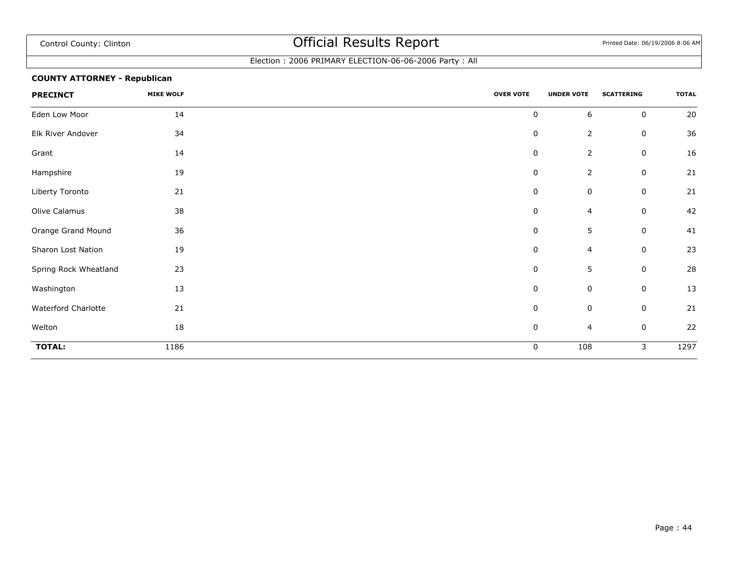Control County: Clinton

# Official Results Report

Printed Date: 06/19/2006 8:06 AM

Election : 2006 PRIMARY ELECTION-06-06-2006 Party : All

**COUNTY ATTORNEY - Republican**

| PRECINCT | MIKE WOLF | OVER VOTE | UNDER VOTE | SCATTERING | TOTAL |
|---|---|---|---|---|---|
| Eden Low Moor | 14 | 0 | 6 | 0 | 20 |
| Elk River Andover | 34 | 0 | 2 | 0 | 36 |
| Grant | 14 | 0 | 2 | 0 | 16 |
| Hampshire | 19 | 0 | 2 | 0 | 21 |
| Liberty Toronto | 21 | 0 | 0 | 0 | 21 |
| Olive Calamus | 38 | 0 | 4 | 0 | 42 |
| Orange Grand Mound | 36 | 0 | 5 | 0 | 41 |
| Sharon Lost Nation | 19 | 0 | 4 | 0 | 23 |
| Spring Rock Wheatland | 23 | 0 | 5 | 0 | 28 |
| Washington | 13 | 0 | 0 | 0 | 13 |
| Waterford Charlotte | 21 | 0 | 0 | 0 | 21 |
| Welton | 18 | 0 | 4 | 0 | 22 |
| **TOTAL:** | 1186 | 0 | 108 | 3 | 1297 |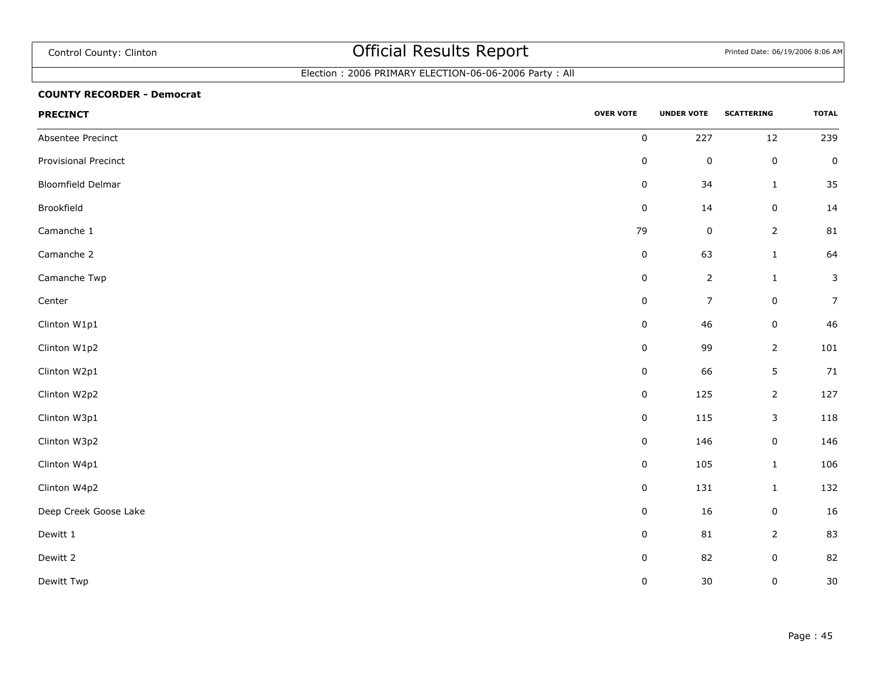Control County: Clinton

# Official Results Report

Printed Date: 06/19/2006 8:06 AM

Election : 2006 PRIMARY ELECTION-06-06-2006 Party : All

**COUNTY RECORDER - Democrat**

| PRECINCT | OVER VOTE | UNDER VOTE | SCATTERING | TOTAL |
|---|---|---|---|---|
| Absentee Precinct | 0 | 227 | 12 | 239 |
| Provisional Precinct | 0 | 0 | 0 | 0 |
| Bloomfield Delmar | 0 | 34 | 1 | 35 |
| Brookfield | 0 | 14 | 0 | 14 |
| Camanche 1 | 79 | 0 | 2 | 81 |
| Camanche 2 | 0 | 63 | 1 | 64 |
| Camanche Twp | 0 | 2 | 1 | 3 |
| Center | 0 | 7 | 0 | 7 |
| Clinton W1p1 | 0 | 46 | 0 | 46 |
| Clinton W1p2 | 0 | 99 | 2 | 101 |
| Clinton W2p1 | 0 | 66 | 5 | 71 |
| Clinton W2p2 | 0 | 125 | 2 | 127 |
| Clinton W3p1 | 0 | 115 | 3 | 118 |
| Clinton W3p2 | 0 | 146 | 0 | 146 |
| Clinton W4p1 | 0 | 105 | 1 | 106 |
| Clinton W4p2 | 0 | 131 | 1 | 132 |
| Deep Creek Goose Lake | 0 | 16 | 0 | 16 |
| Dewitt 1 | 0 | 81 | 2 | 83 |
| Dewitt 2 | 0 | 82 | 0 | 82 |
| Dewitt Twp | 0 | 30 | 0 | 30 |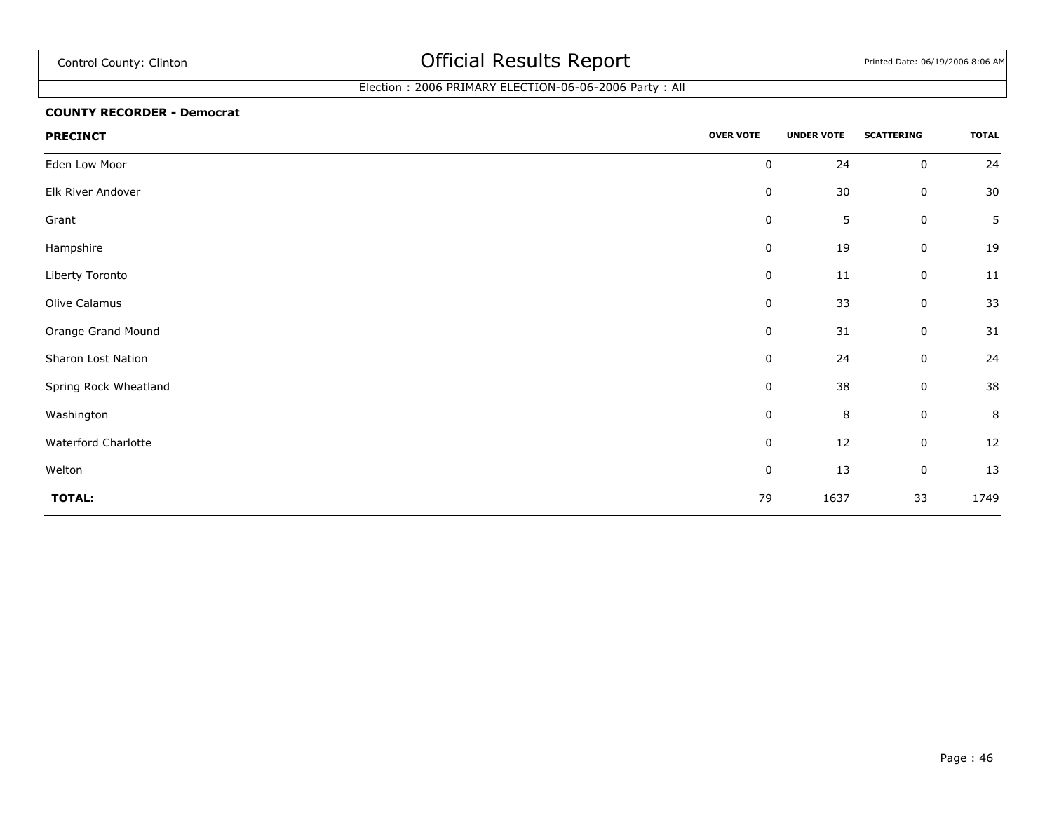Control County: Clinton

# Official Results Report

Printed Date: 06/19/2006 8:06 AM

Election : 2006 PRIMARY ELECTION-06-06-2006 Party : All

**COUNTY RECORDER - Democrat**

| PRECINCT | OVER VOTE | UNDER VOTE | SCATTERING | TOTAL |
|---|---|---|---|---|
| Eden Low Moor | 0 | 24 | 0 | 24 |
| Elk River Andover | 0 | 30 | 0 | 30 |
| Grant | 0 | 5 | 0 | 5 |
| Hampshire | 0 | 19 | 0 | 19 |
| Liberty Toronto | 0 | 11 | 0 | 11 |
| Olive Calamus | 0 | 33 | 0 | 33 |
| Orange Grand Mound | 0 | 31 | 0 | 31 |
| Sharon Lost Nation | 0 | 24 | 0 | 24 |
| Spring Rock Wheatland | 0 | 38 | 0 | 38 |
| Washington | 0 | 8 | 0 | 8 |
| Waterford Charlotte | 0 | 12 | 0 | 12 |
| Welton | 0 | 13 | 0 | 13 |
| **TOTAL:** | 79 | 1637 | 33 | 1749 |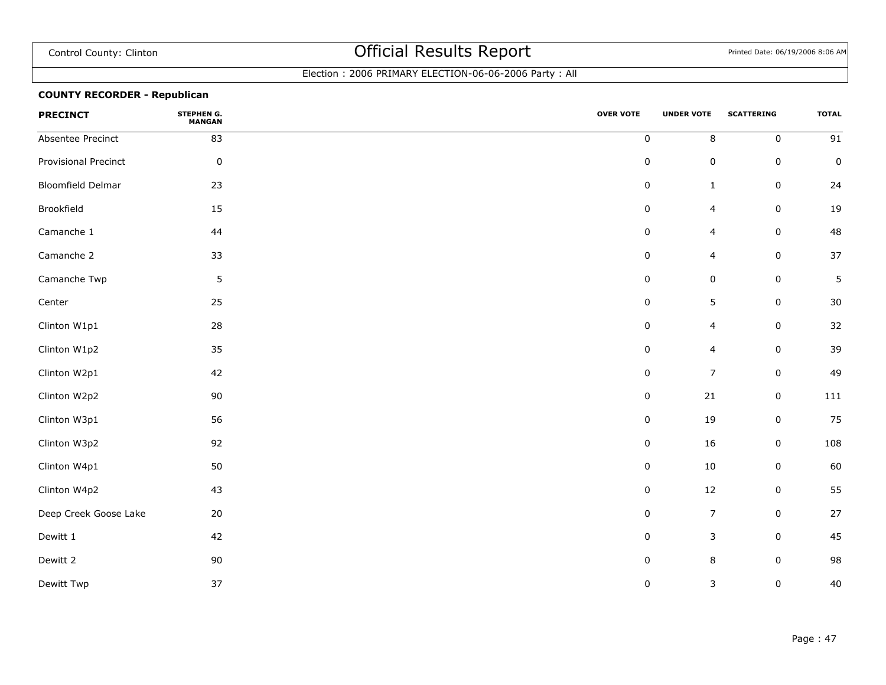Control County: Clinton

# Official Results Report

Printed Date: 06/19/2006 8:06 AM

Election : 2006 PRIMARY ELECTION-06-06-2006 Party : All

**COUNTY RECORDER - Republican**

| PRECINCT | STEPHEN G. MANGAN | OVER VOTE | UNDER VOTE | SCATTERING | TOTAL |
|---|---|---|---|---|---|
| Absentee Precinct | 83 | 0 | 8 | 0 | 91 |
| Provisional Precinct | 0 | 0 | 0 | 0 | 0 |
| Bloomfield Delmar | 23 | 0 | 1 | 0 | 24 |
| Brookfield | 15 | 0 | 4 | 0 | 19 |
| Camanche 1 | 44 | 0 | 4 | 0 | 48 |
| Camanche 2 | 33 | 0 | 4 | 0 | 37 |
| Camanche Twp | 5 | 0 | 0 | 0 | 5 |
| Center | 25 | 0 | 5 | 0 | 30 |
| Clinton W1p1 | 28 | 0 | 4 | 0 | 32 |
| Clinton W1p2 | 35 | 0 | 4 | 0 | 39 |
| Clinton W2p1 | 42 | 0 | 7 | 0 | 49 |
| Clinton W2p2 | 90 | 0 | 21 | 0 | 111 |
| Clinton W3p1 | 56 | 0 | 19 | 0 | 75 |
| Clinton W3p2 | 92 | 0 | 16 | 0 | 108 |
| Clinton W4p1 | 50 | 0 | 10 | 0 | 60 |
| Clinton W4p2 | 43 | 0 | 12 | 0 | 55 |
| Deep Creek Goose Lake | 20 | 0 | 7 | 0 | 27 |
| Dewitt 1 | 42 | 0 | 3 | 0 | 45 |
| Dewitt 2 | 90 | 0 | 8 | 0 | 98 |
| Dewitt Twp | 37 | 0 | 3 | 0 | 40 |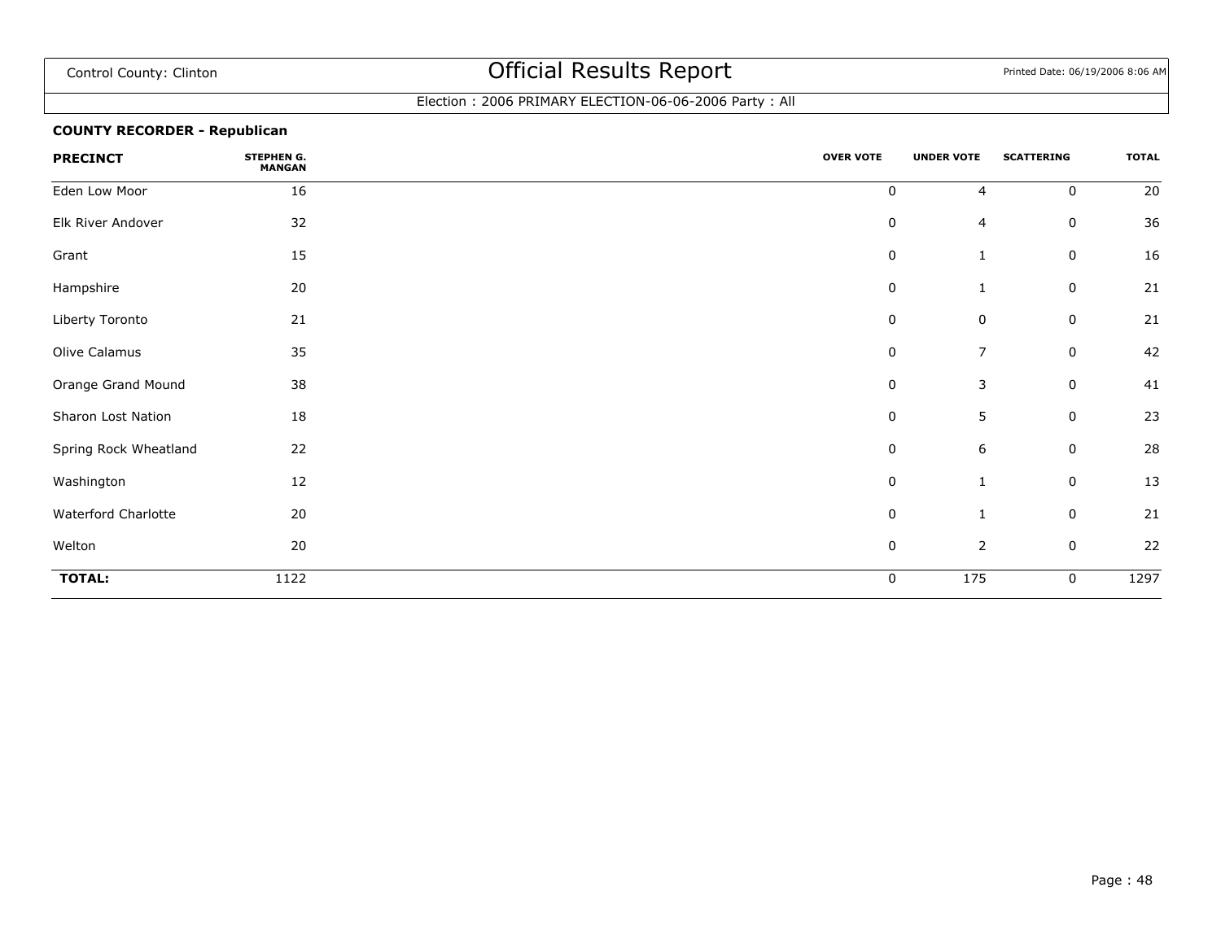Control County: Clinton

# Official Results Report

Printed Date: 06/19/2006 8:06 AM

Election : 2006 PRIMARY ELECTION-06-06-2006 Party : All

**COUNTY RECORDER - Republican**

| PRECINCT | STEPHEN G. MANGAN | OVER VOTE | UNDER VOTE | SCATTERING | TOTAL |
|---|---|---|---|---|---|
| Eden Low Moor | 16 | 0 | 4 | 0 | 20 |
| Elk River Andover | 32 | 0 | 4 | 0 | 36 |
| Grant | 15 | 0 | 1 | 0 | 16 |
| Hampshire | 20 | 0 | 1 | 0 | 21 |
| Liberty Toronto | 21 | 0 | 0 | 0 | 21 |
| Olive Calamus | 35 | 0 | 7 | 0 | 42 |
| Orange Grand Mound | 38 | 0 | 3 | 0 | 41 |
| Sharon Lost Nation | 18 | 0 | 5 | 0 | 23 |
| Spring Rock Wheatland | 22 | 0 | 6 | 0 | 28 |
| Washington | 12 | 0 | 1 | 0 | 13 |
| Waterford Charlotte | 20 | 0 | 1 | 0 | 21 |
| Welton | 20 | 0 | 2 | 0 | 22 |
| **TOTAL:** | 1122 | 0 | 175 | 0 | 1297 |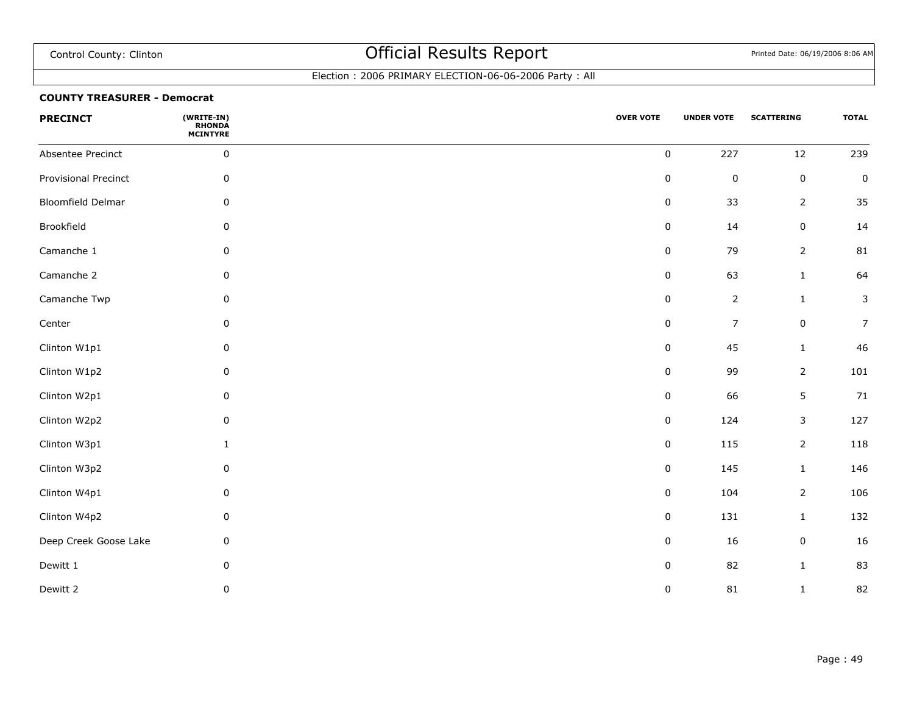Control County: Clinton

# Official Results Report

Printed Date: 06/19/2006 8:06 AM

Election : 2006 PRIMARY ELECTION-06-06-2006 Party : All

**COUNTY TREASURER - Democrat**

| PRECINCT | (WRITE-IN) RHONDA MCINTYRE | OVER VOTE | UNDER VOTE | SCATTERING | TOTAL |
|---|---|---|---|---|---|
| Absentee Precinct | 0 | 0 | 227 | 12 | 239 |
| Provisional Precinct | 0 | 0 | 0 | 0 | 0 |
| Bloomfield Delmar | 0 | 0 | 33 | 2 | 35 |
| Brookfield | 0 | 0 | 14 | 0 | 14 |
| Camanche 1 | 0 | 0 | 79 | 2 | 81 |
| Camanche 2 | 0 | 0 | 63 | 1 | 64 |
| Camanche Twp | 0 | 0 | 2 | 1 | 3 |
| Center | 0 | 0 | 7 | 0 | 7 |
| Clinton W1p1 | 0 | 0 | 45 | 1 | 46 |
| Clinton W1p2 | 0 | 0 | 99 | 2 | 101 |
| Clinton W2p1 | 0 | 0 | 66 | 5 | 71 |
| Clinton W2p2 | 0 | 0 | 124 | 3 | 127 |
| Clinton W3p1 | 1 | 0 | 115 | 2 | 118 |
| Clinton W3p2 | 0 | 0 | 145 | 1 | 146 |
| Clinton W4p1 | 0 | 0 | 104 | 2 | 106 |
| Clinton W4p2 | 0 | 0 | 131 | 1 | 132 |
| Deep Creek Goose Lake | 0 | 0 | 16 | 0 | 16 |
| Dewitt 1 | 0 | 0 | 82 | 1 | 83 |
| Dewitt 2 | 0 | 0 | 81 | 1 | 82 |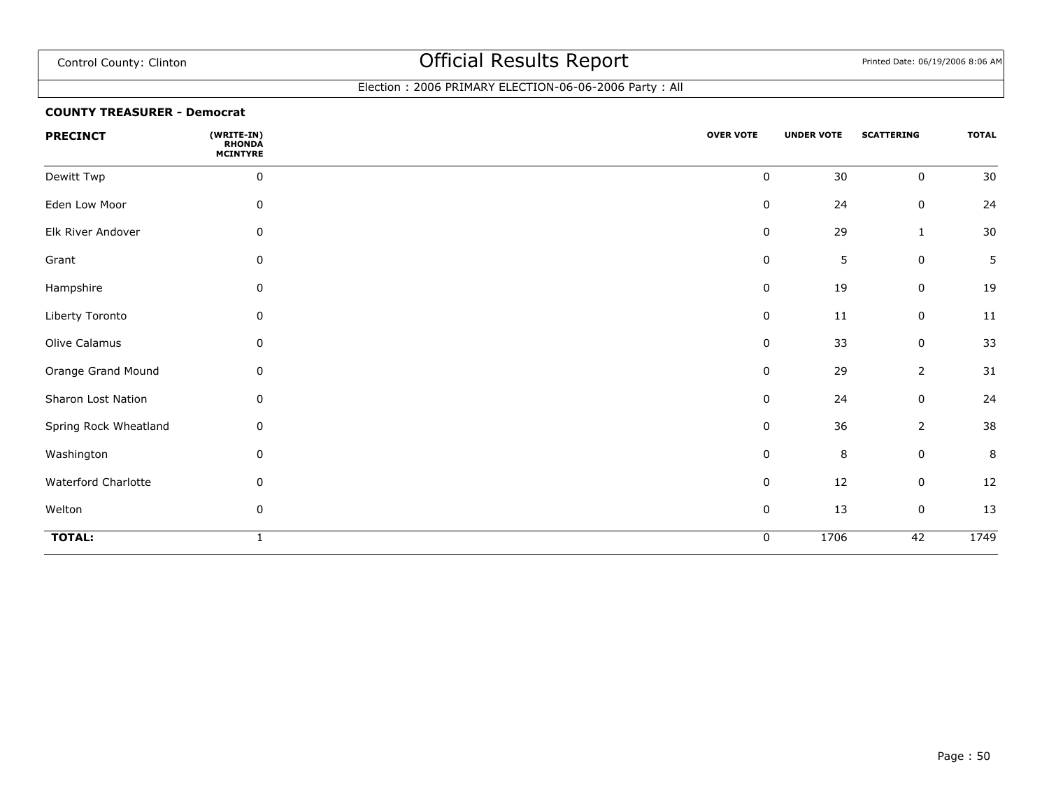Control County: Clinton

# Official Results Report

Election : 2006 PRIMARY ELECTION-06-06-2006 Party : All

**COUNTY TREASURER - Democrat**

| PRECINCT | (WRITE-IN) RHONDA MCINTYRE | OVER VOTE | UNDER VOTE | SCATTERING | TOTAL |
|---|---|---|---|---|---|
| Dewitt Twp | 0 | 0 | 30 | 0 | 30 |
| Eden Low Moor | 0 | 0 | 24 | 0 | 24 |
| Elk River Andover | 0 | 0 | 29 | 1 | 30 |
| Grant | 0 | 0 | 5 | 0 | 5 |
| Hampshire | 0 | 0 | 19 | 0 | 19 |
| Liberty Toronto | 0 | 0 | 11 | 0 | 11 |
| Olive Calamus | 0 | 0 | 33 | 0 | 33 |
| Orange Grand Mound | 0 | 0 | 29 | 2 | 31 |
| Sharon Lost Nation | 0 | 0 | 24 | 0 | 24 |
| Spring Rock Wheatland | 0 | 0 | 36 | 2 | 38 |
| Washington | 0 | 0 | 8 | 0 | 8 |
| Waterford Charlotte | 0 | 0 | 12 | 0 | 12 |
| Welton | 0 | 0 | 13 | 0 | 13 |
| **TOTAL:** | 1 | 0 | 1706 | 42 | 1749 |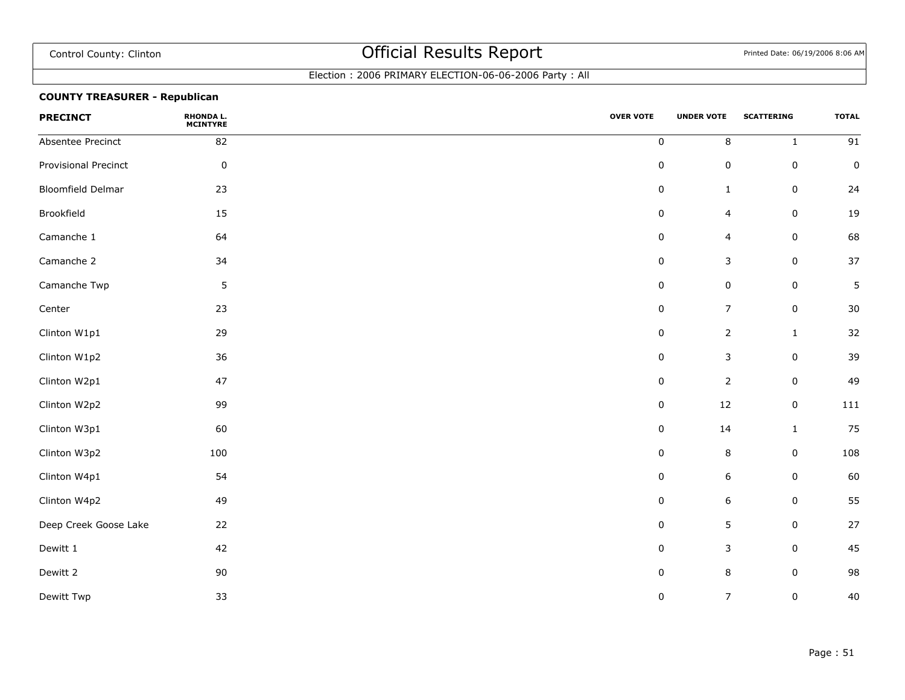Control County: Clinton

# Official Results Report

Printed Date: 06/19/2006 8:06 AM

Election : 2006 PRIMARY ELECTION-06-06-2006 Party : All

**COUNTY TREASURER - Republican**

| PRECINCT | RHONDA L. MCINTYRE | OVER VOTE | UNDER VOTE | SCATTERING | TOTAL |
|---|---|---|---|---|---|
| Absentee Precinct | 82 | 0 | 8 | 1 | 91 |
| Provisional Precinct | 0 | 0 | 0 | 0 | 0 |
| Bloomfield Delmar | 23 | 0 | 1 | 0 | 24 |
| Brookfield | 15 | 0 | 4 | 0 | 19 |
| Camanche 1 | 64 | 0 | 4 | 0 | 68 |
| Camanche 2 | 34 | 0 | 3 | 0 | 37 |
| Camanche Twp | 5 | 0 | 0 | 0 | 5 |
| Center | 23 | 0 | 7 | 0 | 30 |
| Clinton W1p1 | 29 | 0 | 2 | 1 | 32 |
| Clinton W1p2 | 36 | 0 | 3 | 0 | 39 |
| Clinton W2p1 | 47 | 0 | 2 | 0 | 49 |
| Clinton W2p2 | 99 | 0 | 12 | 0 | 111 |
| Clinton W3p1 | 60 | 0 | 14 | 1 | 75 |
| Clinton W3p2 | 100 | 0 | 8 | 0 | 108 |
| Clinton W4p1 | 54 | 0 | 6 | 0 | 60 |
| Clinton W4p2 | 49 | 0 | 6 | 0 | 55 |
| Deep Creek Goose Lake | 22 | 0 | 5 | 0 | 27 |
| Dewitt 1 | 42 | 0 | 3 | 0 | 45 |
| Dewitt 2 | 90 | 0 | 8 | 0 | 98 |
| Dewitt Twp | 33 | 0 | 7 | 0 | 40 |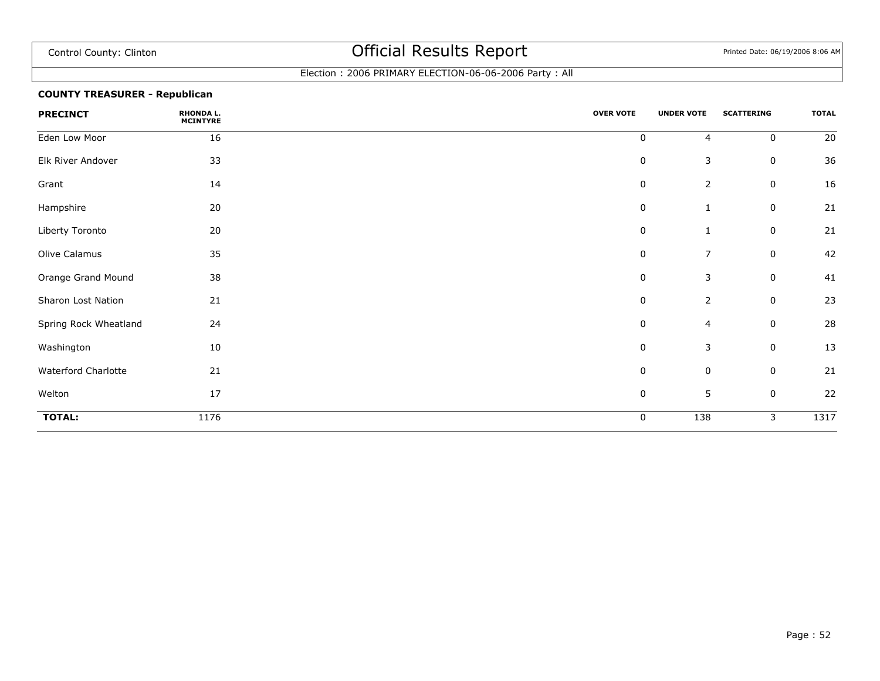Control County: Clinton

# Official Results Report

Printed Date: 06/19/2006 8:06 AM

Election : 2006 PRIMARY ELECTION-06-06-2006 Party : All

**COUNTY TREASURER - Republican**

| PRECINCT | RHONDA L. MCINTYRE | OVER VOTE | UNDER VOTE | SCATTERING | TOTAL |
|---|---|---|---|---|---|
| Eden Low Moor | 16 | 0 | 4 | 0 | 20 |
| Elk River Andover | 33 | 0 | 3 | 0 | 36 |
| Grant | 14 | 0 | 2 | 0 | 16 |
| Hampshire | 20 | 0 | 1 | 0 | 21 |
| Liberty Toronto | 20 | 0 | 1 | 0 | 21 |
| Olive Calamus | 35 | 0 | 7 | 0 | 42 |
| Orange Grand Mound | 38 | 0 | 3 | 0 | 41 |
| Sharon Lost Nation | 21 | 0 | 2 | 0 | 23 |
| Spring Rock Wheatland | 24 | 0 | 4 | 0 | 28 |
| Washington | 10 | 0 | 3 | 0 | 13 |
| Waterford Charlotte | 21 | 0 | 0 | 0 | 21 |
| Welton | 17 | 0 | 5 | 0 | 22 |
| **TOTAL:** | 1176 | 0 | 138 | 3 | 1317 |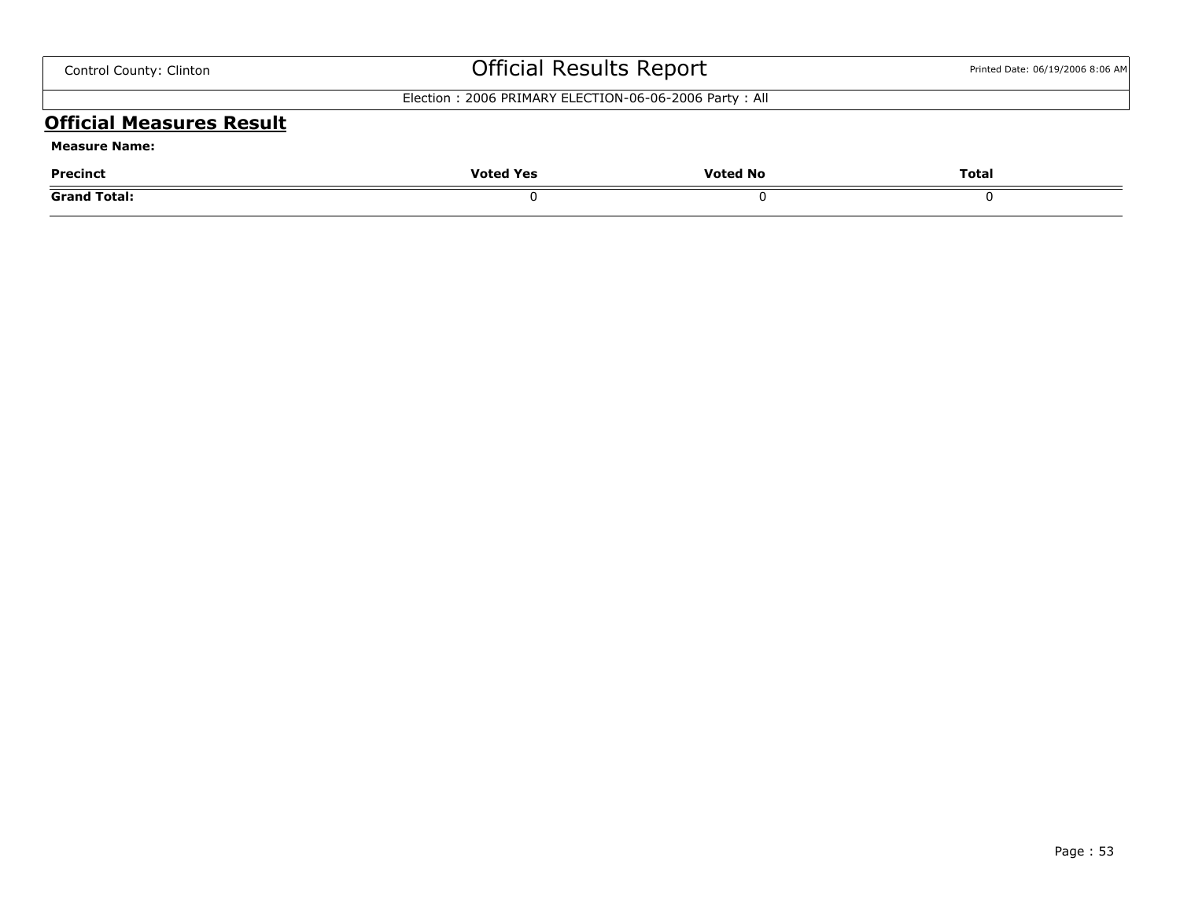Control County: Clinton

# Official Results Report

Printed Date: 06/19/2006 8:06 AM

Election : 2006 PRIMARY ELECTION-06-06-2006 Party : All

## Official Measures Result

**Measure Name:**

| Precinct | Voted Yes | Voted No | Total |
|---|---|---|---|
| **Grand Total:** | 0 | 0 | 0 |